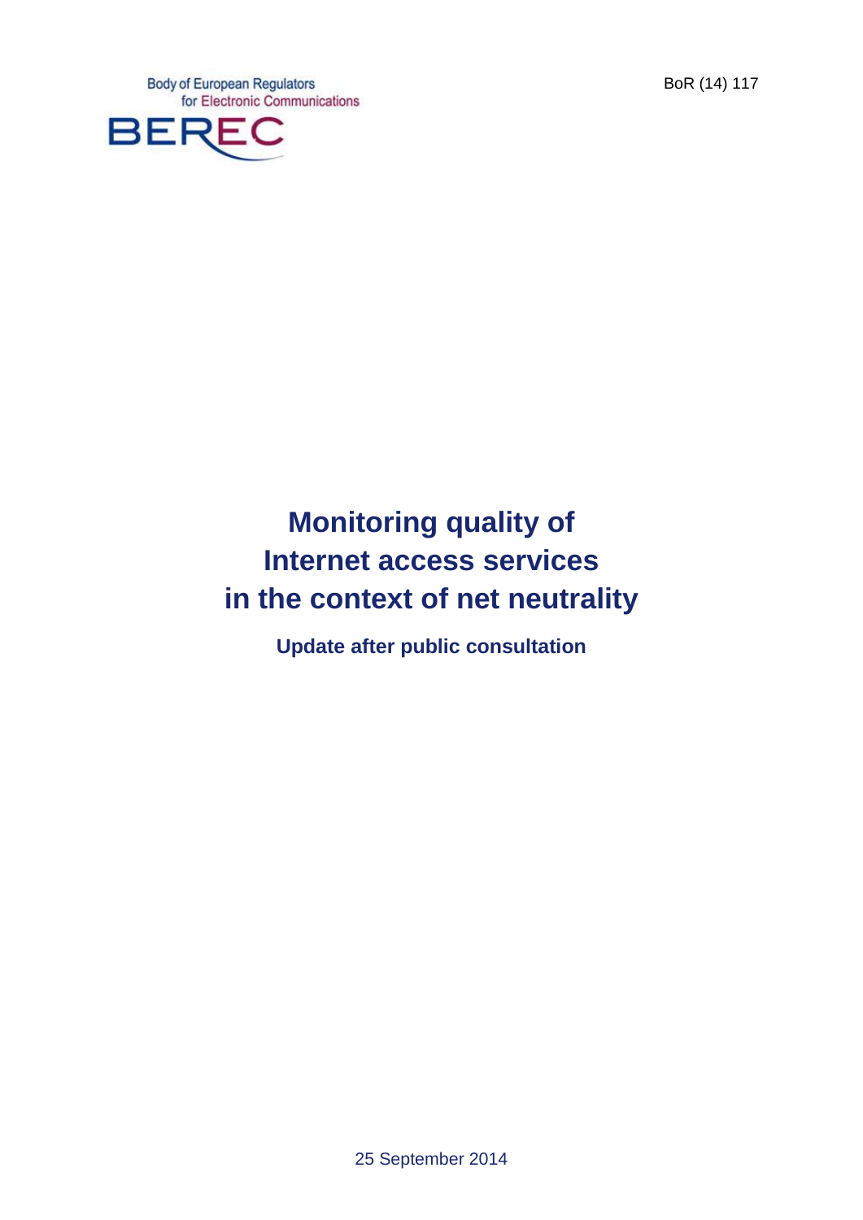Body of European Regulators
for Electronic Communications

BEREC

BoR (14) 117

# Monitoring quality of Internet access services in the context of net neutrality

**Update after public consultation**

25 September 2014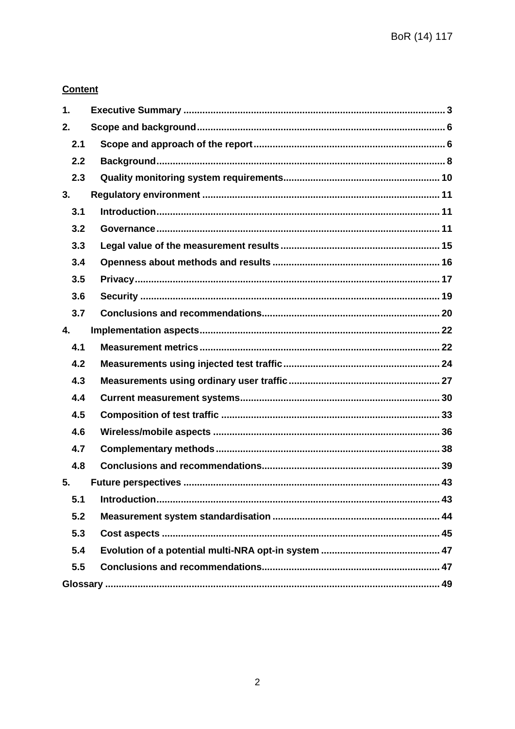**Content**

1. **Executive Summary** ... 3
2. **Scope and background** ... 6
   - 2.1 **Scope and approach of the report** ... 6
   - 2.2 **Background** ... 8
   - 2.3 **Quality monitoring system requirements** ... 10
3. **Regulatory environment** ... 11
   - 3.1 **Introduction** ... 11
   - 3.2 **Governance** ... 11
   - 3.3 **Legal value of the measurement results** ... 15
   - 3.4 **Openness about methods and results** ... 16
   - 3.5 **Privacy** ... 17
   - 3.6 **Security** ... 19
   - 3.7 **Conclusions and recommendations** ... 20
4. **Implementation aspects** ... 22
   - 4.1 **Measurement metrics** ... 22
   - 4.2 **Measurements using injected test traffic** ... 24
   - 4.3 **Measurements using ordinary user traffic** ... 27
   - 4.4 **Current measurement systems** ... 30
   - 4.5 **Composition of test traffic** ... 33
   - 4.6 **Wireless/mobile aspects** ... 36
   - 4.7 **Complementary methods** ... 38
   - 4.8 **Conclusions and recommendations** ... 39
5. **Future perspectives** ... 43
   - 5.1 **Introduction** ... 43
   - 5.2 **Measurement system standardisation** ... 44
   - 5.3 **Cost aspects** ... 45
   - 5.4 **Evolution of a potential multi-NRA opt-in system** ... 47
   - 5.5 **Conclusions and recommendations** ... 47

**Glossary** ... 49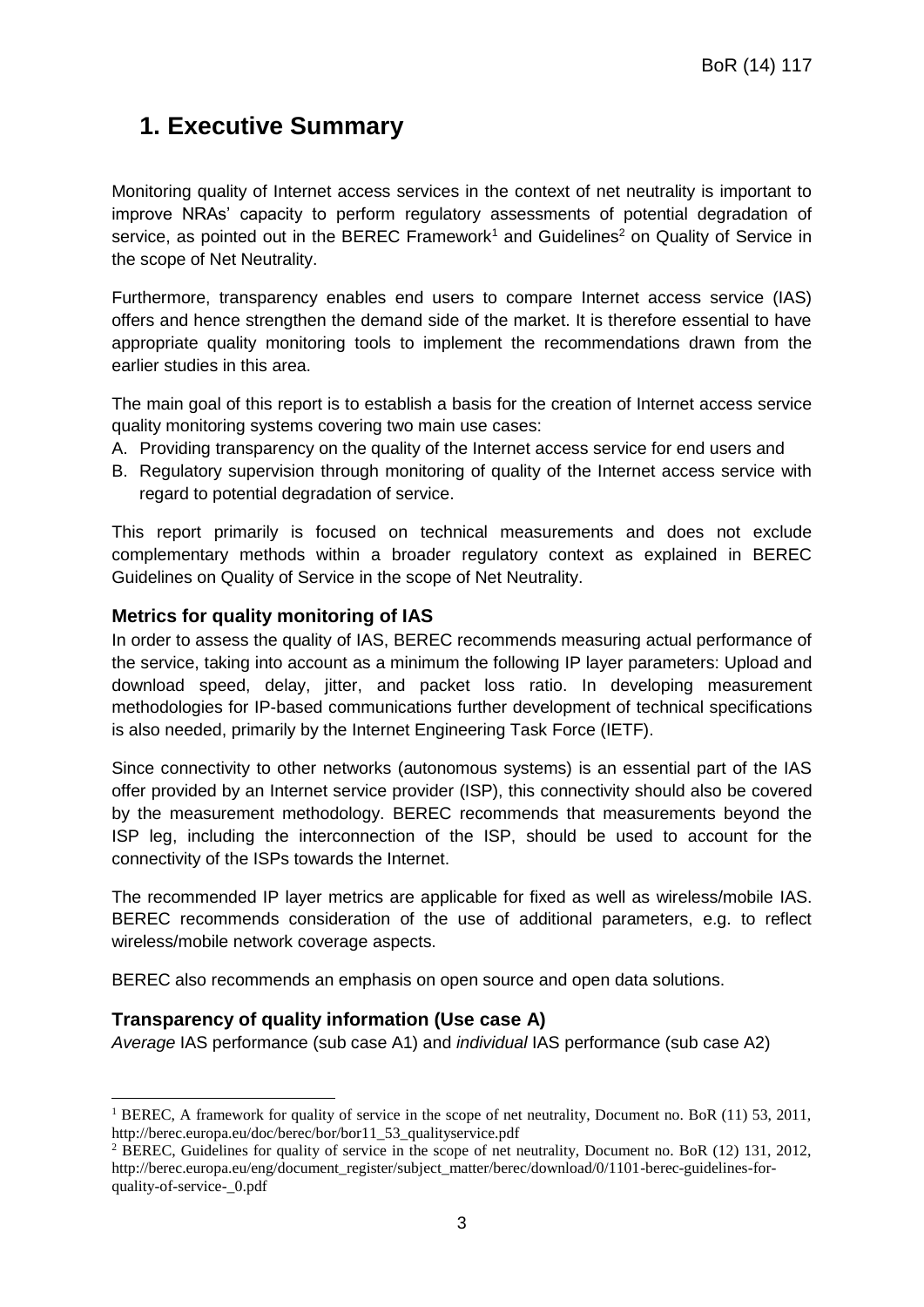# 1. Executive Summary

Monitoring quality of Internet access services in the context of net neutrality is important to improve NRAs' capacity to perform regulatory assessments of potential degradation of service, as pointed out in the BEREC Framework[1] and Guidelines[2] on Quality of Service in the scope of Net Neutrality.

Furthermore, transparency enables end users to compare Internet access service (IAS) offers and hence strengthen the demand side of the market. It is therefore essential to have appropriate quality monitoring tools to implement the recommendations drawn from the earlier studies in this area.

The main goal of this report is to establish a basis for the creation of Internet access service quality monitoring systems covering two main use cases:

A. Providing transparency on the quality of the Internet access service for end users and
B. Regulatory supervision through monitoring of quality of the Internet access service with regard to potential degradation of service.

This report primarily is focused on technical measurements and does not exclude complementary methods within a broader regulatory context as explained in BEREC Guidelines on Quality of Service in the scope of Net Neutrality.

### Metrics for quality monitoring of IAS

In order to assess the quality of IAS, BEREC recommends measuring actual performance of the service, taking into account as a minimum the following IP layer parameters: Upload and download speed, delay, jitter, and packet loss ratio. In developing measurement methodologies for IP-based communications further development of technical specifications is also needed, primarily by the Internet Engineering Task Force (IETF).

Since connectivity to other networks (autonomous systems) is an essential part of the IAS offer provided by an Internet service provider (ISP), this connectivity should also be covered by the measurement methodology. BEREC recommends that measurements beyond the ISP leg, including the interconnection of the ISP, should be used to account for the connectivity of the ISPs towards the Internet.

The recommended IP layer metrics are applicable for fixed as well as wireless/mobile IAS. BEREC recommends consideration of the use of additional parameters, e.g. to reflect wireless/mobile network coverage aspects.

BEREC also recommends an emphasis on open source and open data solutions.

### Transparency of quality information (Use case A)

*Average* IAS performance (sub case A1) and *individual* IAS performance (sub case A2)

---

[1] BEREC, A framework for quality of service in the scope of net neutrality, Document no. BoR (11) 53, 2011, http://berec.europa.eu/doc/berec/bor/bor11_53_qualityservice.pdf

[2] BEREC, Guidelines for quality of service in the scope of net neutrality, Document no. BoR (12) 131, 2012, http://berec.europa.eu/eng/document_register/subject_matter/berec/download/0/1101-berec-guidelines-for-quality-of-service-_0.pdf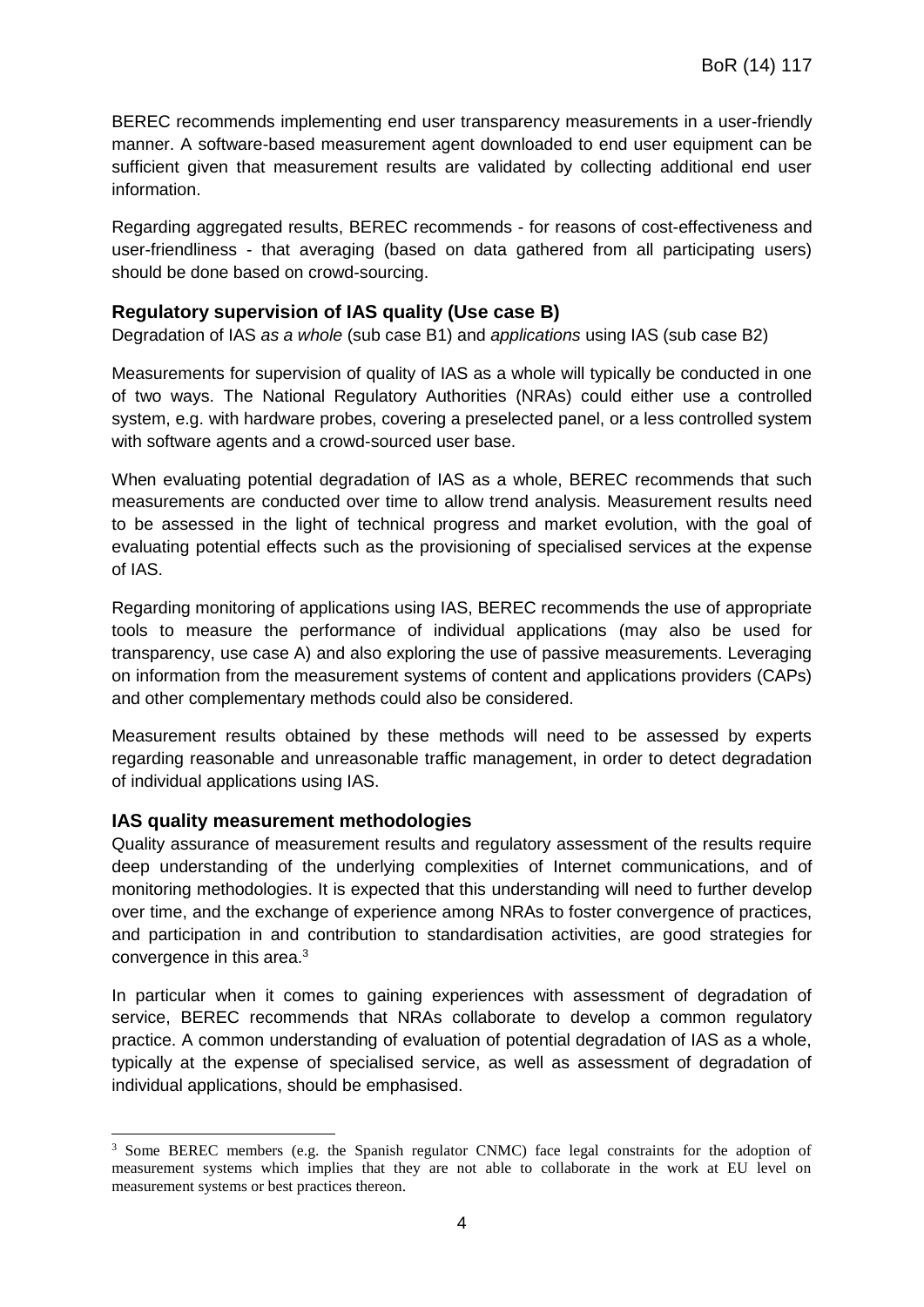BEREC recommends implementing end user transparency measurements in a user-friendly manner. A software-based measurement agent downloaded to end user equipment can be sufficient given that measurement results are validated by collecting additional end user information.

Regarding aggregated results, BEREC recommends - for reasons of cost-effectiveness and user-friendliness - that averaging (based on data gathered from all participating users) should be done based on crowd-sourcing.

### Regulatory supervision of IAS quality (Use case B)

Degradation of IAS *as a whole* (sub case B1) and *applications* using IAS (sub case B2)

Measurements for supervision of quality of IAS as a whole will typically be conducted in one of two ways. The National Regulatory Authorities (NRAs) could either use a controlled system, e.g. with hardware probes, covering a preselected panel, or a less controlled system with software agents and a crowd-sourced user base.

When evaluating potential degradation of IAS as a whole, BEREC recommends that such measurements are conducted over time to allow trend analysis. Measurement results need to be assessed in the light of technical progress and market evolution, with the goal of evaluating potential effects such as the provisioning of specialised services at the expense of IAS.

Regarding monitoring of applications using IAS, BEREC recommends the use of appropriate tools to measure the performance of individual applications (may also be used for transparency, use case A) and also exploring the use of passive measurements. Leveraging on information from the measurement systems of content and applications providers (CAPs) and other complementary methods could also be considered.

Measurement results obtained by these methods will need to be assessed by experts regarding reasonable and unreasonable traffic management, in order to detect degradation of individual applications using IAS.

### IAS quality measurement methodologies

Quality assurance of measurement results and regulatory assessment of the results require deep understanding of the underlying complexities of Internet communications, and of monitoring methodologies. It is expected that this understanding will need to further develop over time, and the exchange of experience among NRAs to foster convergence of practices, and participation in and contribution to standardisation activities, are good strategies for convergence in this area.[3]

In particular when it comes to gaining experiences with assessment of degradation of service, BEREC recommends that NRAs collaborate to develop a common regulatory practice. A common understanding of evaluation of potential degradation of IAS as a whole, typically at the expense of specialised service, as well as assessment of degradation of individual applications, should be emphasised.

[3] Some BEREC members (e.g. the Spanish regulator CNMC) face legal constraints for the adoption of measurement systems which implies that they are not able to collaborate in the work at EU level on measurement systems or best practices thereon.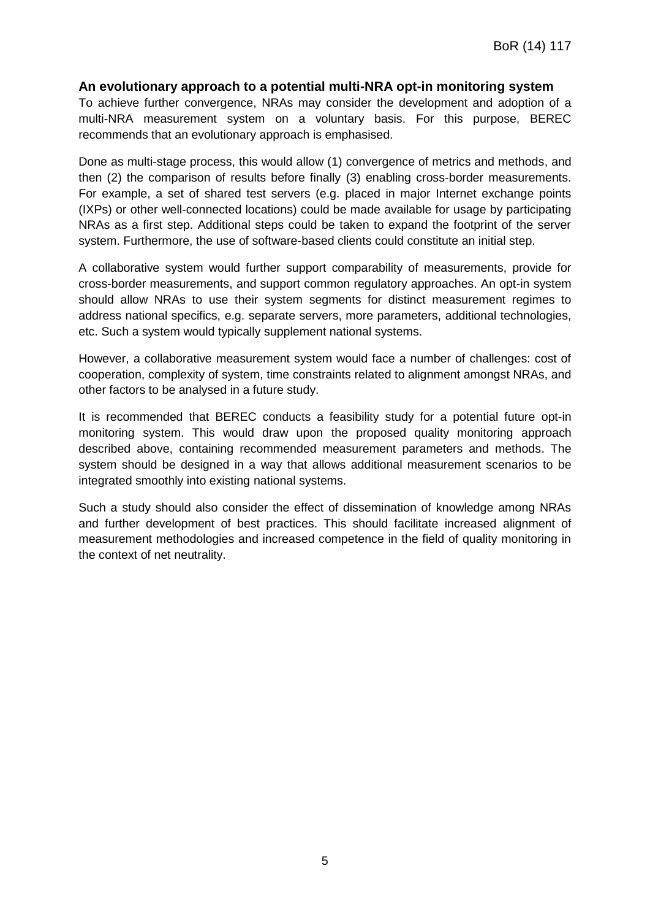**An evolutionary approach to a potential multi-NRA opt-in monitoring system**

To achieve further convergence, NRAs may consider the development and adoption of a multi-NRA measurement system on a voluntary basis. For this purpose, BEREC recommends that an evolutionary approach is emphasised.

Done as multi-stage process, this would allow (1) convergence of metrics and methods, and then (2) the comparison of results before finally (3) enabling cross-border measurements. For example, a set of shared test servers (e.g. placed in major Internet exchange points (IXPs) or other well-connected locations) could be made available for usage by participating NRAs as a first step. Additional steps could be taken to expand the footprint of the server system. Furthermore, the use of software-based clients could constitute an initial step.

A collaborative system would further support comparability of measurements, provide for cross-border measurements, and support common regulatory approaches. An opt-in system should allow NRAs to use their system segments for distinct measurement regimes to address national specifics, e.g. separate servers, more parameters, additional technologies, etc. Such a system would typically supplement national systems.

However, a collaborative measurement system would face a number of challenges: cost of cooperation, complexity of system, time constraints related to alignment amongst NRAs, and other factors to be analysed in a future study.

It is recommended that BEREC conducts a feasibility study for a potential future opt-in monitoring system. This would draw upon the proposed quality monitoring approach described above, containing recommended measurement parameters and methods. The system should be designed in a way that allows additional measurement scenarios to be integrated smoothly into existing national systems.

Such a study should also consider the effect of dissemination of knowledge among NRAs and further development of best practices. This should facilitate increased alignment of measurement methodologies and increased competence in the field of quality monitoring in the context of net neutrality.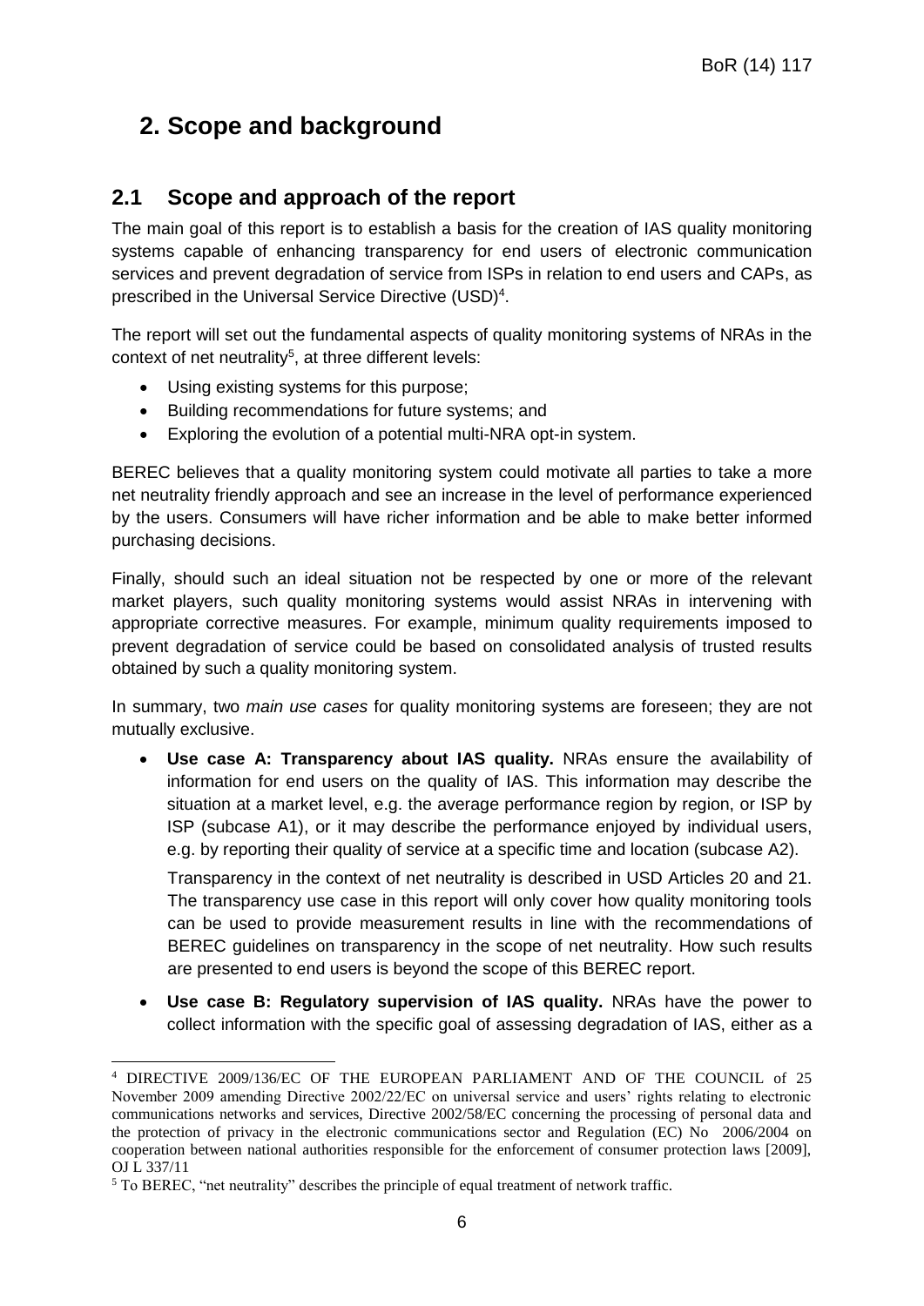# 2. Scope and background

## 2.1 Scope and approach of the report

The main goal of this report is to establish a basis for the creation of IAS quality monitoring systems capable of enhancing transparency for end users of electronic communication services and prevent degradation of service from ISPs in relation to end users and CAPs, as prescribed in the Universal Service Directive (USD)[4].

The report will set out the fundamental aspects of quality monitoring systems of NRAs in the context of net neutrality[5], at three different levels:

- Using existing systems for this purpose;
- Building recommendations for future systems; and
- Exploring the evolution of a potential multi-NRA opt-in system.

BEREC believes that a quality monitoring system could motivate all parties to take a more net neutrality friendly approach and see an increase in the level of performance experienced by the users. Consumers will have richer information and be able to make better informed purchasing decisions.

Finally, should such an ideal situation not be respected by one or more of the relevant market players, such quality monitoring systems would assist NRAs in intervening with appropriate corrective measures. For example, minimum quality requirements imposed to prevent degradation of service could be based on consolidated analysis of trusted results obtained by such a quality monitoring system.

In summary, two *main use cases* for quality monitoring systems are foreseen; they are not mutually exclusive.

- **Use case A: Transparency about IAS quality.** NRAs ensure the availability of information for end users on the quality of IAS. This information may describe the situation at a market level, e.g. the average performance region by region, or ISP by ISP (subcase A1), or it may describe the performance enjoyed by individual users, e.g. by reporting their quality of service at a specific time and location (subcase A2).

  Transparency in the context of net neutrality is described in USD Articles 20 and 21. The transparency use case in this report will only cover how quality monitoring tools can be used to provide measurement results in line with the recommendations of BEREC guidelines on transparency in the scope of net neutrality. How such results are presented to end users is beyond the scope of this BEREC report.

- **Use case B: Regulatory supervision of IAS quality.** NRAs have the power to collect information with the specific goal of assessing degradation of IAS, either as a

[4] DIRECTIVE 2009/136/EC OF THE EUROPEAN PARLIAMENT AND OF THE COUNCIL of 25 November 2009 amending Directive 2002/22/EC on universal service and users' rights relating to electronic communications networks and services, Directive 2002/58/EC concerning the processing of personal data and the protection of privacy in the electronic communications sector and Regulation (EC) No 2006/2004 on cooperation between national authorities responsible for the enforcement of consumer protection laws [2009], OJ L 337/11

[5] To BEREC, "net neutrality" describes the principle of equal treatment of network traffic.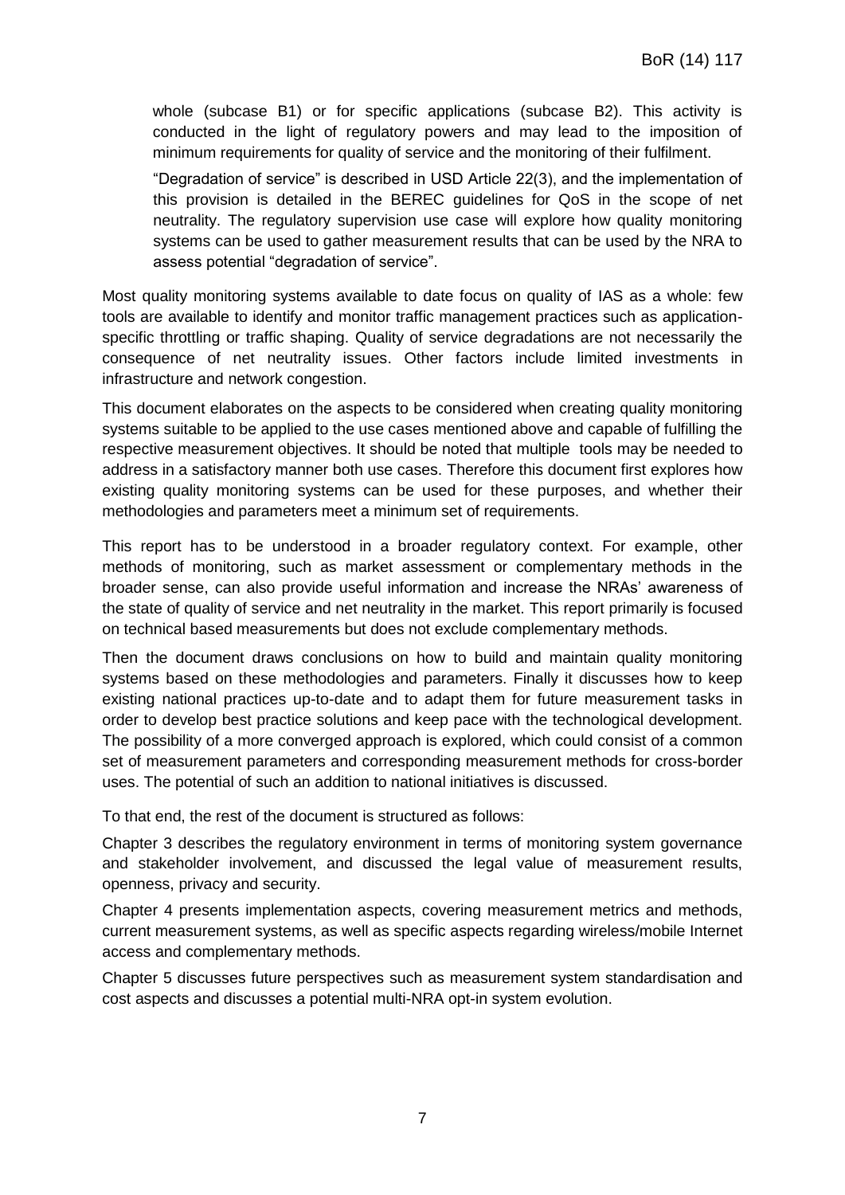whole (subcase B1) or for specific applications (subcase B2). This activity is conducted in the light of regulatory powers and may lead to the imposition of minimum requirements for quality of service and the monitoring of their fulfilment.

"Degradation of service" is described in USD Article 22(3), and the implementation of this provision is detailed in the BEREC guidelines for QoS in the scope of net neutrality. The regulatory supervision use case will explore how quality monitoring systems can be used to gather measurement results that can be used by the NRA to assess potential "degradation of service".

Most quality monitoring systems available to date focus on quality of IAS as a whole: few tools are available to identify and monitor traffic management practices such as application-specific throttling or traffic shaping. Quality of service degradations are not necessarily the consequence of net neutrality issues. Other factors include limited investments in infrastructure and network congestion.

This document elaborates on the aspects to be considered when creating quality monitoring systems suitable to be applied to the use cases mentioned above and capable of fulfilling the respective measurement objectives. It should be noted that multiple tools may be needed to address in a satisfactory manner both use cases. Therefore this document first explores how existing quality monitoring systems can be used for these purposes, and whether their methodologies and parameters meet a minimum set of requirements.

This report has to be understood in a broader regulatory context. For example, other methods of monitoring, such as market assessment or complementary methods in the broader sense, can also provide useful information and increase the NRAs' awareness of the state of quality of service and net neutrality in the market. This report primarily is focused on technical based measurements but does not exclude complementary methods.

Then the document draws conclusions on how to build and maintain quality monitoring systems based on these methodologies and parameters. Finally it discusses how to keep existing national practices up-to-date and to adapt them for future measurement tasks in order to develop best practice solutions and keep pace with the technological development. The possibility of a more converged approach is explored, which could consist of a common set of measurement parameters and corresponding measurement methods for cross-border uses. The potential of such an addition to national initiatives is discussed.

To that end, the rest of the document is structured as follows:

Chapter 3 describes the regulatory environment in terms of monitoring system governance and stakeholder involvement, and discussed the legal value of measurement results, openness, privacy and security.

Chapter 4 presents implementation aspects, covering measurement metrics and methods, current measurement systems, as well as specific aspects regarding wireless/mobile Internet access and complementary methods.

Chapter 5 discusses future perspectives such as measurement system standardisation and cost aspects and discusses a potential multi-NRA opt-in system evolution.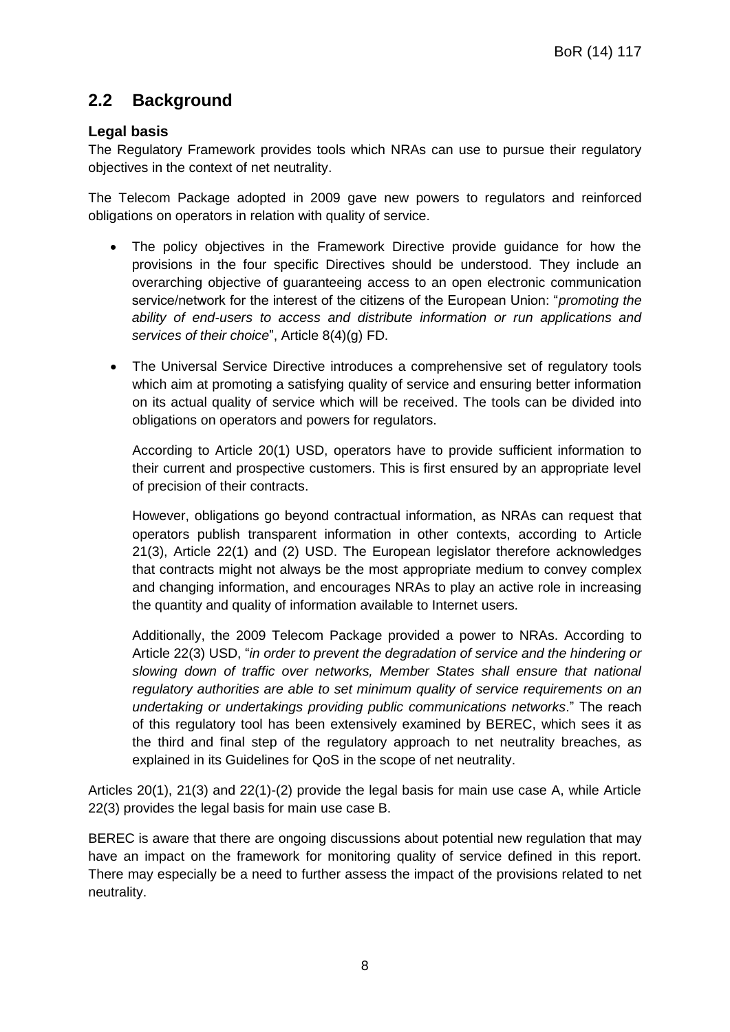## 2.2 Background

### Legal basis

The Regulatory Framework provides tools which NRAs can use to pursue their regulatory objectives in the context of net neutrality.

The Telecom Package adopted in 2009 gave new powers to regulators and reinforced obligations on operators in relation with quality of service.

- The policy objectives in the Framework Directive provide guidance for how the provisions in the four specific Directives should be understood. They include an overarching objective of guaranteeing access to an open electronic communication service/network for the interest of the citizens of the European Union: "*promoting the ability of end-users to access and distribute information or run applications and services of their choice*", Article 8(4)(g) FD.

- The Universal Service Directive introduces a comprehensive set of regulatory tools which aim at promoting a satisfying quality of service and ensuring better information on its actual quality of service which will be received. The tools can be divided into obligations on operators and powers for regulators.

  According to Article 20(1) USD, operators have to provide sufficient information to their current and prospective customers. This is first ensured by an appropriate level of precision of their contracts.

  However, obligations go beyond contractual information, as NRAs can request that operators publish transparent information in other contexts, according to Article 21(3), Article 22(1) and (2) USD. The European legislator therefore acknowledges that contracts might not always be the most appropriate medium to convey complex and changing information, and encourages NRAs to play an active role in increasing the quantity and quality of information available to Internet users.

  Additionally, the 2009 Telecom Package provided a power to NRAs. According to Article 22(3) USD, "*in order to prevent the degradation of service and the hindering or slowing down of traffic over networks, Member States shall ensure that national regulatory authorities are able to set minimum quality of service requirements on an undertaking or undertakings providing public communications networks*." The reach of this regulatory tool has been extensively examined by BEREC, which sees it as the third and final step of the regulatory approach to net neutrality breaches, as explained in its Guidelines for QoS in the scope of net neutrality.

Articles 20(1), 21(3) and 22(1)-(2) provide the legal basis for main use case A, while Article 22(3) provides the legal basis for main use case B.

BEREC is aware that there are ongoing discussions about potential new regulation that may have an impact on the framework for monitoring quality of service defined in this report. There may especially be a need to further assess the impact of the provisions related to net neutrality.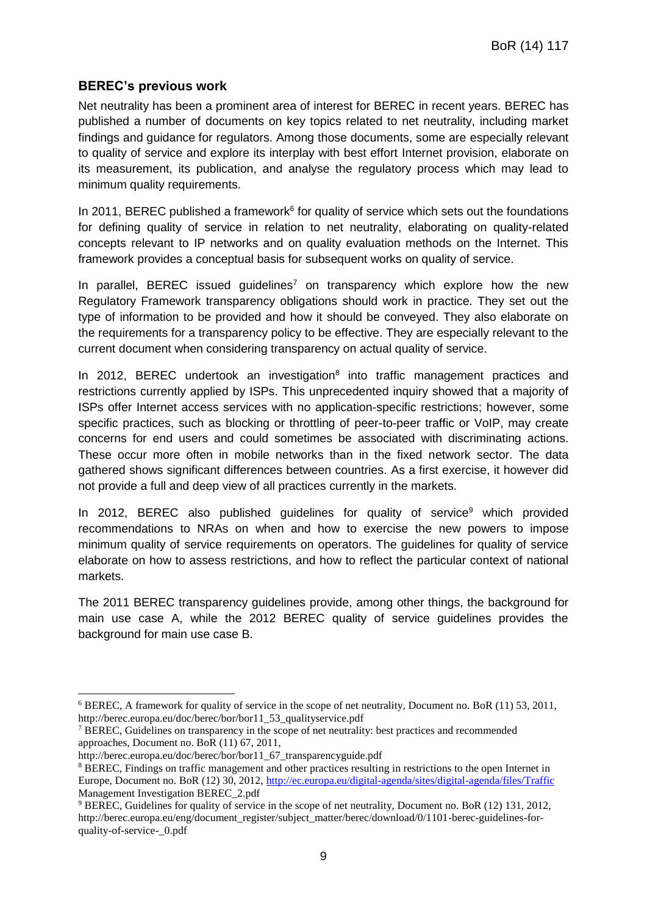## BEREC's previous work

Net neutrality has been a prominent area of interest for BEREC in recent years. BEREC has published a number of documents on key topics related to net neutrality, including market findings and guidance for regulators. Among those documents, some are especially relevant to quality of service and explore its interplay with best effort Internet provision, elaborate on its measurement, its publication, and analyse the regulatory process which may lead to minimum quality requirements.

In 2011, BEREC published a framework[6] for quality of service which sets out the foundations for defining quality of service in relation to net neutrality, elaborating on quality-related concepts relevant to IP networks and on quality evaluation methods on the Internet. This framework provides a conceptual basis for subsequent works on quality of service.

In parallel, BEREC issued guidelines[7] on transparency which explore how the new Regulatory Framework transparency obligations should work in practice. They set out the type of information to be provided and how it should be conveyed. They also elaborate on the requirements for a transparency policy to be effective. They are especially relevant to the current document when considering transparency on actual quality of service.

In 2012, BEREC undertook an investigation[8] into traffic management practices and restrictions currently applied by ISPs. This unprecedented inquiry showed that a majority of ISPs offer Internet access services with no application-specific restrictions; however, some specific practices, such as blocking or throttling of peer-to-peer traffic or VoIP, may create concerns for end users and could sometimes be associated with discriminating actions. These occur more often in mobile networks than in the fixed network sector. The data gathered shows significant differences between countries. As a first exercise, it however did not provide a full and deep view of all practices currently in the markets.

In 2012, BEREC also published guidelines for quality of service[9] which provided recommendations to NRAs on when and how to exercise the new powers to impose minimum quality of service requirements on operators. The guidelines for quality of service elaborate on how to assess restrictions, and how to reflect the particular context of national markets.

The 2011 BEREC transparency guidelines provide, among other things, the background for main use case A, while the 2012 BEREC quality of service guidelines provides the background for main use case B.

---

[6] BEREC, A framework for quality of service in the scope of net neutrality, Document no. BoR (11) 53, 2011, http://berec.europa.eu/doc/berec/bor/bor11_53_qualityservice.pdf

[7] BEREC, Guidelines on transparency in the scope of net neutrality: best practices and recommended approaches, Document no. BoR (11) 67, 2011, http://berec.europa.eu/doc/berec/bor/bor11_67_transparencyguide.pdf

[8] BEREC, Findings on traffic management and other practices resulting in restrictions to the open Internet in Europe, Document no. BoR (12) 30, 2012, http://ec.europa.eu/digital-agenda/sites/digital-agenda/files/Traffic Management Investigation BEREC_2.pdf

[9] BEREC, Guidelines for quality of service in the scope of net neutrality, Document no. BoR (12) 131, 2012, http://berec.europa.eu/eng/document_register/subject_matter/berec/download/0/1101-berec-guidelines-for-quality-of-service-_0.pdf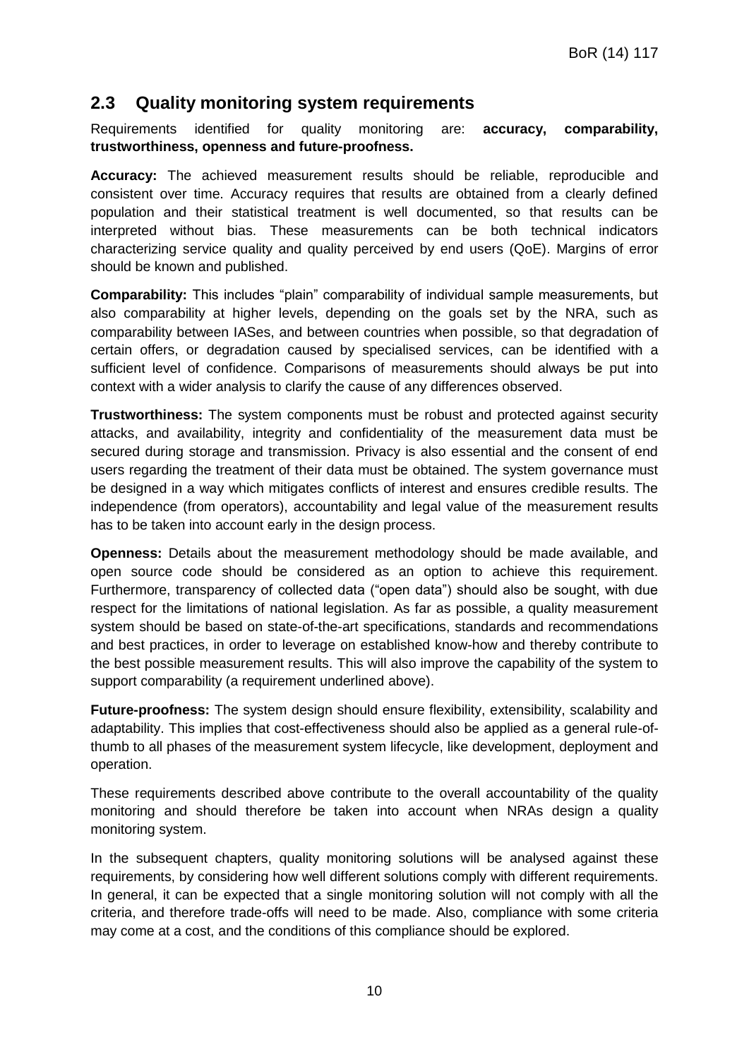## 2.3 Quality monitoring system requirements

Requirements identified for quality monitoring are: **accuracy, comparability, trustworthiness, openness and future-proofness.**

**Accuracy:** The achieved measurement results should be reliable, reproducible and consistent over time. Accuracy requires that results are obtained from a clearly defined population and their statistical treatment is well documented, so that results can be interpreted without bias. These measurements can be both technical indicators characterizing service quality and quality perceived by end users (QoE). Margins of error should be known and published.

**Comparability:** This includes "plain" comparability of individual sample measurements, but also comparability at higher levels, depending on the goals set by the NRA, such as comparability between IASes, and between countries when possible, so that degradation of certain offers, or degradation caused by specialised services, can be identified with a sufficient level of confidence. Comparisons of measurements should always be put into context with a wider analysis to clarify the cause of any differences observed.

**Trustworthiness:** The system components must be robust and protected against security attacks, and availability, integrity and confidentiality of the measurement data must be secured during storage and transmission. Privacy is also essential and the consent of end users regarding the treatment of their data must be obtained. The system governance must be designed in a way which mitigates conflicts of interest and ensures credible results. The independence (from operators), accountability and legal value of the measurement results has to be taken into account early in the design process.

**Openness:** Details about the measurement methodology should be made available, and open source code should be considered as an option to achieve this requirement. Furthermore, transparency of collected data ("open data") should also be sought, with due respect for the limitations of national legislation. As far as possible, a quality measurement system should be based on state-of-the-art specifications, standards and recommendations and best practices, in order to leverage on established know-how and thereby contribute to the best possible measurement results. This will also improve the capability of the system to support comparability (a requirement underlined above).

**Future-proofness:** The system design should ensure flexibility, extensibility, scalability and adaptability. This implies that cost-effectiveness should also be applied as a general rule-of-thumb to all phases of the measurement system lifecycle, like development, deployment and operation.

These requirements described above contribute to the overall accountability of the quality monitoring and should therefore be taken into account when NRAs design a quality monitoring system.

In the subsequent chapters, quality monitoring solutions will be analysed against these requirements, by considering how well different solutions comply with different requirements. In general, it can be expected that a single monitoring solution will not comply with all the criteria, and therefore trade-offs will need to be made. Also, compliance with some criteria may come at a cost, and the conditions of this compliance should be explored.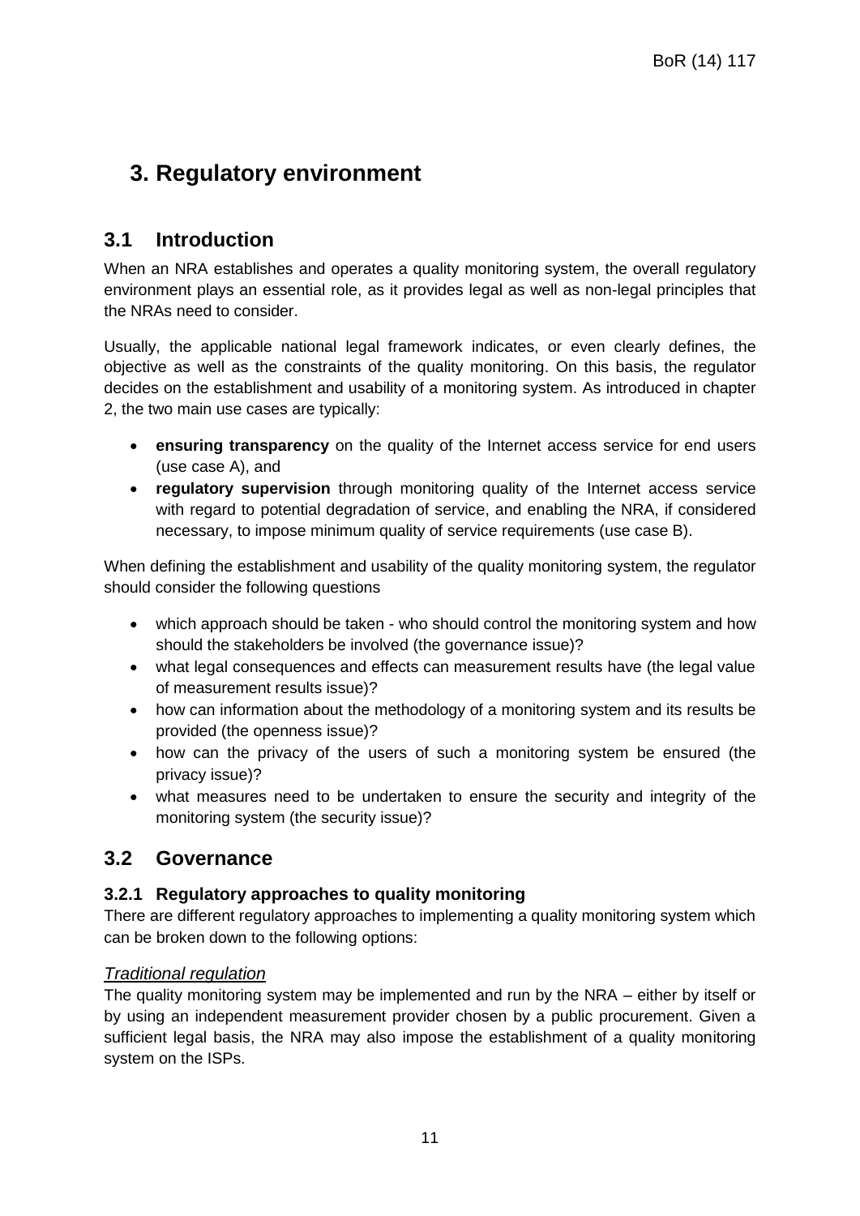# 3. Regulatory environment

## 3.1 Introduction

When an NRA establishes and operates a quality monitoring system, the overall regulatory environment plays an essential role, as it provides legal as well as non-legal principles that the NRAs need to consider.

Usually, the applicable national legal framework indicates, or even clearly defines, the objective as well as the constraints of the quality monitoring. On this basis, the regulator decides on the establishment and usability of a monitoring system. As introduced in chapter 2, the two main use cases are typically:

- **ensuring transparency** on the quality of the Internet access service for end users (use case A), and
- **regulatory supervision** through monitoring quality of the Internet access service with regard to potential degradation of service, and enabling the NRA, if considered necessary, to impose minimum quality of service requirements (use case B).

When defining the establishment and usability of the quality monitoring system, the regulator should consider the following questions

- which approach should be taken - who should control the monitoring system and how should the stakeholders be involved (the governance issue)?
- what legal consequences and effects can measurement results have (the legal value of measurement results issue)?
- how can information about the methodology of a monitoring system and its results be provided (the openness issue)?
- how can the privacy of the users of such a monitoring system be ensured (the privacy issue)?
- what measures need to be undertaken to ensure the security and integrity of the monitoring system (the security issue)?

## 3.2 Governance

### 3.2.1 Regulatory approaches to quality monitoring

There are different regulatory approaches to implementing a quality monitoring system which can be broken down to the following options:

*Traditional regulation*

The quality monitoring system may be implemented and run by the NRA – either by itself or by using an independent measurement provider chosen by a public procurement. Given a sufficient legal basis, the NRA may also impose the establishment of a quality monitoring system on the ISPs.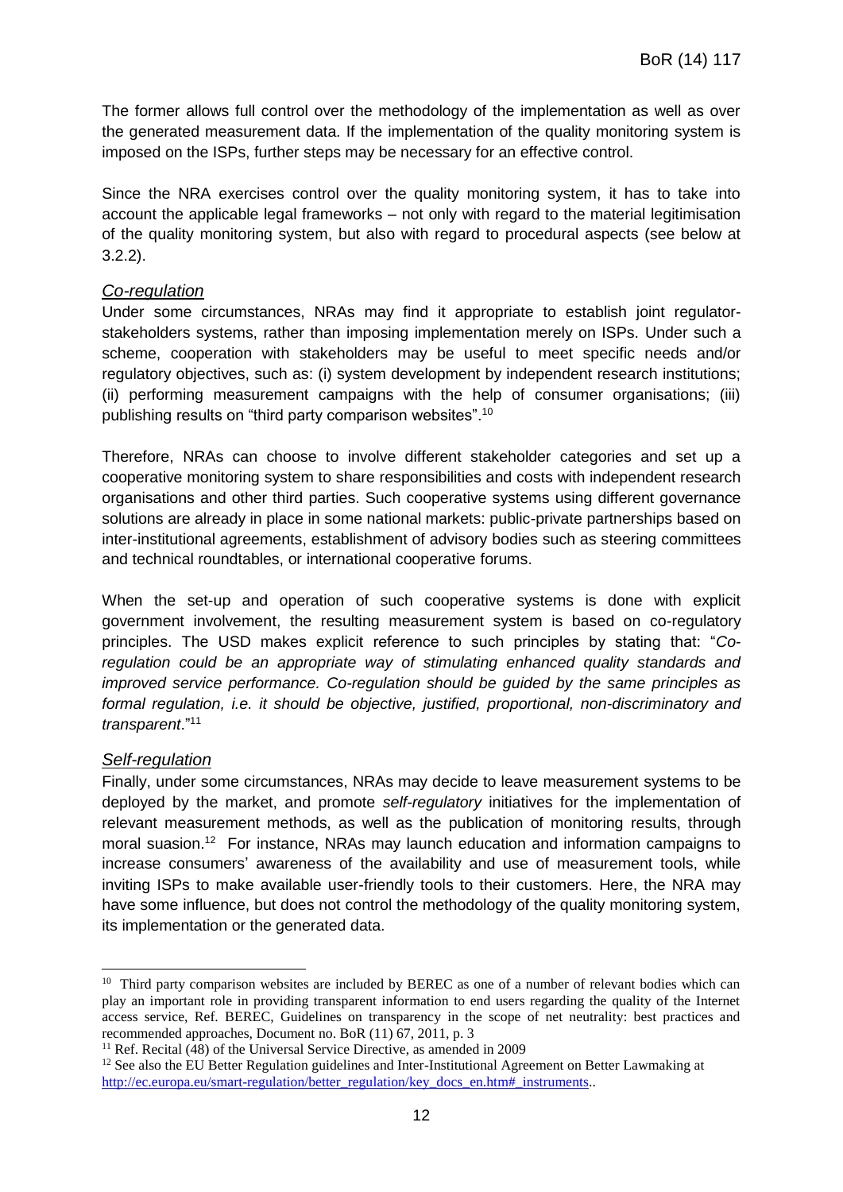The former allows full control over the methodology of the implementation as well as over the generated measurement data. If the implementation of the quality monitoring system is imposed on the ISPs, further steps may be necessary for an effective control.

Since the NRA exercises control over the quality monitoring system, it has to take into account the applicable legal frameworks – not only with regard to the material legitimisation of the quality monitoring system, but also with regard to procedural aspects (see below at 3.2.2).

*Co-regulation*

Under some circumstances, NRAs may find it appropriate to establish joint regulator-stakeholders systems, rather than imposing implementation merely on ISPs. Under such a scheme, cooperation with stakeholders may be useful to meet specific needs and/or regulatory objectives, such as: (i) system development by independent research institutions; (ii) performing measurement campaigns with the help of consumer organisations; (iii) publishing results on "third party comparison websites".[10]

Therefore, NRAs can choose to involve different stakeholder categories and set up a cooperative monitoring system to share responsibilities and costs with independent research organisations and other third parties. Such cooperative systems using different governance solutions are already in place in some national markets: public-private partnerships based on inter-institutional agreements, establishment of advisory bodies such as steering committees and technical roundtables, or international cooperative forums.

When the set-up and operation of such cooperative systems is done with explicit government involvement, the resulting measurement system is based on co-regulatory principles. The USD makes explicit reference to such principles by stating that: "*Co-regulation could be an appropriate way of stimulating enhanced quality standards and improved service performance. Co-regulation should be guided by the same principles as formal regulation, i.e. it should be objective, justified, proportional, non-discriminatory and transparent*."[11]

*Self-regulation*

Finally, under some circumstances, NRAs may decide to leave measurement systems to be deployed by the market, and promote *self-regulatory* initiatives for the implementation of relevant measurement methods, as well as the publication of monitoring results, through moral suasion.[12] For instance, NRAs may launch education and information campaigns to increase consumers' awareness of the availability and use of measurement tools, while inviting ISPs to make available user-friendly tools to their customers. Here, the NRA may have some influence, but does not control the methodology of the quality monitoring system, its implementation or the generated data.

---

[10] Third party comparison websites are included by BEREC as one of a number of relevant bodies which can play an important role in providing transparent information to end users regarding the quality of the Internet access service, Ref. BEREC, Guidelines on transparency in the scope of net neutrality: best practices and recommended approaches, Document no. BoR (11) 67, 2011, p. 3

[11] Ref. Recital (48) of the Universal Service Directive, as amended in 2009

[12] See also the EU Better Regulation guidelines and Inter-Institutional Agreement on Better Lawmaking at http://ec.europa.eu/smart-regulation/better_regulation/key_docs_en.htm#_instruments..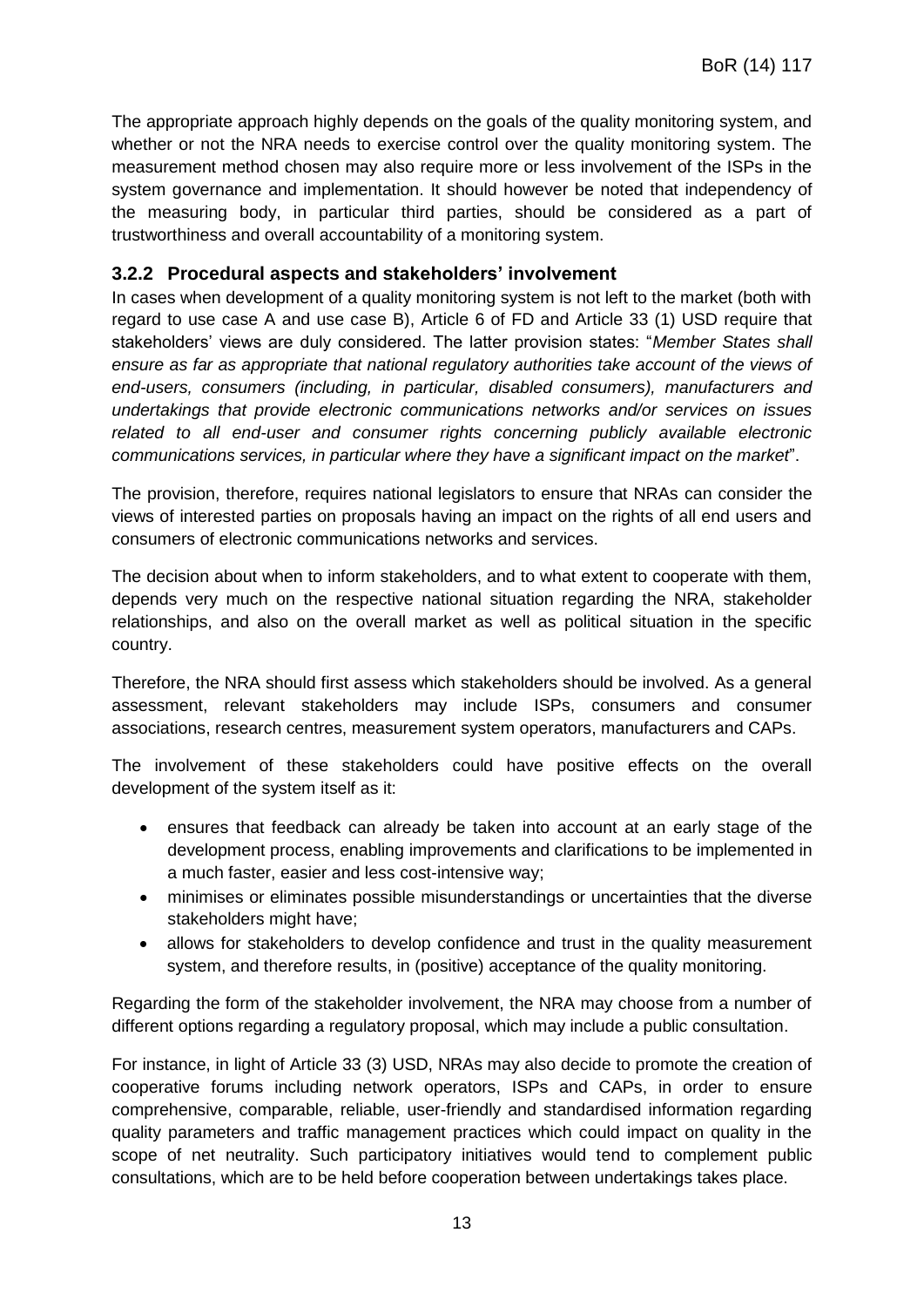The appropriate approach highly depends on the goals of the quality monitoring system, and whether or not the NRA needs to exercise control over the quality monitoring system. The measurement method chosen may also require more or less involvement of the ISPs in the system governance and implementation. It should however be noted that independency of the measuring body, in particular third parties, should be considered as a part of trustworthiness and overall accountability of a monitoring system.

### 3.2.2 Procedural aspects and stakeholders' involvement

In cases when development of a quality monitoring system is not left to the market (both with regard to use case A and use case B), Article 6 of FD and Article 33 (1) USD require that stakeholders' views are duly considered. The latter provision states: "*Member States shall ensure as far as appropriate that national regulatory authorities take account of the views of end-users, consumers (including, in particular, disabled consumers), manufacturers and undertakings that provide electronic communications networks and/or services on issues related to all end-user and consumer rights concerning publicly available electronic communications services, in particular where they have a significant impact on the market*".

The provision, therefore, requires national legislators to ensure that NRAs can consider the views of interested parties on proposals having an impact on the rights of all end users and consumers of electronic communications networks and services.

The decision about when to inform stakeholders, and to what extent to cooperate with them, depends very much on the respective national situation regarding the NRA, stakeholder relationships, and also on the overall market as well as political situation in the specific country.

Therefore, the NRA should first assess which stakeholders should be involved. As a general assessment, relevant stakeholders may include ISPs, consumers and consumer associations, research centres, measurement system operators, manufacturers and CAPs.

The involvement of these stakeholders could have positive effects on the overall development of the system itself as it:

- ensures that feedback can already be taken into account at an early stage of the development process, enabling improvements and clarifications to be implemented in a much faster, easier and less cost-intensive way;
- minimises or eliminates possible misunderstandings or uncertainties that the diverse stakeholders might have;
- allows for stakeholders to develop confidence and trust in the quality measurement system, and therefore results, in (positive) acceptance of the quality monitoring.

Regarding the form of the stakeholder involvement, the NRA may choose from a number of different options regarding a regulatory proposal, which may include a public consultation.

For instance, in light of Article 33 (3) USD, NRAs may also decide to promote the creation of cooperative forums including network operators, ISPs and CAPs, in order to ensure comprehensive, comparable, reliable, user-friendly and standardised information regarding quality parameters and traffic management practices which could impact on quality in the scope of net neutrality. Such participatory initiatives would tend to complement public consultations, which are to be held before cooperation between undertakings takes place.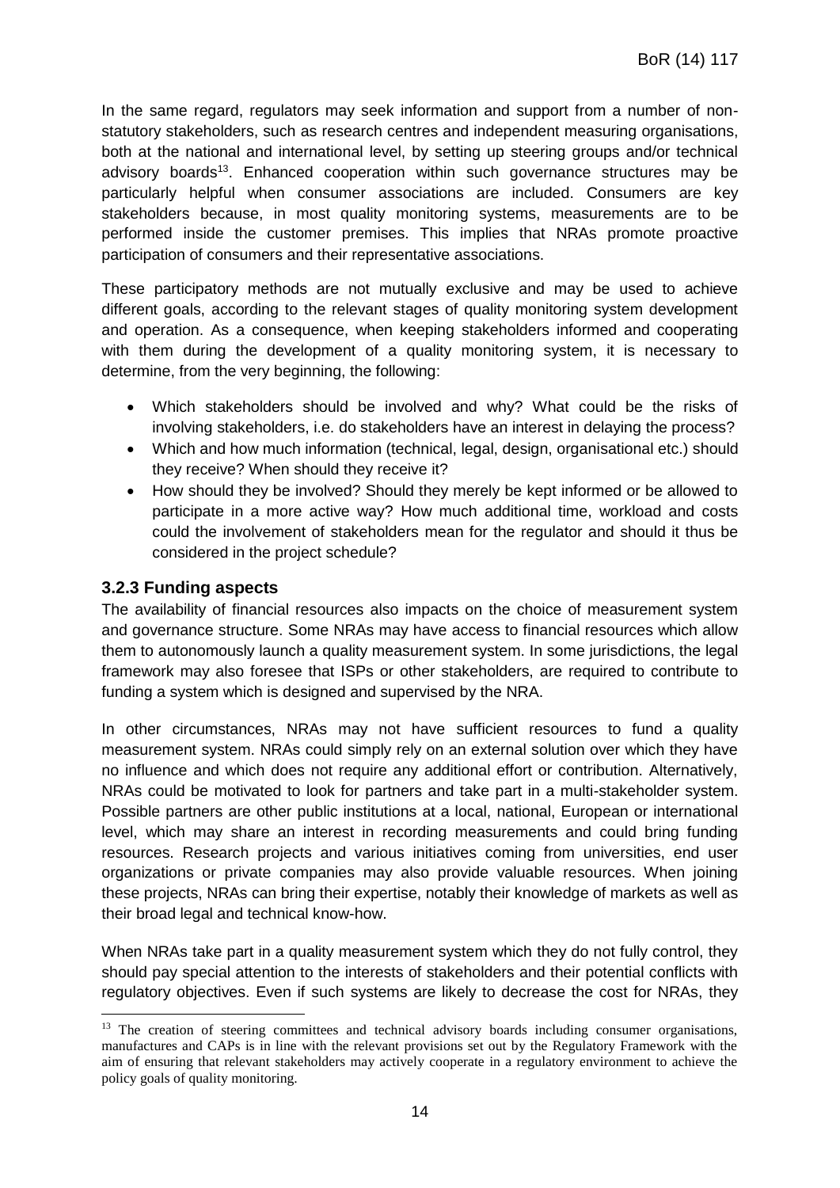In the same regard, regulators may seek information and support from a number of non-statutory stakeholders, such as research centres and independent measuring organisations, both at the national and international level, by setting up steering groups and/or technical advisory boards[13]. Enhanced cooperation within such governance structures may be particularly helpful when consumer associations are included. Consumers are key stakeholders because, in most quality monitoring systems, measurements are to be performed inside the customer premises. This implies that NRAs promote proactive participation of consumers and their representative associations.

These participatory methods are not mutually exclusive and may be used to achieve different goals, according to the relevant stages of quality monitoring system development and operation. As a consequence, when keeping stakeholders informed and cooperating with them during the development of a quality monitoring system, it is necessary to determine, from the very beginning, the following:

- Which stakeholders should be involved and why? What could be the risks of involving stakeholders, i.e. do stakeholders have an interest in delaying the process?
- Which and how much information (technical, legal, design, organisational etc.) should they receive? When should they receive it?
- How should they be involved? Should they merely be kept informed or be allowed to participate in a more active way? How much additional time, workload and costs could the involvement of stakeholders mean for the regulator and should it thus be considered in the project schedule?

### 3.2.3 Funding aspects

The availability of financial resources also impacts on the choice of measurement system and governance structure. Some NRAs may have access to financial resources which allow them to autonomously launch a quality measurement system. In some jurisdictions, the legal framework may also foresee that ISPs or other stakeholders, are required to contribute to funding a system which is designed and supervised by the NRA.

In other circumstances, NRAs may not have sufficient resources to fund a quality measurement system. NRAs could simply rely on an external solution over which they have no influence and which does not require any additional effort or contribution. Alternatively, NRAs could be motivated to look for partners and take part in a multi-stakeholder system. Possible partners are other public institutions at a local, national, European or international level, which may share an interest in recording measurements and could bring funding resources. Research projects and various initiatives coming from universities, end user organizations or private companies may also provide valuable resources. When joining these projects, NRAs can bring their expertise, notably their knowledge of markets as well as their broad legal and technical know-how.

When NRAs take part in a quality measurement system which they do not fully control, they should pay special attention to the interests of stakeholders and their potential conflicts with regulatory objectives. Even if such systems are likely to decrease the cost for NRAs, they

---

[13] The creation of steering committees and technical advisory boards including consumer organisations, manufactures and CAPs is in line with the relevant provisions set out by the Regulatory Framework with the aim of ensuring that relevant stakeholders may actively cooperate in a regulatory environment to achieve the policy goals of quality monitoring.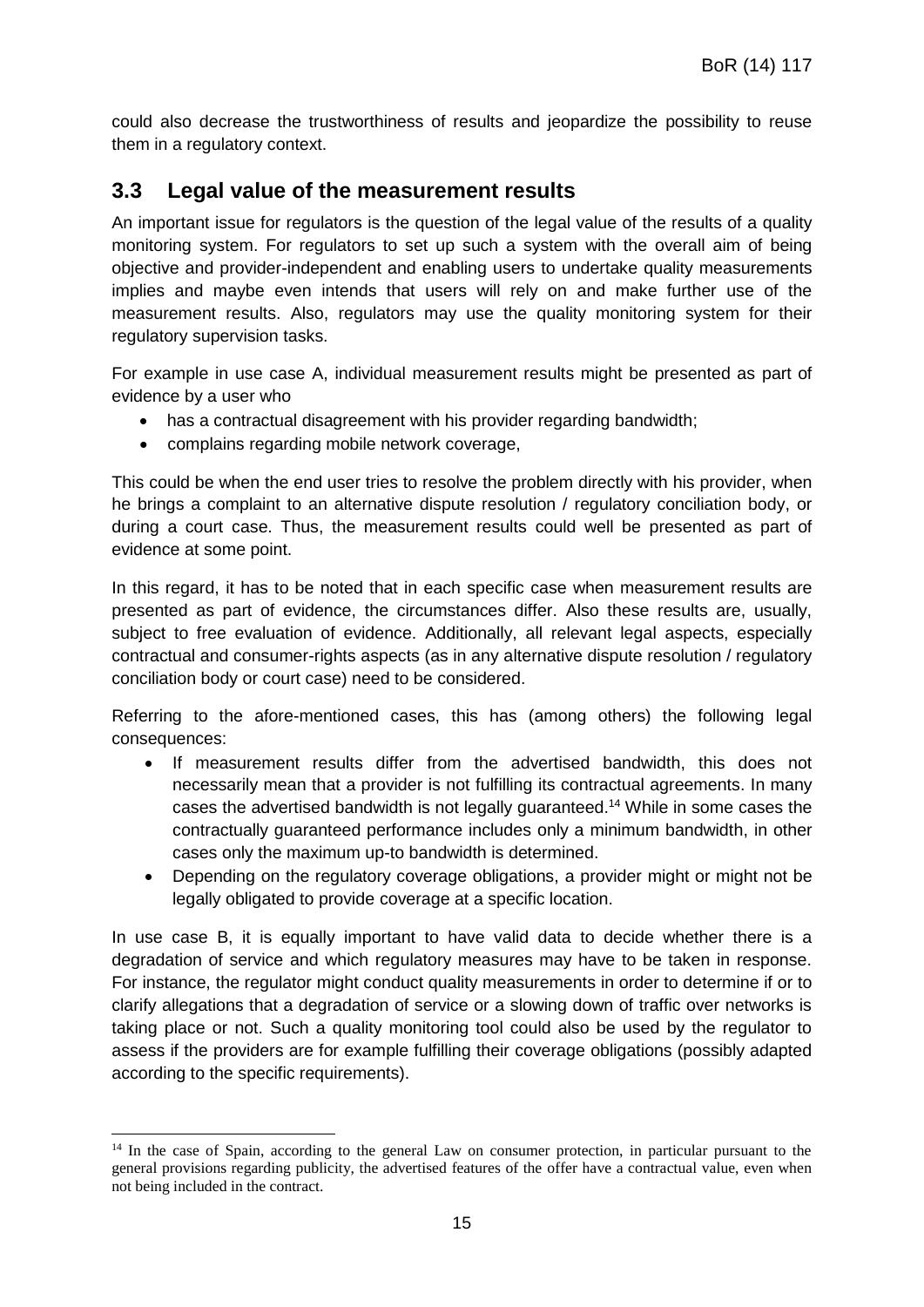could also decrease the trustworthiness of results and jeopardize the possibility to reuse them in a regulatory context.

## 3.3 Legal value of the measurement results

An important issue for regulators is the question of the legal value of the results of a quality monitoring system. For regulators to set up such a system with the overall aim of being objective and provider-independent and enabling users to undertake quality measurements implies and maybe even intends that users will rely on and make further use of the measurement results. Also, regulators may use the quality monitoring system for their regulatory supervision tasks.

For example in use case A, individual measurement results might be presented as part of evidence by a user who

- has a contractual disagreement with his provider regarding bandwidth;
- complains regarding mobile network coverage,

This could be when the end user tries to resolve the problem directly with his provider, when he brings a complaint to an alternative dispute resolution / regulatory conciliation body, or during a court case. Thus, the measurement results could well be presented as part of evidence at some point.

In this regard, it has to be noted that in each specific case when measurement results are presented as part of evidence, the circumstances differ. Also these results are, usually, subject to free evaluation of evidence. Additionally, all relevant legal aspects, especially contractual and consumer-rights aspects (as in any alternative dispute resolution / regulatory conciliation body or court case) need to be considered.

Referring to the afore-mentioned cases, this has (among others) the following legal consequences:

- If measurement results differ from the advertised bandwidth, this does not necessarily mean that a provider is not fulfilling its contractual agreements. In many cases the advertised bandwidth is not legally guaranteed.[14] While in some cases the contractually guaranteed performance includes only a minimum bandwidth, in other cases only the maximum up-to bandwidth is determined.
- Depending on the regulatory coverage obligations, a provider might or might not be legally obligated to provide coverage at a specific location.

In use case B, it is equally important to have valid data to decide whether there is a degradation of service and which regulatory measures may have to be taken in response. For instance, the regulator might conduct quality measurements in order to determine if or to clarify allegations that a degradation of service or a slowing down of traffic over networks is taking place or not. Such a quality monitoring tool could also be used by the regulator to assess if the providers are for example fulfilling their coverage obligations (possibly adapted according to the specific requirements).

[14] In the case of Spain, according to the general Law on consumer protection, in particular pursuant to the general provisions regarding publicity, the advertised features of the offer have a contractual value, even when not being included in the contract.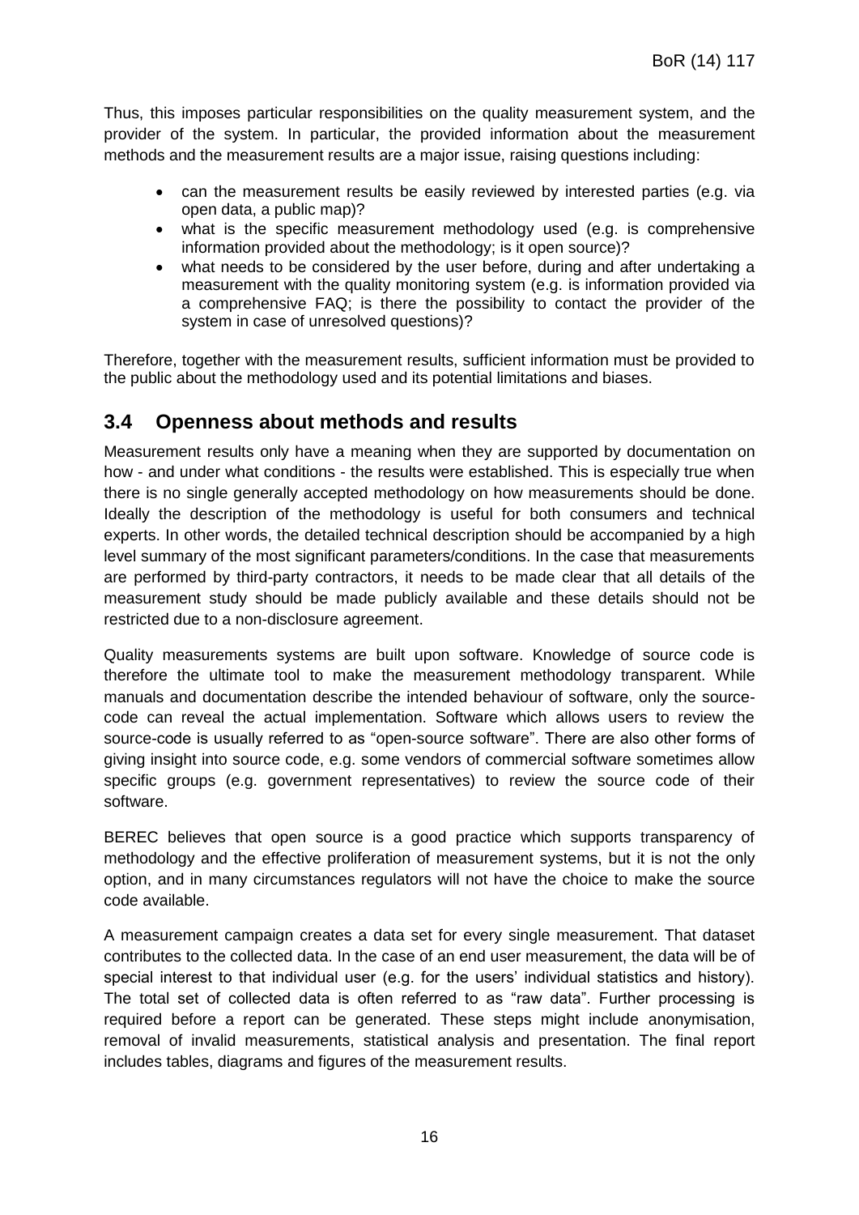Thus, this imposes particular responsibilities on the quality measurement system, and the provider of the system. In particular, the provided information about the measurement methods and the measurement results are a major issue, raising questions including:

- can the measurement results be easily reviewed by interested parties (e.g. via open data, a public map)?
- what is the specific measurement methodology used (e.g. is comprehensive information provided about the methodology; is it open source)?
- what needs to be considered by the user before, during and after undertaking a measurement with the quality monitoring system (e.g. is information provided via a comprehensive FAQ; is there the possibility to contact the provider of the system in case of unresolved questions)?

Therefore, together with the measurement results, sufficient information must be provided to the public about the methodology used and its potential limitations and biases.

## 3.4 Openness about methods and results

Measurement results only have a meaning when they are supported by documentation on how - and under what conditions - the results were established. This is especially true when there is no single generally accepted methodology on how measurements should be done. Ideally the description of the methodology is useful for both consumers and technical experts. In other words, the detailed technical description should be accompanied by a high level summary of the most significant parameters/conditions. In the case that measurements are performed by third-party contractors, it needs to be made clear that all details of the measurement study should be made publicly available and these details should not be restricted due to a non-disclosure agreement.

Quality measurements systems are built upon software. Knowledge of source code is therefore the ultimate tool to make the measurement methodology transparent. While manuals and documentation describe the intended behaviour of software, only the source-code can reveal the actual implementation. Software which allows users to review the source-code is usually referred to as "open-source software". There are also other forms of giving insight into source code, e.g. some vendors of commercial software sometimes allow specific groups (e.g. government representatives) to review the source code of their software.

BEREC believes that open source is a good practice which supports transparency of methodology and the effective proliferation of measurement systems, but it is not the only option, and in many circumstances regulators will not have the choice to make the source code available.

A measurement campaign creates a data set for every single measurement. That dataset contributes to the collected data. In the case of an end user measurement, the data will be of special interest to that individual user (e.g. for the users' individual statistics and history). The total set of collected data is often referred to as "raw data". Further processing is required before a report can be generated. These steps might include anonymisation, removal of invalid measurements, statistical analysis and presentation. The final report includes tables, diagrams and figures of the measurement results.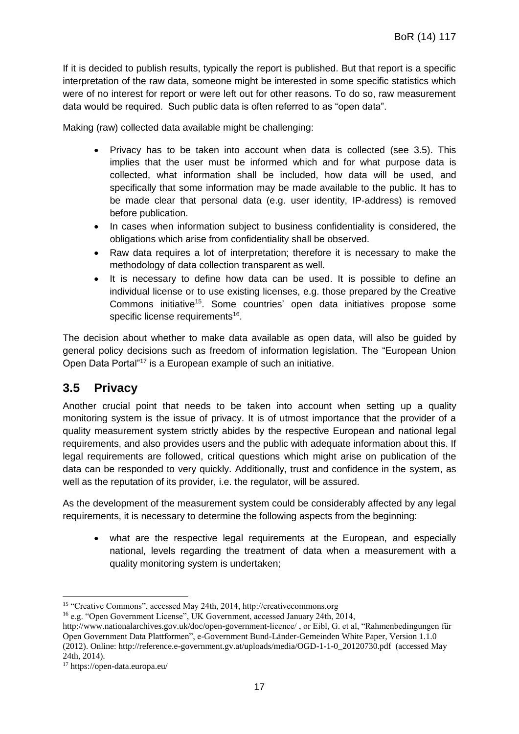If it is decided to publish results, typically the report is published. But that report is a specific interpretation of the raw data, someone might be interested in some specific statistics which were of no interest for report or were left out for other reasons. To do so, raw measurement data would be required. Such public data is often referred to as "open data".

Making (raw) collected data available might be challenging:

- Privacy has to be taken into account when data is collected (see 3.5). This implies that the user must be informed which and for what purpose data is collected, what information shall be included, how data will be used, and specifically that some information may be made available to the public. It has to be made clear that personal data (e.g. user identity, IP-address) is removed before publication.
- In cases when information subject to business confidentiality is considered, the obligations which arise from confidentiality shall be observed.
- Raw data requires a lot of interpretation; therefore it is necessary to make the methodology of data collection transparent as well.
- It is necessary to define how data can be used. It is possible to define an individual license or to use existing licenses, e.g. those prepared by the Creative Commons initiative[15]. Some countries' open data initiatives propose some specific license requirements[16].

The decision about whether to make data available as open data, will also be guided by general policy decisions such as freedom of information legislation. The "European Union Open Data Portal"[17] is a European example of such an initiative.

## 3.5 Privacy

Another crucial point that needs to be taken into account when setting up a quality monitoring system is the issue of privacy. It is of utmost importance that the provider of a quality measurement system strictly abides by the respective European and national legal requirements, and also provides users and the public with adequate information about this. If legal requirements are followed, critical questions which might arise on publication of the data can be responded to very quickly. Additionally, trust and confidence in the system, as well as the reputation of its provider, i.e. the regulator, will be assured.

As the development of the measurement system could be considerably affected by any legal requirements, it is necessary to determine the following aspects from the beginning:

- what are the respective legal requirements at the European, and especially national, levels regarding the treatment of data when a measurement with a quality monitoring system is undertaken;

---

[15] "Creative Commons", accessed May 24th, 2014, http://creativecommons.org

[16] e.g. "Open Government License", UK Government, accessed January 24th, 2014, http://www.nationalarchives.gov.uk/doc/open-government-licence/ , or Eibl, G. et al, "Rahmenbedingungen für Open Government Data Plattformen", e-Government Bund-Länder-Gemeinden White Paper, Version 1.1.0 (2012). Online: http://reference.e-government.gv.at/uploads/media/OGD-1-1-0_20120730.pdf (accessed May 24th, 2014).

[17] https://open-data.europa.eu/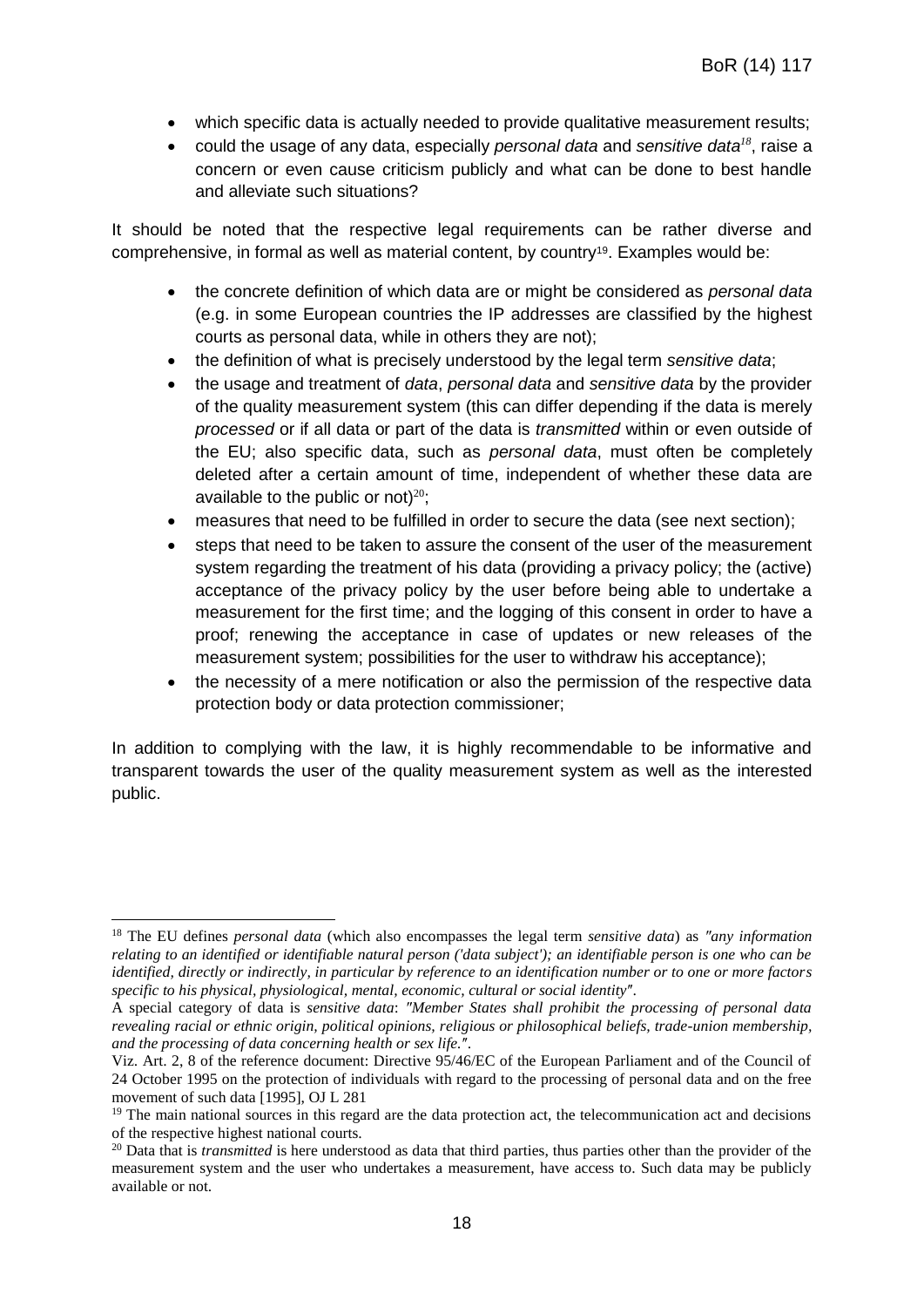- which specific data is actually needed to provide qualitative measurement results;
- could the usage of any data, especially *personal data* and *sensitive data*[18], raise a concern or even cause criticism publicly and what can be done to best handle and alleviate such situations?

It should be noted that the respective legal requirements can be rather diverse and comprehensive, in formal as well as material content, by country[19]. Examples would be:

- the concrete definition of which data are or might be considered as *personal data* (e.g. in some European countries the IP addresses are classified by the highest courts as personal data, while in others they are not);
- the definition of what is precisely understood by the legal term *sensitive data*;
- the usage and treatment of *data*, *personal data* and *sensitive data* by the provider of the quality measurement system (this can differ depending if the data is merely *processed* or if all data or part of the data is *transmitted* within or even outside of the EU; also specific data, such as *personal data*, must often be completely deleted after a certain amount of time, independent of whether these data are available to the public or not)[20];
- measures that need to be fulfilled in order to secure the data (see next section);
- steps that need to be taken to assure the consent of the user of the measurement system regarding the treatment of his data (providing a privacy policy; the (active) acceptance of the privacy policy by the user before being able to undertake a measurement for the first time; and the logging of this consent in order to have a proof; renewing the acceptance in case of updates or new releases of the measurement system; possibilities for the user to withdraw his acceptance);
- the necessity of a mere notification or also the permission of the respective data protection body or data protection commissioner;

In addition to complying with the law, it is highly recommendable to be informative and transparent towards the user of the quality measurement system as well as the interested public.

---

[18] The EU defines *personal data* (which also encompasses the legal term *sensitive data*) as *"any information relating to an identified or identifiable natural person ('data subject'); an identifiable person is one who can be identified, directly or indirectly, in particular by reference to an identification number or to one or more factors specific to his physical, physiological, mental, economic, cultural or social identity"*.

A special category of data is *sensitive data*: *"Member States shall prohibit the processing of personal data revealing racial or ethnic origin, political opinions, religious or philosophical beliefs, trade-union membership, and the processing of data concerning health or sex life."*.

Viz. Art. 2, 8 of the reference document: Directive 95/46/EC of the European Parliament and of the Council of 24 October 1995 on the protection of individuals with regard to the processing of personal data and on the free movement of such data [1995], OJ L 281

[19] The main national sources in this regard are the data protection act, the telecommunication act and decisions of the respective highest national courts.

[20] Data that is *transmitted* is here understood as data that third parties, thus parties other than the provider of the measurement system and the user who undertakes a measurement, have access to. Such data may be publicly available or not.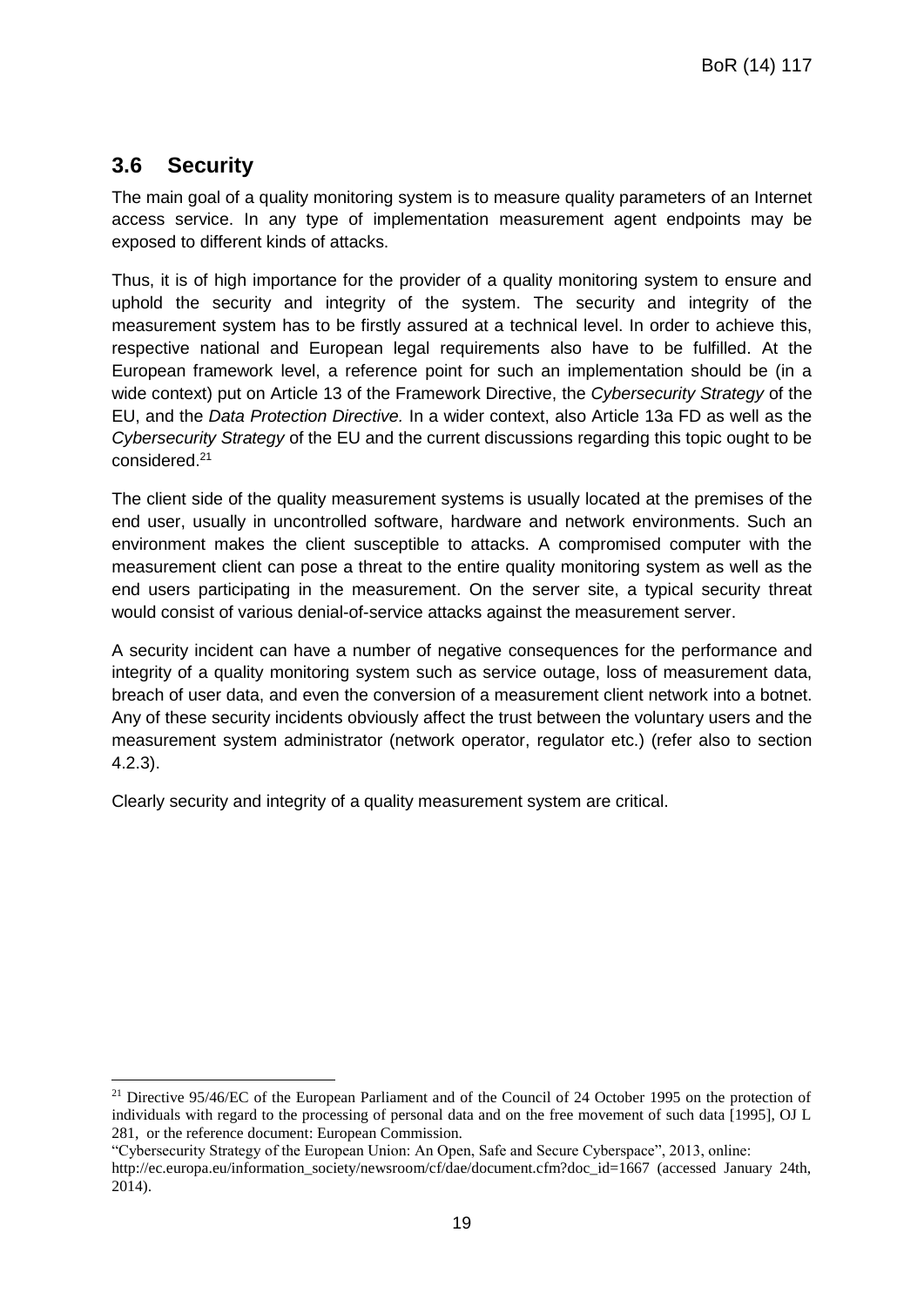## 3.6 Security

The main goal of a quality monitoring system is to measure quality parameters of an Internet access service. In any type of implementation measurement agent endpoints may be exposed to different kinds of attacks.

Thus, it is of high importance for the provider of a quality monitoring system to ensure and uphold the security and integrity of the system. The security and integrity of the measurement system has to be firstly assured at a technical level. In order to achieve this, respective national and European legal requirements also have to be fulfilled. At the European framework level, a reference point for such an implementation should be (in a wide context) put on Article 13 of the Framework Directive, the *Cybersecurity Strategy* of the EU, and the *Data Protection Directive.* In a wider context, also Article 13a FD as well as the *Cybersecurity Strategy* of the EU and the current discussions regarding this topic ought to be considered.[21]

The client side of the quality measurement systems is usually located at the premises of the end user, usually in uncontrolled software, hardware and network environments. Such an environment makes the client susceptible to attacks. A compromised computer with the measurement client can pose a threat to the entire quality monitoring system as well as the end users participating in the measurement. On the server site, a typical security threat would consist of various denial-of-service attacks against the measurement server.

A security incident can have a number of negative consequences for the performance and integrity of a quality monitoring system such as service outage, loss of measurement data, breach of user data, and even the conversion of a measurement client network into a botnet. Any of these security incidents obviously affect the trust between the voluntary users and the measurement system administrator (network operator, regulator etc.) (refer also to section 4.2.3).

Clearly security and integrity of a quality measurement system are critical.

---

[21] Directive 95/46/EC of the European Parliament and of the Council of 24 October 1995 on the protection of individuals with regard to the processing of personal data and on the free movement of such data [1995], OJ L 281, or the reference document: European Commission.
"Cybersecurity Strategy of the European Union: An Open, Safe and Secure Cyberspace", 2013, online: http://ec.europa.eu/information_society/newsroom/cf/dae/document.cfm?doc_id=1667 (accessed January 24th, 2014).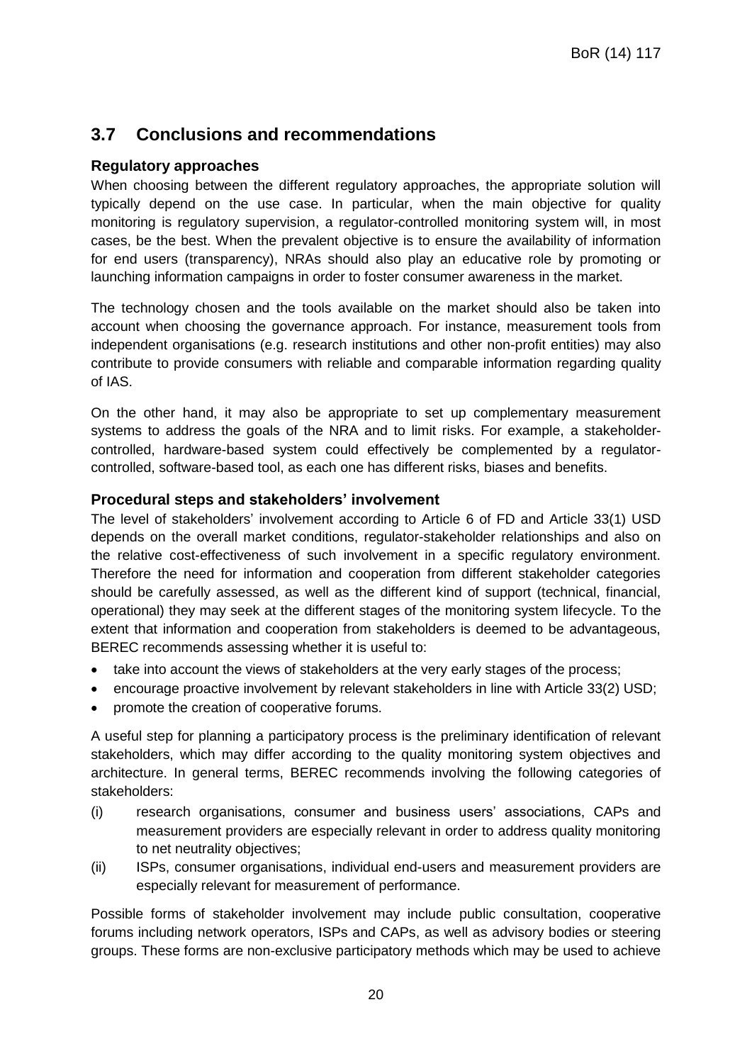## 3.7 Conclusions and recommendations

### Regulatory approaches

When choosing between the different regulatory approaches, the appropriate solution will typically depend on the use case. In particular, when the main objective for quality monitoring is regulatory supervision, a regulator-controlled monitoring system will, in most cases, be the best. When the prevalent objective is to ensure the availability of information for end users (transparency), NRAs should also play an educative role by promoting or launching information campaigns in order to foster consumer awareness in the market.

The technology chosen and the tools available on the market should also be taken into account when choosing the governance approach. For instance, measurement tools from independent organisations (e.g. research institutions and other non-profit entities) may also contribute to provide consumers with reliable and comparable information regarding quality of IAS.

On the other hand, it may also be appropriate to set up complementary measurement systems to address the goals of the NRA and to limit risks. For example, a stakeholder-controlled, hardware-based system could effectively be complemented by a regulator-controlled, software-based tool, as each one has different risks, biases and benefits.

### Procedural steps and stakeholders' involvement

The level of stakeholders' involvement according to Article 6 of FD and Article 33(1) USD depends on the overall market conditions, regulator-stakeholder relationships and also on the relative cost-effectiveness of such involvement in a specific regulatory environment. Therefore the need for information and cooperation from different stakeholder categories should be carefully assessed, as well as the different kind of support (technical, financial, operational) they may seek at the different stages of the monitoring system lifecycle. To the extent that information and cooperation from stakeholders is deemed to be advantageous, BEREC recommends assessing whether it is useful to:

- take into account the views of stakeholders at the very early stages of the process;
- encourage proactive involvement by relevant stakeholders in line with Article 33(2) USD;
- promote the creation of cooperative forums.

A useful step for planning a participatory process is the preliminary identification of relevant stakeholders, which may differ according to the quality monitoring system objectives and architecture. In general terms, BEREC recommends involving the following categories of stakeholders:

(i) research organisations, consumer and business users' associations, CAPs and measurement providers are especially relevant in order to address quality monitoring to net neutrality objectives;

(ii) ISPs, consumer organisations, individual end-users and measurement providers are especially relevant for measurement of performance.

Possible forms of stakeholder involvement may include public consultation, cooperative forums including network operators, ISPs and CAPs, as well as advisory bodies or steering groups. These forms are non-exclusive participatory methods which may be used to achieve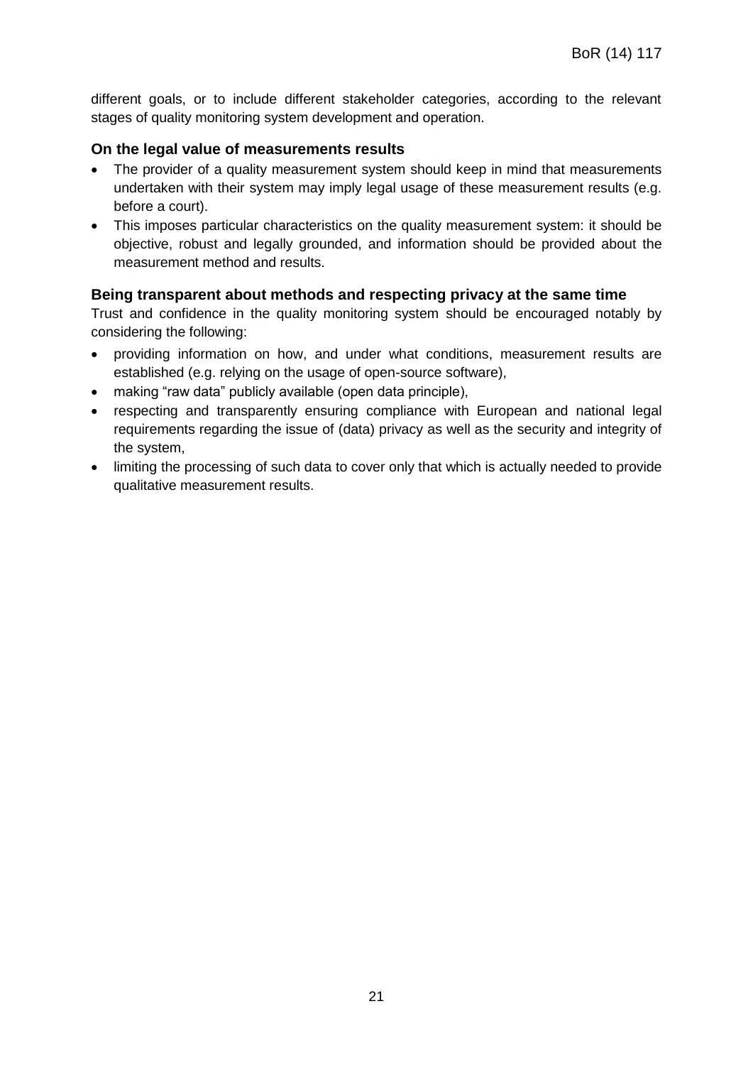different goals, or to include different stakeholder categories, according to the relevant stages of quality monitoring system development and operation.

### On the legal value of measurements results

- The provider of a quality measurement system should keep in mind that measurements undertaken with their system may imply legal usage of these measurement results (e.g. before a court).
- This imposes particular characteristics on the quality measurement system: it should be objective, robust and legally grounded, and information should be provided about the measurement method and results.

### Being transparent about methods and respecting privacy at the same time

Trust and confidence in the quality monitoring system should be encouraged notably by considering the following:

- providing information on how, and under what conditions, measurement results are established (e.g. relying on the usage of open-source software),
- making "raw data" publicly available (open data principle),
- respecting and transparently ensuring compliance with European and national legal requirements regarding the issue of (data) privacy as well as the security and integrity of the system,
- limiting the processing of such data to cover only that which is actually needed to provide qualitative measurement results.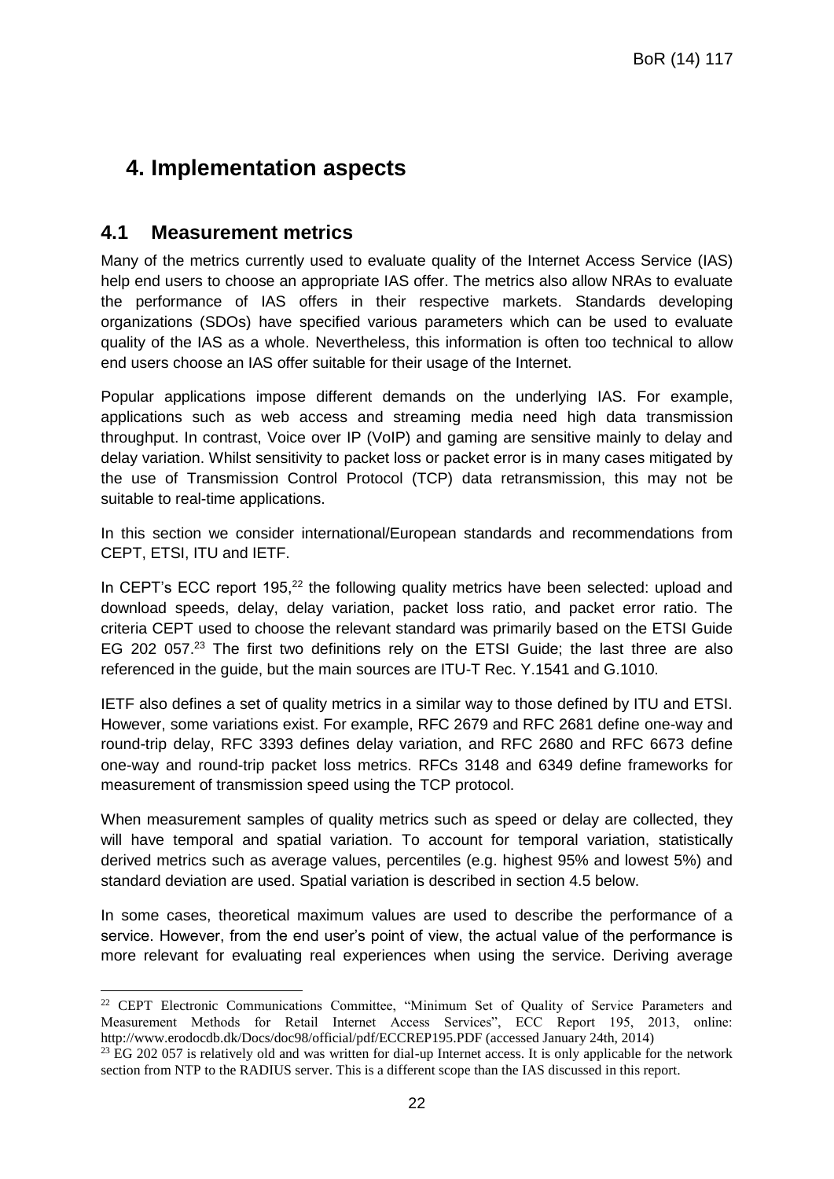# 4. Implementation aspects

## 4.1 Measurement metrics

Many of the metrics currently used to evaluate quality of the Internet Access Service (IAS) help end users to choose an appropriate IAS offer. The metrics also allow NRAs to evaluate the performance of IAS offers in their respective markets. Standards developing organizations (SDOs) have specified various parameters which can be used to evaluate quality of the IAS as a whole. Nevertheless, this information is often too technical to allow end users choose an IAS offer suitable for their usage of the Internet.

Popular applications impose different demands on the underlying IAS. For example, applications such as web access and streaming media need high data transmission throughput. In contrast, Voice over IP (VoIP) and gaming are sensitive mainly to delay and delay variation. Whilst sensitivity to packet loss or packet error is in many cases mitigated by the use of Transmission Control Protocol (TCP) data retransmission, this may not be suitable to real-time applications.

In this section we consider international/European standards and recommendations from CEPT, ETSI, ITU and IETF.

In CEPT's ECC report 195,[22] the following quality metrics have been selected: upload and download speeds, delay, delay variation, packet loss ratio, and packet error ratio. The criteria CEPT used to choose the relevant standard was primarily based on the ETSI Guide EG 202 057.[23] The first two definitions rely on the ETSI Guide; the last three are also referenced in the guide, but the main sources are ITU-T Rec. Y.1541 and G.1010.

IETF also defines a set of quality metrics in a similar way to those defined by ITU and ETSI. However, some variations exist. For example, RFC 2679 and RFC 2681 define one-way and round-trip delay, RFC 3393 defines delay variation, and RFC 2680 and RFC 6673 define one-way and round-trip packet loss metrics. RFCs 3148 and 6349 define frameworks for measurement of transmission speed using the TCP protocol.

When measurement samples of quality metrics such as speed or delay are collected, they will have temporal and spatial variation. To account for temporal variation, statistically derived metrics such as average values, percentiles (e.g. highest 95% and lowest 5%) and standard deviation are used. Spatial variation is described in section 4.5 below.

In some cases, theoretical maximum values are used to describe the performance of a service. However, from the end user's point of view, the actual value of the performance is more relevant for evaluating real experiences when using the service. Deriving average

---

[22] CEPT Electronic Communications Committee, "Minimum Set of Quality of Service Parameters and Measurement Methods for Retail Internet Access Services", ECC Report 195, 2013, online: http://www.erodocdb.dk/Docs/doc98/official/pdf/ECCREP195.PDF (accessed January 24th, 2014)

[23] EG 202 057 is relatively old and was written for dial-up Internet access. It is only applicable for the network section from NTP to the RADIUS server. This is a different scope than the IAS discussed in this report.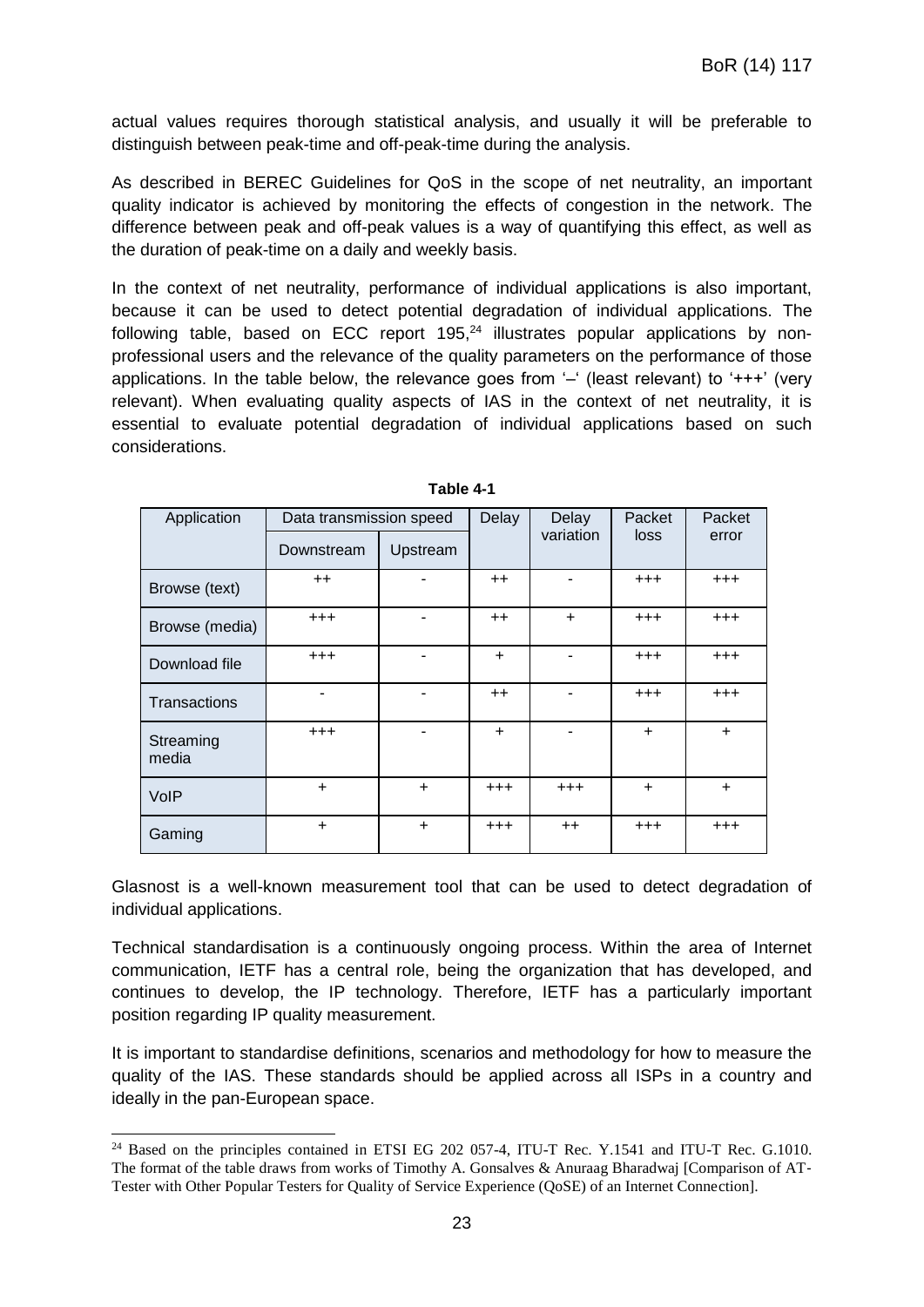actual values requires thorough statistical analysis, and usually it will be preferable to distinguish between peak-time and off-peak-time during the analysis.

As described in BEREC Guidelines for QoS in the scope of net neutrality, an important quality indicator is achieved by monitoring the effects of congestion in the network. The difference between peak and off-peak values is a way of quantifying this effect, as well as the duration of peak-time on a daily and weekly basis.

In the context of net neutrality, performance of individual applications is also important, because it can be used to detect potential degradation of individual applications. The following table, based on ECC report 195,[24] illustrates popular applications by non-professional users and the relevance of the quality parameters on the performance of those applications. In the table below, the relevance goes from '–' (least relevant) to '+++' (very relevant). When evaluating quality aspects of IAS in the context of net neutrality, it is essential to evaluate potential degradation of individual applications based on such considerations.

**Table 4-1**

| Application | Data transmission speed | | Delay | Delay variation | Packet loss | Packet error |
|---|---|---|---|---|---|---|
| | Downstream | Upstream | | | | |
| Browse (text) | ++ | - | ++ | - | +++ | +++ |
| Browse (media) | +++ | - | ++ | + | +++ | +++ |
| Download file | +++ | - | + | - | +++ | +++ |
| Transactions | - | - | ++ | - | +++ | +++ |
| Streaming media | +++ | - | + | - | + | + |
| VoIP | + | + | +++ | +++ | + | + |
| Gaming | + | + | +++ | ++ | +++ | +++ |

Glasnost is a well-known measurement tool that can be used to detect degradation of individual applications.

Technical standardisation is a continuously ongoing process. Within the area of Internet communication, IETF has a central role, being the organization that has developed, and continues to develop, the IP technology. Therefore, IETF has a particularly important position regarding IP quality measurement.

It is important to standardise definitions, scenarios and methodology for how to measure the quality of the IAS. These standards should be applied across all ISPs in a country and ideally in the pan-European space.

---

[24] Based on the principles contained in ETSI EG 202 057-4, ITU-T Rec. Y.1541 and ITU-T Rec. G.1010. The format of the table draws from works of Timothy A. Gonsalves & Anuraag Bharadwaj [Comparison of AT-Tester with Other Popular Testers for Quality of Service Experience (QoSE) of an Internet Connection].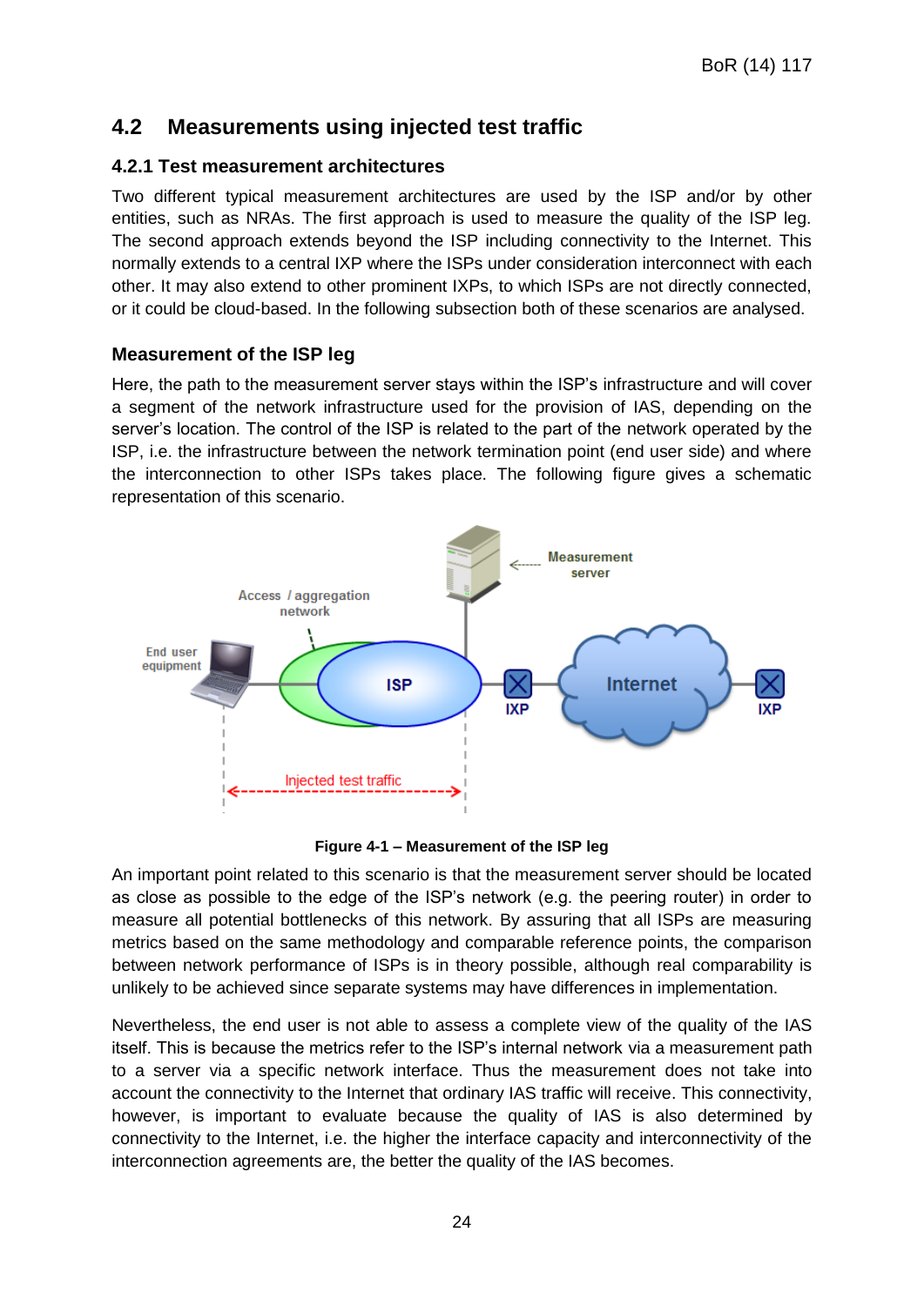## 4.2 Measurements using injected test traffic

### 4.2.1 Test measurement architectures

Two different typical measurement architectures are used by the ISP and/or by other entities, such as NRAs. The first approach is used to measure the quality of the ISP leg. The second approach extends beyond the ISP including connectivity to the Internet. This normally extends to a central IXP where the ISPs under consideration interconnect with each other. It may also extend to other prominent IXPs, to which ISPs are not directly connected, or it could be cloud-based. In the following subsection both of these scenarios are analysed.

#### Measurement of the ISP leg

Here, the path to the measurement server stays within the ISP's infrastructure and will cover a segment of the network infrastructure used for the provision of IAS, depending on the server's location. The control of the ISP is related to the part of the network operated by the ISP, i.e. the infrastructure between the network termination point (end user side) and where the interconnection to other ISPs takes place. The following figure gives a schematic representation of this scenario.

**Figure 4-1 – Measurement of the ISP leg**

An important point related to this scenario is that the measurement server should be located as close as possible to the edge of the ISP's network (e.g. the peering router) in order to measure all potential bottlenecks of this network. By assuring that all ISPs are measuring metrics based on the same methodology and comparable reference points, the comparison between network performance of ISPs is in theory possible, although real comparability is unlikely to be achieved since separate systems may have differences in implementation.

Nevertheless, the end user is not able to assess a complete view of the quality of the IAS itself. This is because the metrics refer to the ISP's internal network via a measurement path to a server via a specific network interface. Thus the measurement does not take into account the connectivity to the Internet that ordinary IAS traffic will receive. This connectivity, however, is important to evaluate because the quality of IAS is also determined by connectivity to the Internet, i.e. the higher the interface capacity and interconnectivity of the interconnection agreements are, the better the quality of the IAS becomes.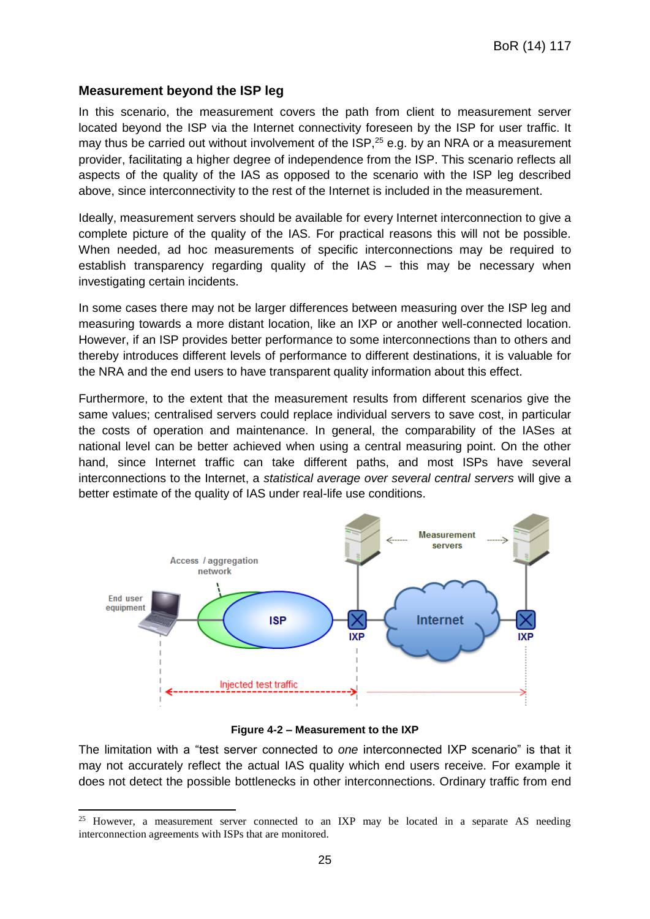### Measurement beyond the ISP leg

In this scenario, the measurement covers the path from client to measurement server located beyond the ISP via the Internet connectivity foreseen by the ISP for user traffic. It may thus be carried out without involvement of the ISP,[25] e.g. by an NRA or a measurement provider, facilitating a higher degree of independence from the ISP. This scenario reflects all aspects of the quality of the IAS as opposed to the scenario with the ISP leg described above, since interconnectivity to the rest of the Internet is included in the measurement.

Ideally, measurement servers should be available for every Internet interconnection to give a complete picture of the quality of the IAS. For practical reasons this will not be possible. When needed, ad hoc measurements of specific interconnections may be required to establish transparency regarding quality of the IAS – this may be necessary when investigating certain incidents.

In some cases there may not be larger differences between measuring over the ISP leg and measuring towards a more distant location, like an IXP or another well-connected location. However, if an ISP provides better performance to some interconnections than to others and thereby introduces different levels of performance to different destinations, it is valuable for the NRA and the end users to have transparent quality information about this effect.

Furthermore, to the extent that the measurement results from different scenarios give the same values; centralised servers could replace individual servers to save cost, in particular the costs of operation and maintenance. In general, the comparability of the IASes at national level can be better achieved when using a central measuring point. On the other hand, since Internet traffic can take different paths, and most ISPs have several interconnections to the Internet, a *statistical average over several central servers* will give a better estimate of the quality of IAS under real-life use conditions.

**Figure 4-2 – Measurement to the IXP**

The limitation with a "test server connected to *one* interconnected IXP scenario" is that it may not accurately reflect the actual IAS quality which end users receive. For example it does not detect the possible bottlenecks in other interconnections. Ordinary traffic from end

[25] However, a measurement server connected to an IXP may be located in a separate AS needing interconnection agreements with ISPs that are monitored.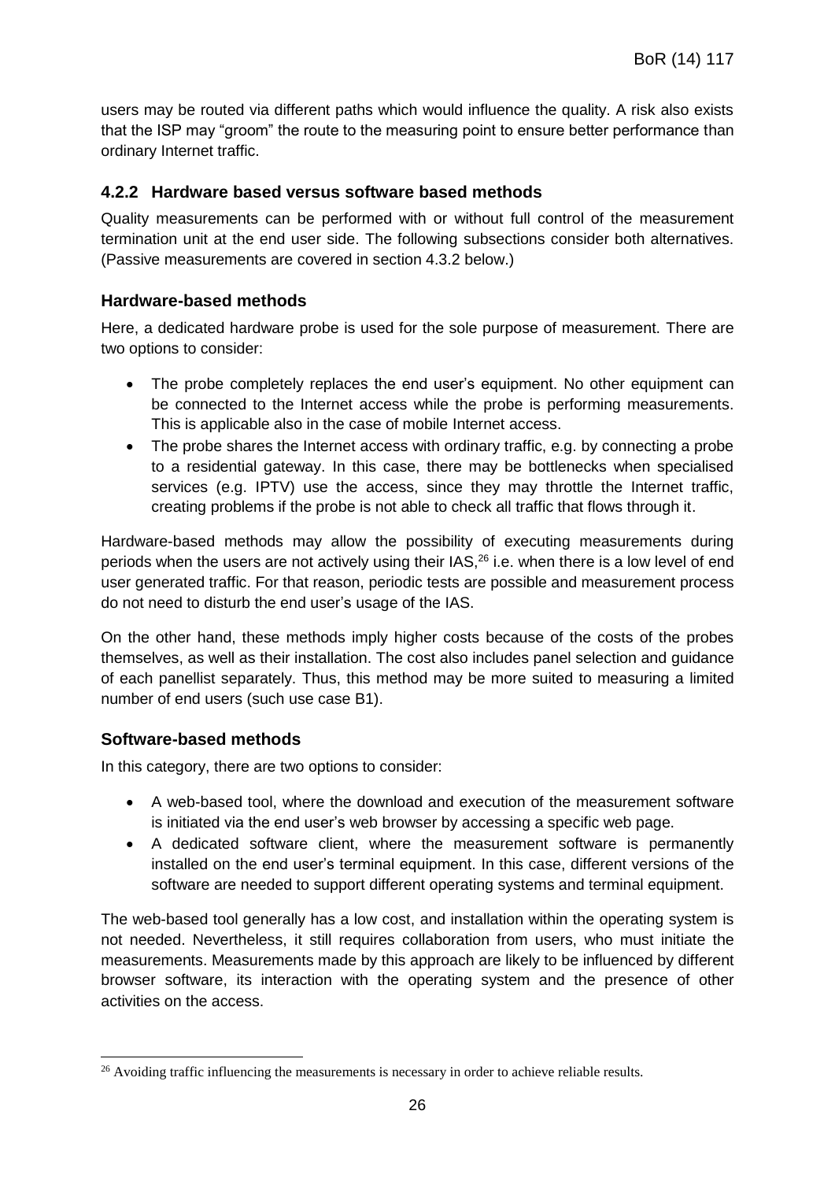users may be routed via different paths which would influence the quality. A risk also exists that the ISP may "groom" the route to the measuring point to ensure better performance than ordinary Internet traffic.

### 4.2.2 Hardware based versus software based methods

Quality measurements can be performed with or without full control of the measurement termination unit at the end user side. The following subsections consider both alternatives. (Passive measurements are covered in section 4.3.2 below.)

#### Hardware-based methods

Here, a dedicated hardware probe is used for the sole purpose of measurement. There are two options to consider:

- The probe completely replaces the end user's equipment. No other equipment can be connected to the Internet access while the probe is performing measurements. This is applicable also in the case of mobile Internet access.
- The probe shares the Internet access with ordinary traffic, e.g. by connecting a probe to a residential gateway. In this case, there may be bottlenecks when specialised services (e.g. IPTV) use the access, since they may throttle the Internet traffic, creating problems if the probe is not able to check all traffic that flows through it.

Hardware-based methods may allow the possibility of executing measurements during periods when the users are not actively using their IAS,[26] i.e. when there is a low level of end user generated traffic. For that reason, periodic tests are possible and measurement process do not need to disturb the end user's usage of the IAS.

On the other hand, these methods imply higher costs because of the costs of the probes themselves, as well as their installation. The cost also includes panel selection and guidance of each panellist separately. Thus, this method may be more suited to measuring a limited number of end users (such use case B1).

#### Software-based methods

In this category, there are two options to consider:

- A web-based tool, where the download and execution of the measurement software is initiated via the end user's web browser by accessing a specific web page.
- A dedicated software client, where the measurement software is permanently installed on the end user's terminal equipment. In this case, different versions of the software are needed to support different operating systems and terminal equipment.

The web-based tool generally has a low cost, and installation within the operating system is not needed. Nevertheless, it still requires collaboration from users, who must initiate the measurements. Measurements made by this approach are likely to be influenced by different browser software, its interaction with the operating system and the presence of other activities on the access.

---

[26] Avoiding traffic influencing the measurements is necessary in order to achieve reliable results.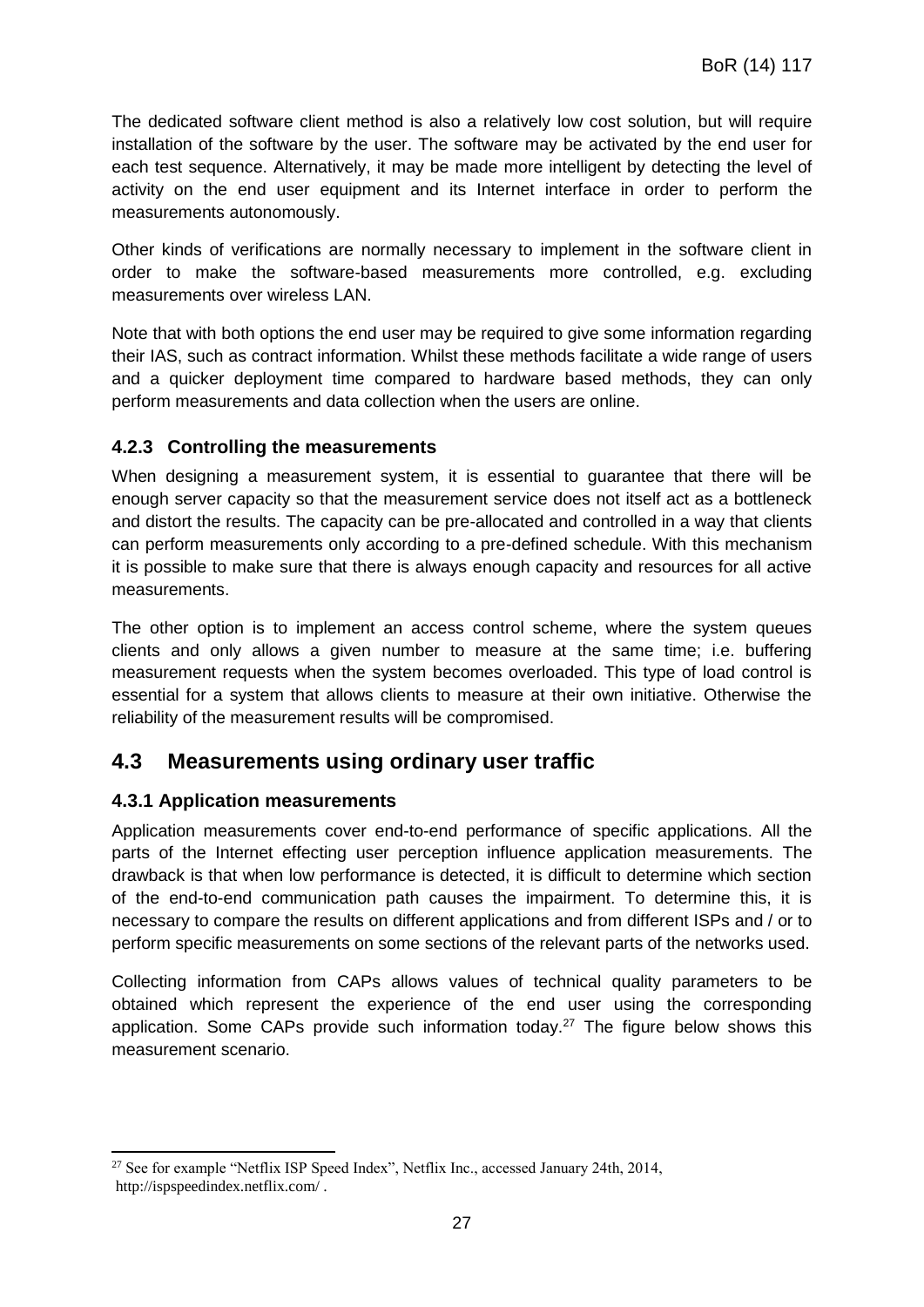The dedicated software client method is also a relatively low cost solution, but will require installation of the software by the user. The software may be activated by the end user for each test sequence. Alternatively, it may be made more intelligent by detecting the level of activity on the end user equipment and its Internet interface in order to perform the measurements autonomously.

Other kinds of verifications are normally necessary to implement in the software client in order to make the software-based measurements more controlled, e.g. excluding measurements over wireless LAN.

Note that with both options the end user may be required to give some information regarding their IAS, such as contract information. Whilst these methods facilitate a wide range of users and a quicker deployment time compared to hardware based methods, they can only perform measurements and data collection when the users are online.

### 4.2.3 Controlling the measurements

When designing a measurement system, it is essential to guarantee that there will be enough server capacity so that the measurement service does not itself act as a bottleneck and distort the results. The capacity can be pre-allocated and controlled in a way that clients can perform measurements only according to a pre-defined schedule. With this mechanism it is possible to make sure that there is always enough capacity and resources for all active measurements.

The other option is to implement an access control scheme, where the system queues clients and only allows a given number to measure at the same time; i.e. buffering measurement requests when the system becomes overloaded. This type of load control is essential for a system that allows clients to measure at their own initiative. Otherwise the reliability of the measurement results will be compromised.

## 4.3 Measurements using ordinary user traffic

### 4.3.1 Application measurements

Application measurements cover end-to-end performance of specific applications. All the parts of the Internet effecting user perception influence application measurements. The drawback is that when low performance is detected, it is difficult to determine which section of the end-to-end communication path causes the impairment. To determine this, it is necessary to compare the results on different applications and from different ISPs and / or to perform specific measurements on some sections of the relevant parts of the networks used.

Collecting information from CAPs allows values of technical quality parameters to be obtained which represent the experience of the end user using the corresponding application. Some CAPs provide such information today.[27] The figure below shows this measurement scenario.

[27] See for example "Netflix ISP Speed Index", Netflix Inc., accessed January 24th, 2014, http://ispspeedindex.netflix.com/ .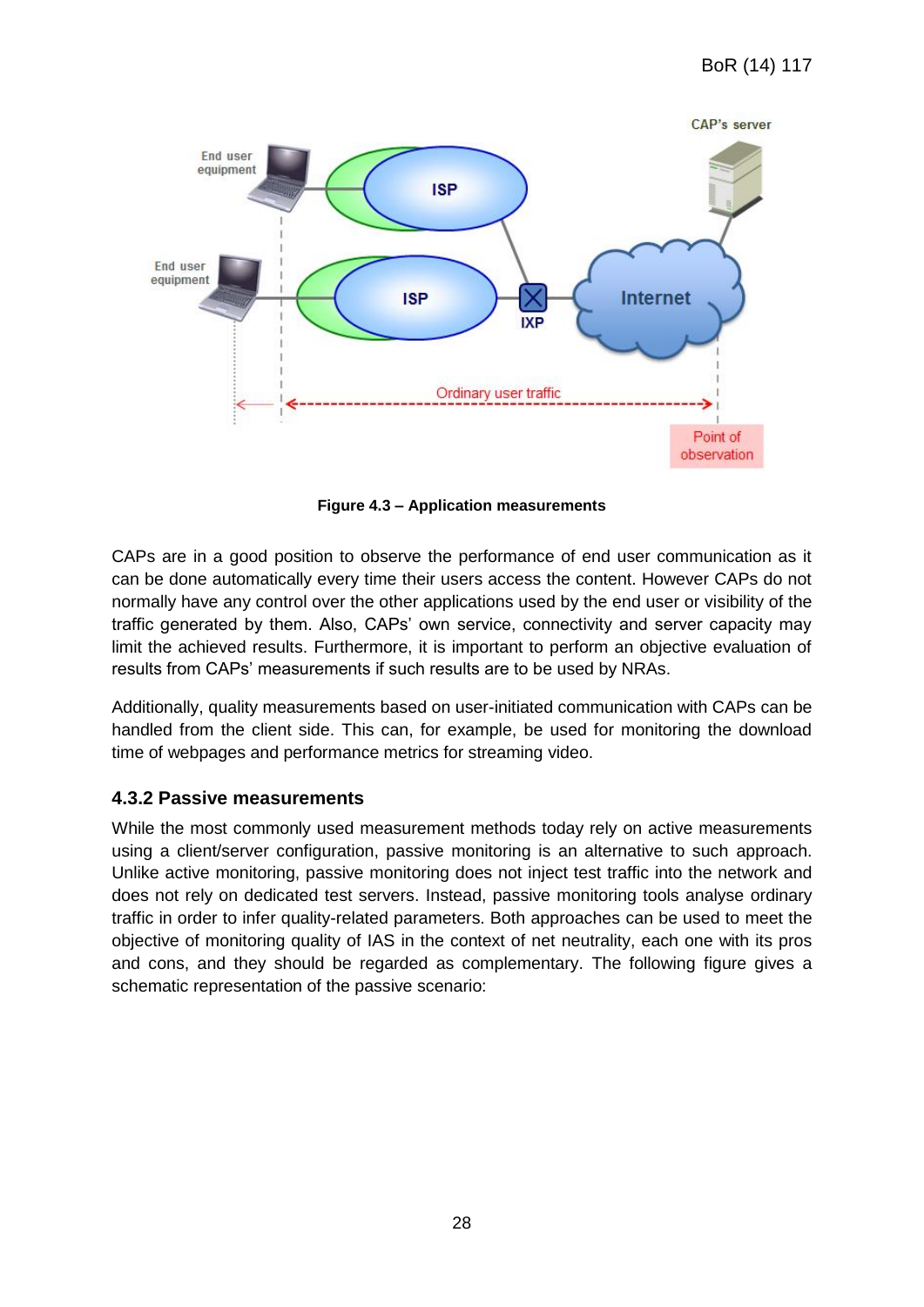**Figure 4.3 – Application measurements**

CAPs are in a good position to observe the performance of end user communication as it can be done automatically every time their users access the content. However CAPs do not normally have any control over the other applications used by the end user or visibility of the traffic generated by them. Also, CAPs' own service, connectivity and server capacity may limit the achieved results. Furthermore, it is important to perform an objective evaluation of results from CAPs' measurements if such results are to be used by NRAs.

Additionally, quality measurements based on user-initiated communication with CAPs can be handled from the client side. This can, for example, be used for monitoring the download time of webpages and performance metrics for streaming video.

### 4.3.2 Passive measurements

While the most commonly used measurement methods today rely on active measurements using a client/server configuration, passive monitoring is an alternative to such approach. Unlike active monitoring, passive monitoring does not inject test traffic into the network and does not rely on dedicated test servers. Instead, passive monitoring tools analyse ordinary traffic in order to infer quality-related parameters. Both approaches can be used to meet the objective of monitoring quality of IAS in the context of net neutrality, each one with its pros and cons, and they should be regarded as complementary. The following figure gives a schematic representation of the passive scenario: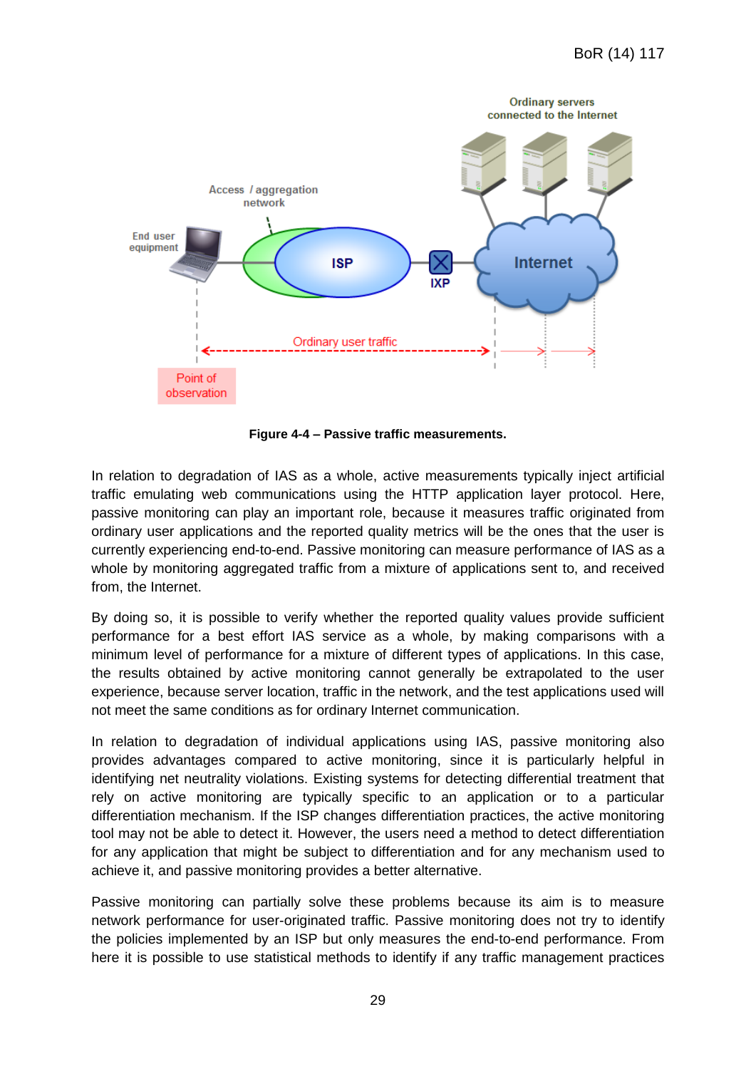**Figure 4-4 – Passive traffic measurements.**

In relation to degradation of IAS as a whole, active measurements typically inject artificial traffic emulating web communications using the HTTP application layer protocol. Here, passive monitoring can play an important role, because it measures traffic originated from ordinary user applications and the reported quality metrics will be the ones that the user is currently experiencing end-to-end. Passive monitoring can measure performance of IAS as a whole by monitoring aggregated traffic from a mixture of applications sent to, and received from, the Internet.

By doing so, it is possible to verify whether the reported quality values provide sufficient performance for a best effort IAS service as a whole, by making comparisons with a minimum level of performance for a mixture of different types of applications. In this case, the results obtained by active monitoring cannot generally be extrapolated to the user experience, because server location, traffic in the network, and the test applications used will not meet the same conditions as for ordinary Internet communication.

In relation to degradation of individual applications using IAS, passive monitoring also provides advantages compared to active monitoring, since it is particularly helpful in identifying net neutrality violations. Existing systems for detecting differential treatment that rely on active monitoring are typically specific to an application or to a particular differentiation mechanism. If the ISP changes differentiation practices, the active monitoring tool may not be able to detect it. However, the users need a method to detect differentiation for any application that might be subject to differentiation and for any mechanism used to achieve it, and passive monitoring provides a better alternative.

Passive monitoring can partially solve these problems because its aim is to measure network performance for user-originated traffic. Passive monitoring does not try to identify the policies implemented by an ISP but only measures the end-to-end performance. From here it is possible to use statistical methods to identify if any traffic management practices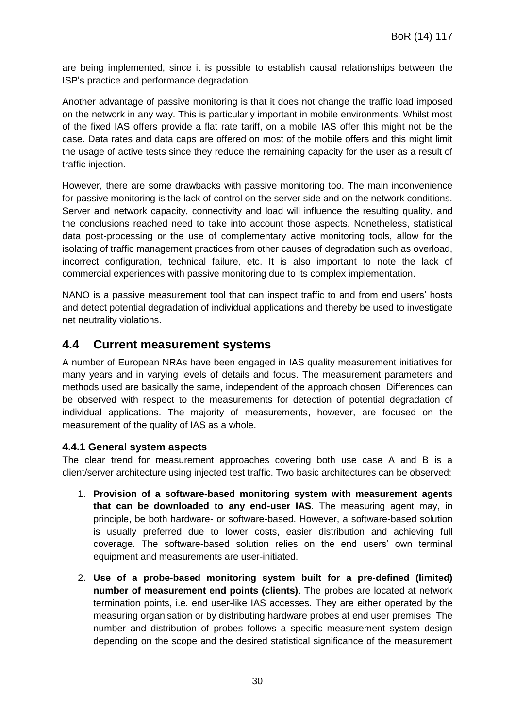are being implemented, since it is possible to establish causal relationships between the ISP's practice and performance degradation.

Another advantage of passive monitoring is that it does not change the traffic load imposed on the network in any way. This is particularly important in mobile environments. Whilst most of the fixed IAS offers provide a flat rate tariff, on a mobile IAS offer this might not be the case. Data rates and data caps are offered on most of the mobile offers and this might limit the usage of active tests since they reduce the remaining capacity for the user as a result of traffic injection.

However, there are some drawbacks with passive monitoring too. The main inconvenience for passive monitoring is the lack of control on the server side and on the network conditions. Server and network capacity, connectivity and load will influence the resulting quality, and the conclusions reached need to take into account those aspects. Nonetheless, statistical data post-processing or the use of complementary active monitoring tools, allow for the isolating of traffic management practices from other causes of degradation such as overload, incorrect configuration, technical failure, etc. It is also important to note the lack of commercial experiences with passive monitoring due to its complex implementation.

NANO is a passive measurement tool that can inspect traffic to and from end users' hosts and detect potential degradation of individual applications and thereby be used to investigate net neutrality violations.

## 4.4 Current measurement systems

A number of European NRAs have been engaged in IAS quality measurement initiatives for many years and in varying levels of details and focus. The measurement parameters and methods used are basically the same, independent of the approach chosen. Differences can be observed with respect to the measurements for detection of potential degradation of individual applications. The majority of measurements, however, are focused on the measurement of the quality of IAS as a whole.

### 4.4.1 General system aspects

The clear trend for measurement approaches covering both use case A and B is a client/server architecture using injected test traffic. Two basic architectures can be observed:

1. **Provision of a software-based monitoring system with measurement agents that can be downloaded to any end-user IAS**. The measuring agent may, in principle, be both hardware- or software-based. However, a software-based solution is usually preferred due to lower costs, easier distribution and achieving full coverage. The software-based solution relies on the end users' own terminal equipment and measurements are user-initiated.

2. **Use of a probe-based monitoring system built for a pre-defined (limited) number of measurement end points (clients)**. The probes are located at network termination points, i.e. end user-like IAS accesses. They are either operated by the measuring organisation or by distributing hardware probes at end user premises. The number and distribution of probes follows a specific measurement system design depending on the scope and the desired statistical significance of the measurement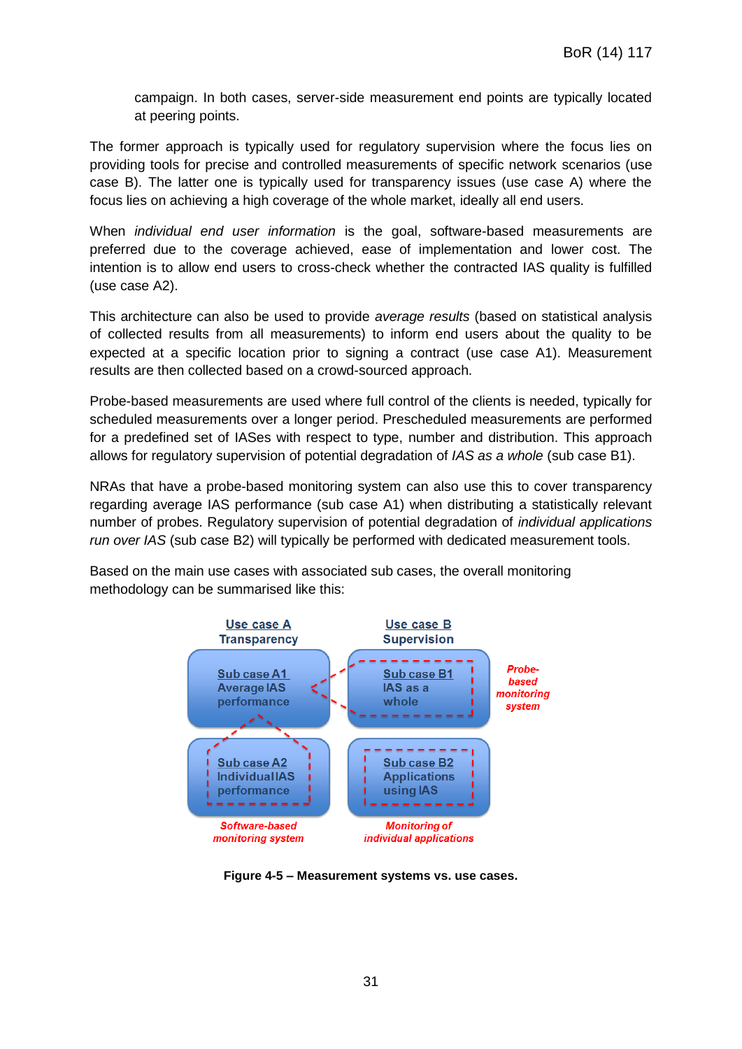campaign. In both cases, server-side measurement end points are typically located at peering points.

The former approach is typically used for regulatory supervision where the focus lies on providing tools for precise and controlled measurements of specific network scenarios (use case B). The latter one is typically used for transparency issues (use case A) where the focus lies on achieving a high coverage of the whole market, ideally all end users.

When *individual end user information* is the goal, software-based measurements are preferred due to the coverage achieved, ease of implementation and lower cost. The intention is to allow end users to cross-check whether the contracted IAS quality is fulfilled (use case A2).

This architecture can also be used to provide *average results* (based on statistical analysis of collected results from all measurements) to inform end users about the quality to be expected at a specific location prior to signing a contract (use case A1). Measurement results are then collected based on a crowd-sourced approach.

Probe-based measurements are used where full control of the clients is needed, typically for scheduled measurements over a longer period. Prescheduled measurements are performed for a predefined set of IASes with respect to type, number and distribution. This approach allows for regulatory supervision of potential degradation of *IAS as a whole* (sub case B1).

NRAs that have a probe-based monitoring system can also use this to cover transparency regarding average IAS performance (sub case A1) when distributing a statistically relevant number of probes. Regulatory supervision of potential degradation of *individual applications run over IAS* (sub case B2) will typically be performed with dedicated measurement tools.

Based on the main use cases with associated sub cases, the overall monitoring methodology can be summarised like this:

| Use case A Transparency | Use case B Supervision | |
|---|---|---|
| Sub case A1 Average IAS performance | Sub case B1 IAS as a whole | *Probe-based monitoring system* |
| Sub case A2 Individual IAS performance | Sub case B2 Applications using IAS | |
| *Software-based monitoring system* | *Monitoring of individual applications* | |

**Figure 4-5 – Measurement systems vs. use cases.**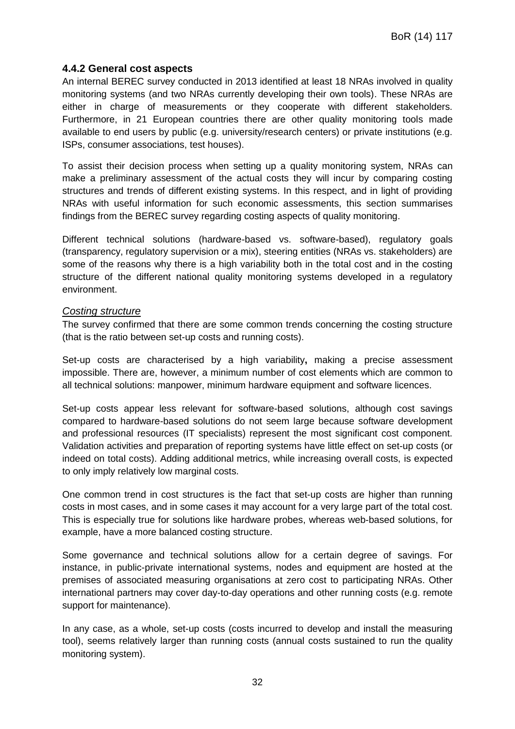### 4.4.2 General cost aspects

An internal BEREC survey conducted in 2013 identified at least 18 NRAs involved in quality monitoring systems (and two NRAs currently developing their own tools). These NRAs are either in charge of measurements or they cooperate with different stakeholders. Furthermore, in 21 European countries there are other quality monitoring tools made available to end users by public (e.g. university/research centers) or private institutions (e.g. ISPs, consumer associations, test houses).

To assist their decision process when setting up a quality monitoring system, NRAs can make a preliminary assessment of the actual costs they will incur by comparing costing structures and trends of different existing systems. In this respect, and in light of providing NRAs with useful information for such economic assessments, this section summarises findings from the BEREC survey regarding costing aspects of quality monitoring.

Different technical solutions (hardware-based vs. software-based), regulatory goals (transparency, regulatory supervision or a mix), steering entities (NRAs vs. stakeholders) are some of the reasons why there is a high variability both in the total cost and in the costing structure of the different national quality monitoring systems developed in a regulatory environment.

*Costing structure*

The survey confirmed that there are some common trends concerning the costing structure (that is the ratio between set-up costs and running costs).

Set-up costs are characterised by a high variability**,** making a precise assessment impossible. There are, however, a minimum number of cost elements which are common to all technical solutions: manpower, minimum hardware equipment and software licences.

Set-up costs appear less relevant for software-based solutions, although cost savings compared to hardware-based solutions do not seem large because software development and professional resources (IT specialists) represent the most significant cost component. Validation activities and preparation of reporting systems have little effect on set-up costs (or indeed on total costs). Adding additional metrics, while increasing overall costs, is expected to only imply relatively low marginal costs.

One common trend in cost structures is the fact that set-up costs are higher than running costs in most cases, and in some cases it may account for a very large part of the total cost. This is especially true for solutions like hardware probes, whereas web-based solutions, for example, have a more balanced costing structure.

Some governance and technical solutions allow for a certain degree of savings. For instance, in public-private international systems, nodes and equipment are hosted at the premises of associated measuring organisations at zero cost to participating NRAs. Other international partners may cover day-to-day operations and other running costs (e.g. remote support for maintenance).

In any case, as a whole, set-up costs (costs incurred to develop and install the measuring tool), seems relatively larger than running costs (annual costs sustained to run the quality monitoring system).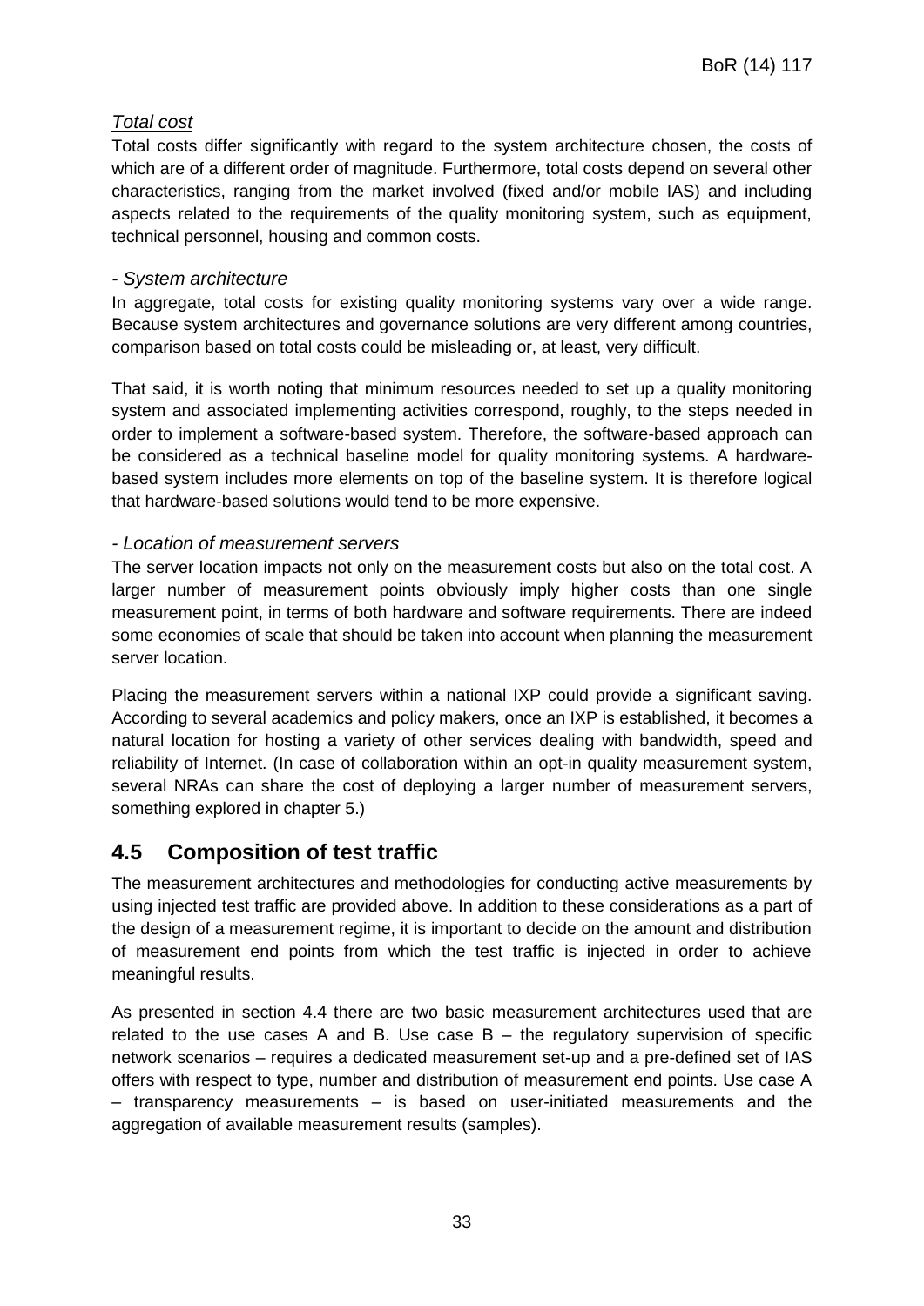*Total cost*

Total costs differ significantly with regard to the system architecture chosen, the costs of which are of a different order of magnitude. Furthermore, total costs depend on several other characteristics, ranging from the market involved (fixed and/or mobile IAS) and including aspects related to the requirements of the quality monitoring system, such as equipment, technical personnel, housing and common costs.

*- System architecture*

In aggregate, total costs for existing quality monitoring systems vary over a wide range. Because system architectures and governance solutions are very different among countries, comparison based on total costs could be misleading or, at least, very difficult.

That said, it is worth noting that minimum resources needed to set up a quality monitoring system and associated implementing activities correspond, roughly, to the steps needed in order to implement a software-based system. Therefore, the software-based approach can be considered as a technical baseline model for quality monitoring systems. A hardware-based system includes more elements on top of the baseline system. It is therefore logical that hardware-based solutions would tend to be more expensive.

*- Location of measurement servers*

The server location impacts not only on the measurement costs but also on the total cost. A larger number of measurement points obviously imply higher costs than one single measurement point, in terms of both hardware and software requirements. There are indeed some economies of scale that should be taken into account when planning the measurement server location.

Placing the measurement servers within a national IXP could provide a significant saving. According to several academics and policy makers, once an IXP is established, it becomes a natural location for hosting a variety of other services dealing with bandwidth, speed and reliability of Internet. (In case of collaboration within an opt-in quality measurement system, several NRAs can share the cost of deploying a larger number of measurement servers, something explored in chapter 5.)

## 4.5 Composition of test traffic

The measurement architectures and methodologies for conducting active measurements by using injected test traffic are provided above. In addition to these considerations as a part of the design of a measurement regime, it is important to decide on the amount and distribution of measurement end points from which the test traffic is injected in order to achieve meaningful results.

As presented in section 4.4 there are two basic measurement architectures used that are related to the use cases A and B. Use case B – the regulatory supervision of specific network scenarios – requires a dedicated measurement set-up and a pre-defined set of IAS offers with respect to type, number and distribution of measurement end points. Use case A – transparency measurements – is based on user-initiated measurements and the aggregation of available measurement results (samples).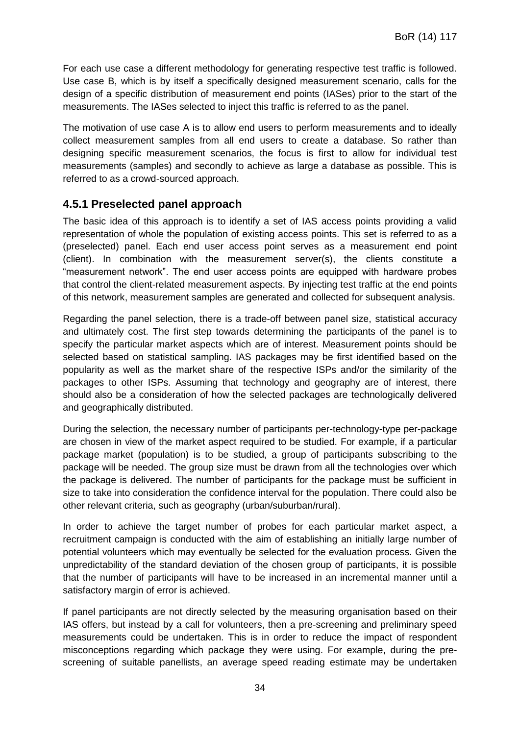For each use case a different methodology for generating respective test traffic is followed. Use case B, which is by itself a specifically designed measurement scenario, calls for the design of a specific distribution of measurement end points (IASes) prior to the start of the measurements. The IASes selected to inject this traffic is referred to as the panel.

The motivation of use case A is to allow end users to perform measurements and to ideally collect measurement samples from all end users to create a database. So rather than designing specific measurement scenarios, the focus is first to allow for individual test measurements (samples) and secondly to achieve as large a database as possible. This is referred to as a crowd-sourced approach.

### 4.5.1 Preselected panel approach

The basic idea of this approach is to identify a set of IAS access points providing a valid representation of whole the population of existing access points. This set is referred to as a (preselected) panel. Each end user access point serves as a measurement end point (client). In combination with the measurement server(s), the clients constitute a "measurement network". The end user access points are equipped with hardware probes that control the client-related measurement aspects. By injecting test traffic at the end points of this network, measurement samples are generated and collected for subsequent analysis.

Regarding the panel selection, there is a trade-off between panel size, statistical accuracy and ultimately cost. The first step towards determining the participants of the panel is to specify the particular market aspects which are of interest. Measurement points should be selected based on statistical sampling. IAS packages may be first identified based on the popularity as well as the market share of the respective ISPs and/or the similarity of the packages to other ISPs. Assuming that technology and geography are of interest, there should also be a consideration of how the selected packages are technologically delivered and geographically distributed.

During the selection, the necessary number of participants per-technology-type per-package are chosen in view of the market aspect required to be studied. For example, if a particular package market (population) is to be studied, a group of participants subscribing to the package will be needed. The group size must be drawn from all the technologies over which the package is delivered. The number of participants for the package must be sufficient in size to take into consideration the confidence interval for the population. There could also be other relevant criteria, such as geography (urban/suburban/rural).

In order to achieve the target number of probes for each particular market aspect, a recruitment campaign is conducted with the aim of establishing an initially large number of potential volunteers which may eventually be selected for the evaluation process. Given the unpredictability of the standard deviation of the chosen group of participants, it is possible that the number of participants will have to be increased in an incremental manner until a satisfactory margin of error is achieved.

If panel participants are not directly selected by the measuring organisation based on their IAS offers, but instead by a call for volunteers, then a pre-screening and preliminary speed measurements could be undertaken. This is in order to reduce the impact of respondent misconceptions regarding which package they were using. For example, during the pre-screening of suitable panellists, an average speed reading estimate may be undertaken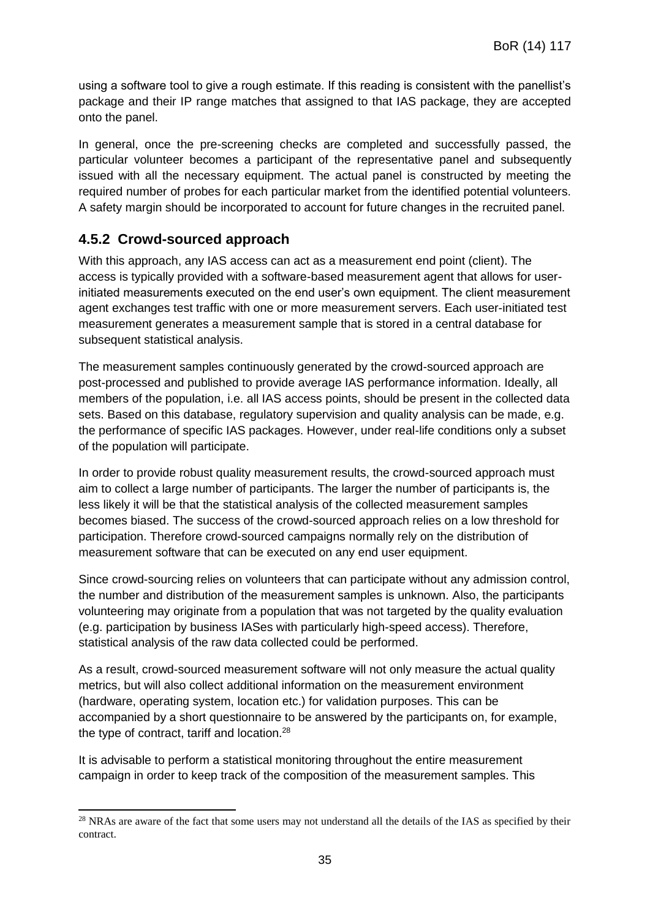using a software tool to give a rough estimate. If this reading is consistent with the panellist's package and their IP range matches that assigned to that IAS package, they are accepted onto the panel.

In general, once the pre-screening checks are completed and successfully passed, the particular volunteer becomes a participant of the representative panel and subsequently issued with all the necessary equipment. The actual panel is constructed by meeting the required number of probes for each particular market from the identified potential volunteers. A safety margin should be incorporated to account for future changes in the recruited panel.

### 4.5.2 Crowd-sourced approach

With this approach, any IAS access can act as a measurement end point (client). The access is typically provided with a software-based measurement agent that allows for user-initiated measurements executed on the end user's own equipment. The client measurement agent exchanges test traffic with one or more measurement servers. Each user-initiated test measurement generates a measurement sample that is stored in a central database for subsequent statistical analysis.

The measurement samples continuously generated by the crowd-sourced approach are post-processed and published to provide average IAS performance information. Ideally, all members of the population, i.e. all IAS access points, should be present in the collected data sets. Based on this database, regulatory supervision and quality analysis can be made, e.g. the performance of specific IAS packages. However, under real-life conditions only a subset of the population will participate.

In order to provide robust quality measurement results, the crowd-sourced approach must aim to collect a large number of participants. The larger the number of participants is, the less likely it will be that the statistical analysis of the collected measurement samples becomes biased. The success of the crowd-sourced approach relies on a low threshold for participation. Therefore crowd-sourced campaigns normally rely on the distribution of measurement software that can be executed on any end user equipment.

Since crowd-sourcing relies on volunteers that can participate without any admission control, the number and distribution of the measurement samples is unknown. Also, the participants volunteering may originate from a population that was not targeted by the quality evaluation (e.g. participation by business IASes with particularly high-speed access). Therefore, statistical analysis of the raw data collected could be performed.

As a result, crowd-sourced measurement software will not only measure the actual quality metrics, but will also collect additional information on the measurement environment (hardware, operating system, location etc.) for validation purposes. This can be accompanied by a short questionnaire to be answered by the participants on, for example, the type of contract, tariff and location.[28]

It is advisable to perform a statistical monitoring throughout the entire measurement campaign in order to keep track of the composition of the measurement samples. This

[28] NRAs are aware of the fact that some users may not understand all the details of the IAS as specified by their contract.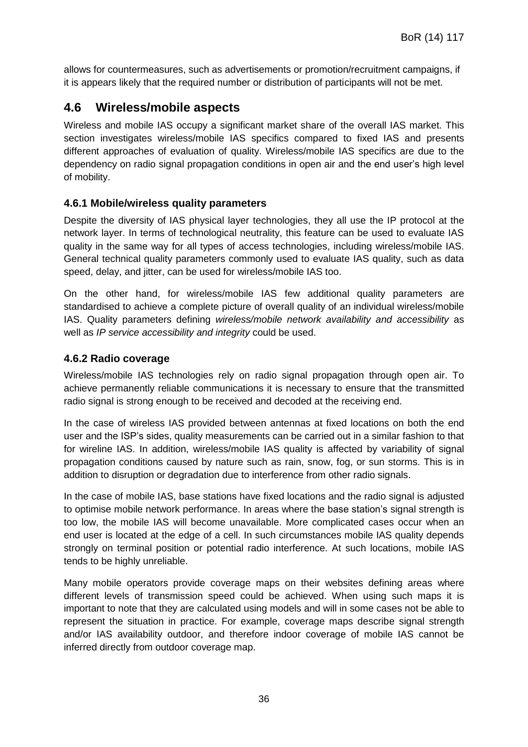allows for countermeasures, such as advertisements or promotion/recruitment campaigns, if it is appears likely that the required number or distribution of participants will not be met.

## 4.6 Wireless/mobile aspects

Wireless and mobile IAS occupy a significant market share of the overall IAS market. This section investigates wireless/mobile IAS specifics compared to fixed IAS and presents different approaches of evaluation of quality. Wireless/mobile IAS specifics are due to the dependency on radio signal propagation conditions in open air and the end user's high level of mobility.

### 4.6.1 Mobile/wireless quality parameters

Despite the diversity of IAS physical layer technologies, they all use the IP protocol at the network layer. In terms of technological neutrality, this feature can be used to evaluate IAS quality in the same way for all types of access technologies, including wireless/mobile IAS. General technical quality parameters commonly used to evaluate IAS quality, such as data speed, delay, and jitter, can be used for wireless/mobile IAS too.

On the other hand, for wireless/mobile IAS few additional quality parameters are standardised to achieve a complete picture of overall quality of an individual wireless/mobile IAS. Quality parameters defining *wireless/mobile network availability and accessibility* as well as *IP service accessibility and integrity* could be used.

### 4.6.2 Radio coverage

Wireless/mobile IAS technologies rely on radio signal propagation through open air. To achieve permanently reliable communications it is necessary to ensure that the transmitted radio signal is strong enough to be received and decoded at the receiving end.

In the case of wireless IAS provided between antennas at fixed locations on both the end user and the ISP's sides, quality measurements can be carried out in a similar fashion to that for wireline IAS. In addition, wireless/mobile IAS quality is affected by variability of signal propagation conditions caused by nature such as rain, snow, fog, or sun storms. This is in addition to disruption or degradation due to interference from other radio signals.

In the case of mobile IAS, base stations have fixed locations and the radio signal is adjusted to optimise mobile network performance. In areas where the base station's signal strength is too low, the mobile IAS will become unavailable. More complicated cases occur when an end user is located at the edge of a cell. In such circumstances mobile IAS quality depends strongly on terminal position or potential radio interference. At such locations, mobile IAS tends to be highly unreliable.

Many mobile operators provide coverage maps on their websites defining areas where different levels of transmission speed could be achieved. When using such maps it is important to note that they are calculated using models and will in some cases not be able to represent the situation in practice. For example, coverage maps describe signal strength and/or IAS availability outdoor, and therefore indoor coverage of mobile IAS cannot be inferred directly from outdoor coverage map.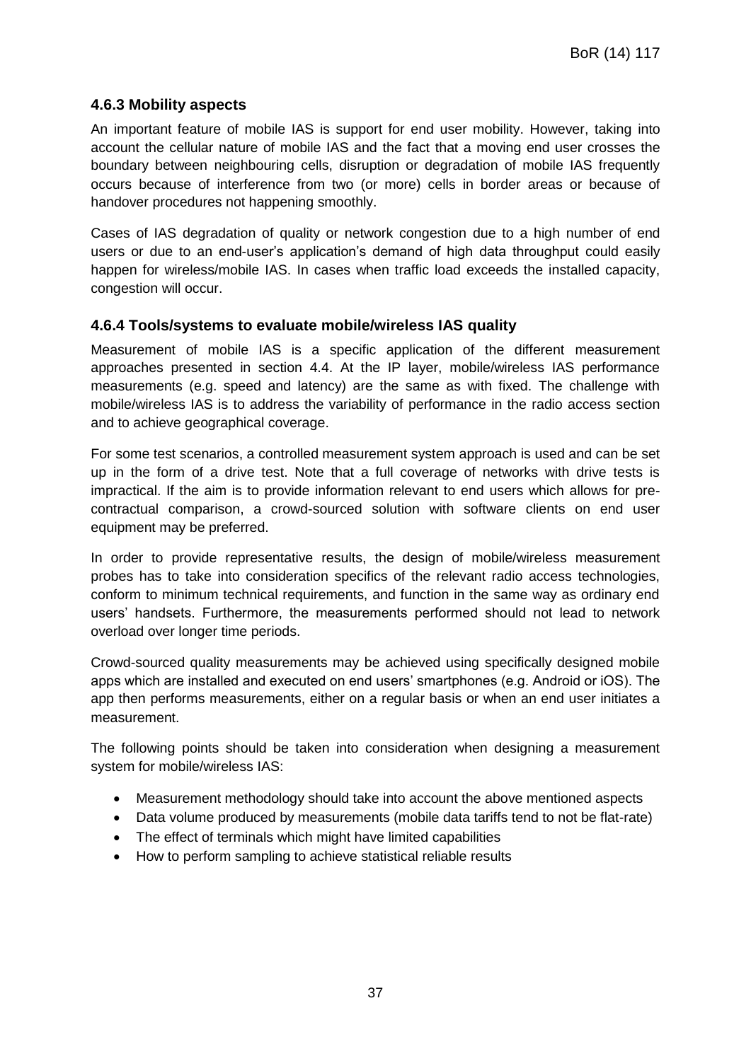### 4.6.3 Mobility aspects

An important feature of mobile IAS is support for end user mobility. However, taking into account the cellular nature of mobile IAS and the fact that a moving end user crosses the boundary between neighbouring cells, disruption or degradation of mobile IAS frequently occurs because of interference from two (or more) cells in border areas or because of handover procedures not happening smoothly.

Cases of IAS degradation of quality or network congestion due to a high number of end users or due to an end-user's application's demand of high data throughput could easily happen for wireless/mobile IAS. In cases when traffic load exceeds the installed capacity, congestion will occur.

### 4.6.4 Tools/systems to evaluate mobile/wireless IAS quality

Measurement of mobile IAS is a specific application of the different measurement approaches presented in section 4.4. At the IP layer, mobile/wireless IAS performance measurements (e.g. speed and latency) are the same as with fixed. The challenge with mobile/wireless IAS is to address the variability of performance in the radio access section and to achieve geographical coverage.

For some test scenarios, a controlled measurement system approach is used and can be set up in the form of a drive test. Note that a full coverage of networks with drive tests is impractical. If the aim is to provide information relevant to end users which allows for pre-contractual comparison, a crowd-sourced solution with software clients on end user equipment may be preferred.

In order to provide representative results, the design of mobile/wireless measurement probes has to take into consideration specifics of the relevant radio access technologies, conform to minimum technical requirements, and function in the same way as ordinary end users' handsets. Furthermore, the measurements performed should not lead to network overload over longer time periods.

Crowd-sourced quality measurements may be achieved using specifically designed mobile apps which are installed and executed on end users' smartphones (e.g. Android or iOS). The app then performs measurements, either on a regular basis or when an end user initiates a measurement.

The following points should be taken into consideration when designing a measurement system for mobile/wireless IAS:

- Measurement methodology should take into account the above mentioned aspects
- Data volume produced by measurements (mobile data tariffs tend to not be flat-rate)
- The effect of terminals which might have limited capabilities
- How to perform sampling to achieve statistical reliable results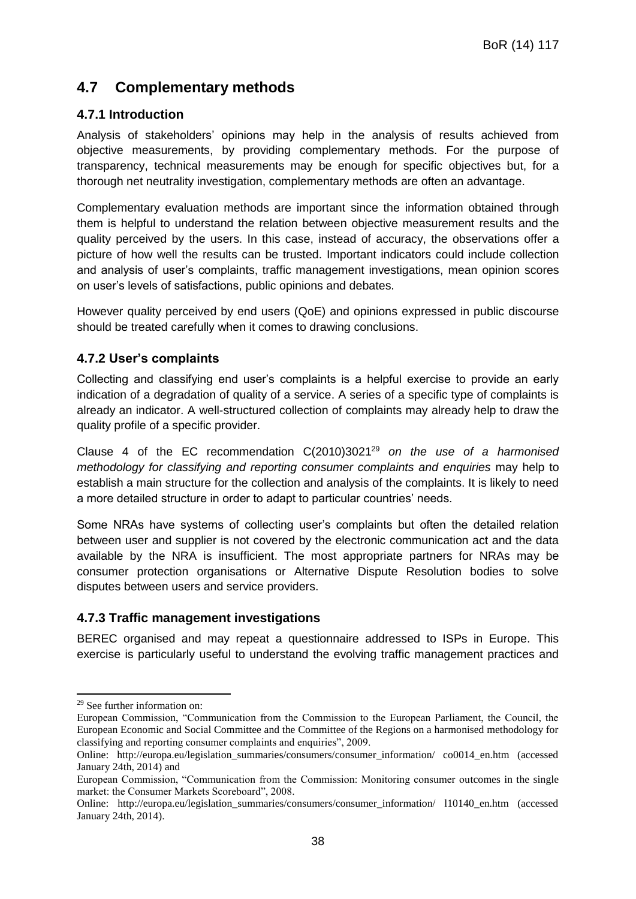## 4.7 Complementary methods

### 4.7.1 Introduction

Analysis of stakeholders' opinions may help in the analysis of results achieved from objective measurements, by providing complementary methods. For the purpose of transparency, technical measurements may be enough for specific objectives but, for a thorough net neutrality investigation, complementary methods are often an advantage.

Complementary evaluation methods are important since the information obtained through them is helpful to understand the relation between objective measurement results and the quality perceived by the users. In this case, instead of accuracy, the observations offer a picture of how well the results can be trusted. Important indicators could include collection and analysis of user's complaints, traffic management investigations, mean opinion scores on user's levels of satisfactions, public opinions and debates.

However quality perceived by end users (QoE) and opinions expressed in public discourse should be treated carefully when it comes to drawing conclusions.

### 4.7.2 User's complaints

Collecting and classifying end user's complaints is a helpful exercise to provide an early indication of a degradation of quality of a service. A series of a specific type of complaints is already an indicator. A well-structured collection of complaints may already help to draw the quality profile of a specific provider.

Clause 4 of the EC recommendation C(2010)3021[29] *on the use of a harmonised methodology for classifying and reporting consumer complaints and enquiries* may help to establish a main structure for the collection and analysis of the complaints. It is likely to need a more detailed structure in order to adapt to particular countries' needs.

Some NRAs have systems of collecting user's complaints but often the detailed relation between user and supplier is not covered by the electronic communication act and the data available by the NRA is insufficient. The most appropriate partners for NRAs may be consumer protection organisations or Alternative Dispute Resolution bodies to solve disputes between users and service providers.

### 4.7.3 Traffic management investigations

BEREC organised and may repeat a questionnaire addressed to ISPs in Europe. This exercise is particularly useful to understand the evolving traffic management practices and

---

[29] See further information on:
European Commission, "Communication from the Commission to the European Parliament, the Council, the European Economic and Social Committee and the Committee of the Regions on a harmonised methodology for classifying and reporting consumer complaints and enquiries", 2009.
Online: http://europa.eu/legislation_summaries/consumers/consumer_information/ co0014_en.htm (accessed January 24th, 2014) and
European Commission, "Communication from the Commission: Monitoring consumer outcomes in the single market: the Consumer Markets Scoreboard", 2008.
Online: http://europa.eu/legislation_summaries/consumers/consumer_information/ l10140_en.htm (accessed January 24th, 2014).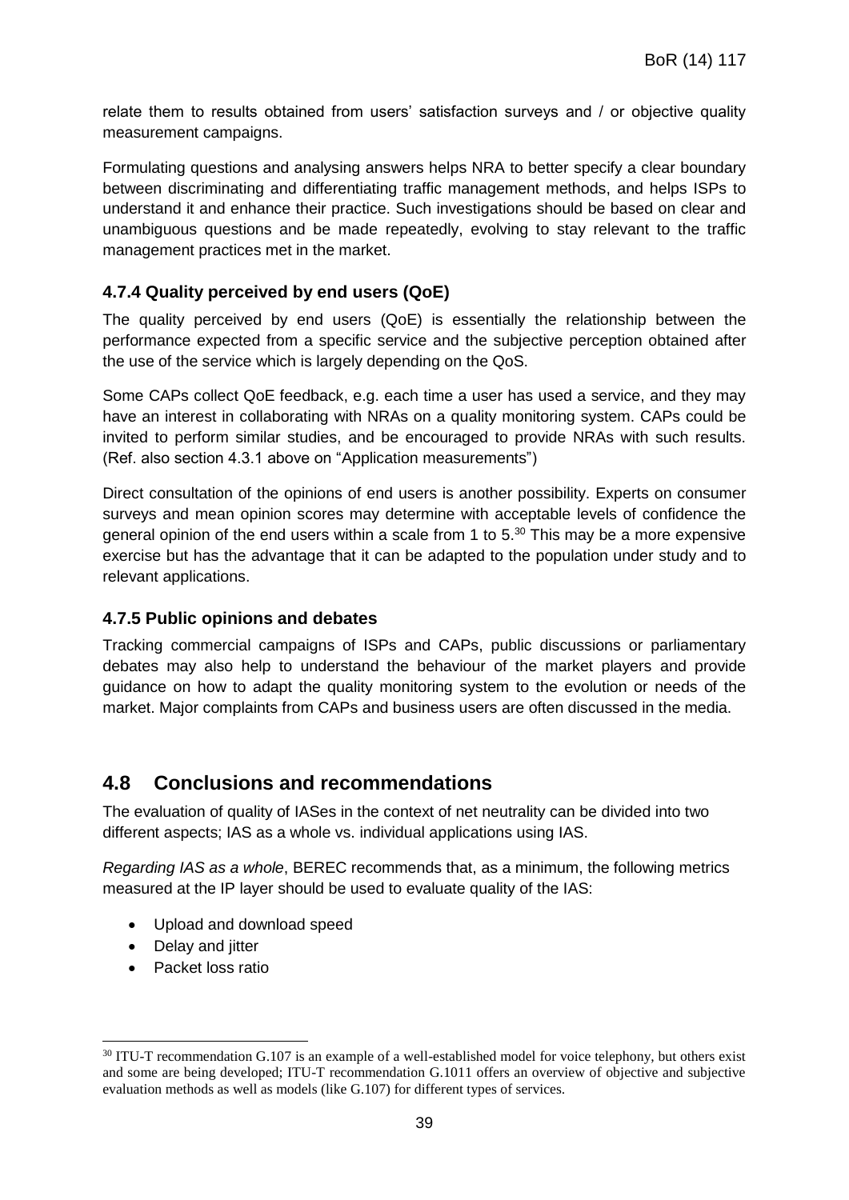relate them to results obtained from users' satisfaction surveys and / or objective quality measurement campaigns.

Formulating questions and analysing answers helps NRA to better specify a clear boundary between discriminating and differentiating traffic management methods, and helps ISPs to understand it and enhance their practice. Such investigations should be based on clear and unambiguous questions and be made repeatedly, evolving to stay relevant to the traffic management practices met in the market.

### 4.7.4 Quality perceived by end users (QoE)

The quality perceived by end users (QoE) is essentially the relationship between the performance expected from a specific service and the subjective perception obtained after the use of the service which is largely depending on the QoS.

Some CAPs collect QoE feedback, e.g. each time a user has used a service, and they may have an interest in collaborating with NRAs on a quality monitoring system. CAPs could be invited to perform similar studies, and be encouraged to provide NRAs with such results. (Ref. also section 4.3.1 above on "Application measurements")

Direct consultation of the opinions of end users is another possibility. Experts on consumer surveys and mean opinion scores may determine with acceptable levels of confidence the general opinion of the end users within a scale from 1 to 5.[30] This may be a more expensive exercise but has the advantage that it can be adapted to the population under study and to relevant applications.

### 4.7.5 Public opinions and debates

Tracking commercial campaigns of ISPs and CAPs, public discussions or parliamentary debates may also help to understand the behaviour of the market players and provide guidance on how to adapt the quality monitoring system to the evolution or needs of the market. Major complaints from CAPs and business users are often discussed in the media.

## 4.8 Conclusions and recommendations

The evaluation of quality of IASes in the context of net neutrality can be divided into two different aspects; IAS as a whole vs. individual applications using IAS.

*Regarding IAS as a whole*, BEREC recommends that, as a minimum, the following metrics measured at the IP layer should be used to evaluate quality of the IAS:

- Upload and download speed
- Delay and jitter
- Packet loss ratio

---

[30] ITU-T recommendation G.107 is an example of a well-established model for voice telephony, but others exist and some are being developed; ITU-T recommendation G.1011 offers an overview of objective and subjective evaluation methods as well as models (like G.107) for different types of services.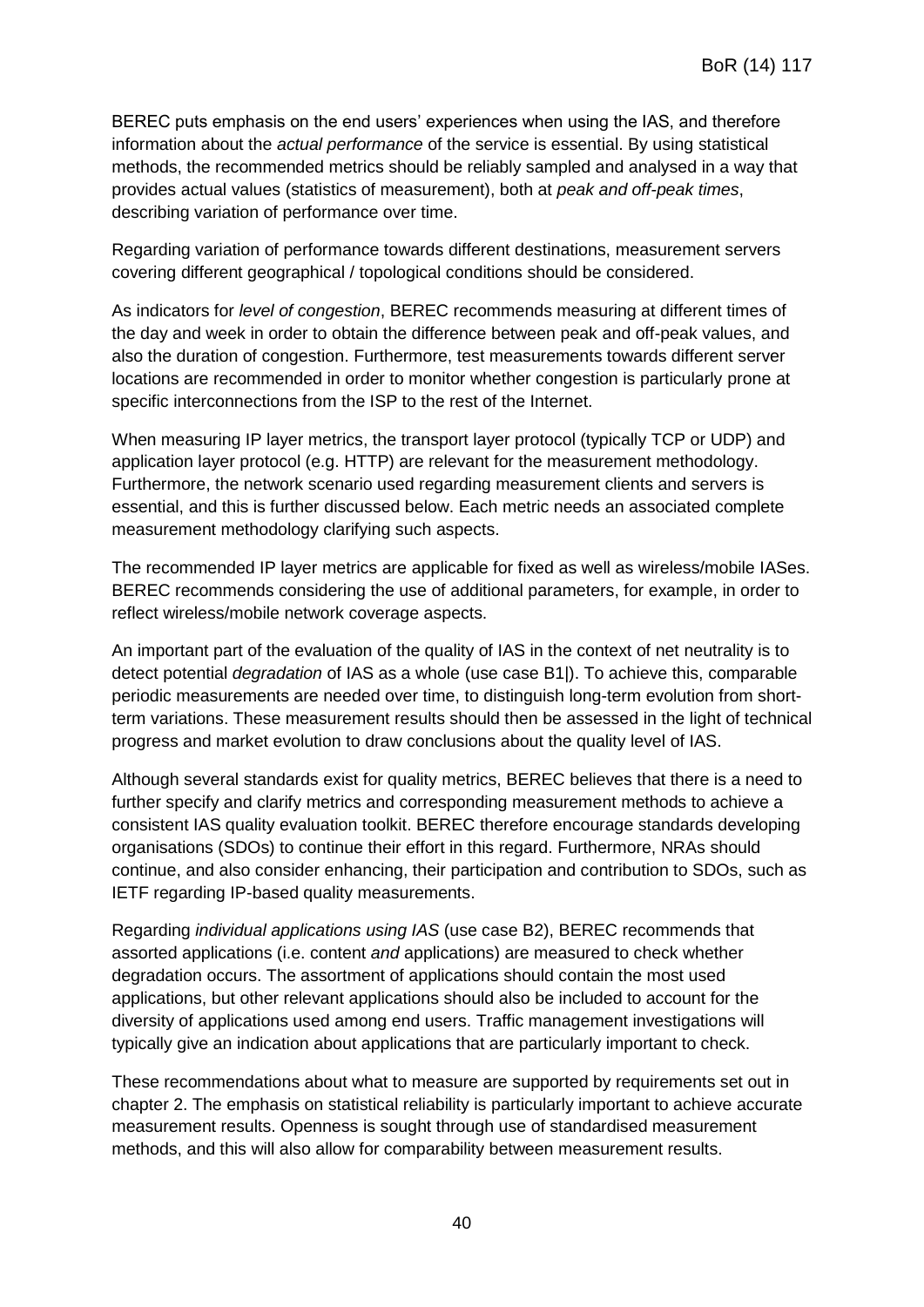BEREC puts emphasis on the end users' experiences when using the IAS, and therefore information about the *actual performance* of the service is essential. By using statistical methods, the recommended metrics should be reliably sampled and analysed in a way that provides actual values (statistics of measurement), both at *peak and off-peak times*, describing variation of performance over time.

Regarding variation of performance towards different destinations, measurement servers covering different geographical / topological conditions should be considered.

As indicators for *level of congestion*, BEREC recommends measuring at different times of the day and week in order to obtain the difference between peak and off-peak values, and also the duration of congestion. Furthermore, test measurements towards different server locations are recommended in order to monitor whether congestion is particularly prone at specific interconnections from the ISP to the rest of the Internet.

When measuring IP layer metrics, the transport layer protocol (typically TCP or UDP) and application layer protocol (e.g. HTTP) are relevant for the measurement methodology. Furthermore, the network scenario used regarding measurement clients and servers is essential, and this is further discussed below. Each metric needs an associated complete measurement methodology clarifying such aspects.

The recommended IP layer metrics are applicable for fixed as well as wireless/mobile IASes. BEREC recommends considering the use of additional parameters, for example, in order to reflect wireless/mobile network coverage aspects.

An important part of the evaluation of the quality of IAS in the context of net neutrality is to detect potential *degradation* of IAS as a whole (use case B1|). To achieve this, comparable periodic measurements are needed over time, to distinguish long-term evolution from short-term variations. These measurement results should then be assessed in the light of technical progress and market evolution to draw conclusions about the quality level of IAS.

Although several standards exist for quality metrics, BEREC believes that there is a need to further specify and clarify metrics and corresponding measurement methods to achieve a consistent IAS quality evaluation toolkit. BEREC therefore encourage standards developing organisations (SDOs) to continue their effort in this regard. Furthermore, NRAs should continue, and also consider enhancing, their participation and contribution to SDOs, such as IETF regarding IP-based quality measurements.

Regarding *individual applications using IAS* (use case B2), BEREC recommends that assorted applications (i.e. content *and* applications) are measured to check whether degradation occurs. The assortment of applications should contain the most used applications, but other relevant applications should also be included to account for the diversity of applications used among end users. Traffic management investigations will typically give an indication about applications that are particularly important to check.

These recommendations about what to measure are supported by requirements set out in chapter 2. The emphasis on statistical reliability is particularly important to achieve accurate measurement results. Openness is sought through use of standardised measurement methods, and this will also allow for comparability between measurement results.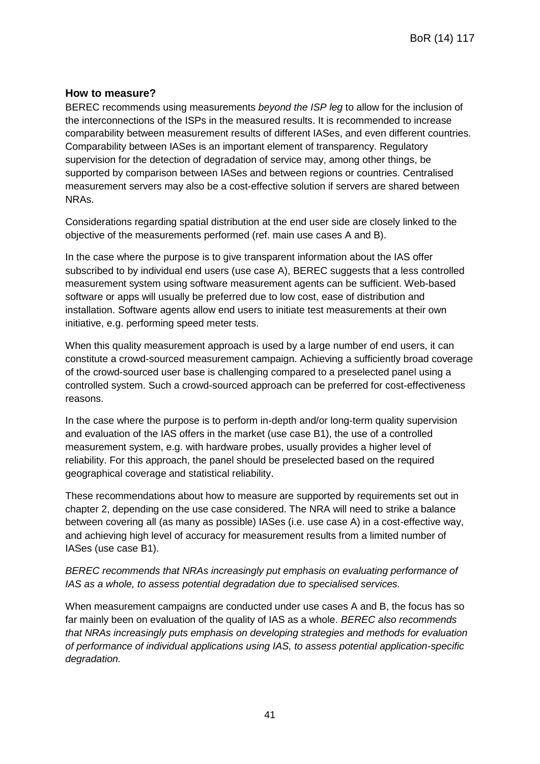### How to measure?

BEREC recommends using measurements *beyond the ISP leg* to allow for the inclusion of the interconnections of the ISPs in the measured results. It is recommended to increase comparability between measurement results of different IASes, and even different countries. Comparability between IASes is an important element of transparency. Regulatory supervision for the detection of degradation of service may, among other things, be supported by comparison between IASes and between regions or countries. Centralised measurement servers may also be a cost-effective solution if servers are shared between NRAs.

Considerations regarding spatial distribution at the end user side are closely linked to the objective of the measurements performed (ref. main use cases A and B).

In the case where the purpose is to give transparent information about the IAS offer subscribed to by individual end users (use case A), BEREC suggests that a less controlled measurement system using software measurement agents can be sufficient. Web-based software or apps will usually be preferred due to low cost, ease of distribution and installation. Software agents allow end users to initiate test measurements at their own initiative, e.g. performing speed meter tests.

When this quality measurement approach is used by a large number of end users, it can constitute a crowd-sourced measurement campaign. Achieving a sufficiently broad coverage of the crowd-sourced user base is challenging compared to a preselected panel using a controlled system. Such a crowd-sourced approach can be preferred for cost-effectiveness reasons.

In the case where the purpose is to perform in-depth and/or long-term quality supervision and evaluation of the IAS offers in the market (use case B1), the use of a controlled measurement system, e.g. with hardware probes, usually provides a higher level of reliability. For this approach, the panel should be preselected based on the required geographical coverage and statistical reliability.

These recommendations about how to measure are supported by requirements set out in chapter 2, depending on the use case considered. The NRA will need to strike a balance between covering all (as many as possible) IASes (i.e. use case A) in a cost-effective way, and achieving high level of accuracy for measurement results from a limited number of IASes (use case B1).

*BEREC recommends that NRAs increasingly put emphasis on evaluating performance of IAS as a whole, to assess potential degradation due to specialised services.*

When measurement campaigns are conducted under use cases A and B, the focus has so far mainly been on evaluation of the quality of IAS as a whole. *BEREC also recommends that NRAs increasingly puts emphasis on developing strategies and methods for evaluation of performance of individual applications using IAS, to assess potential application-specific degradation.*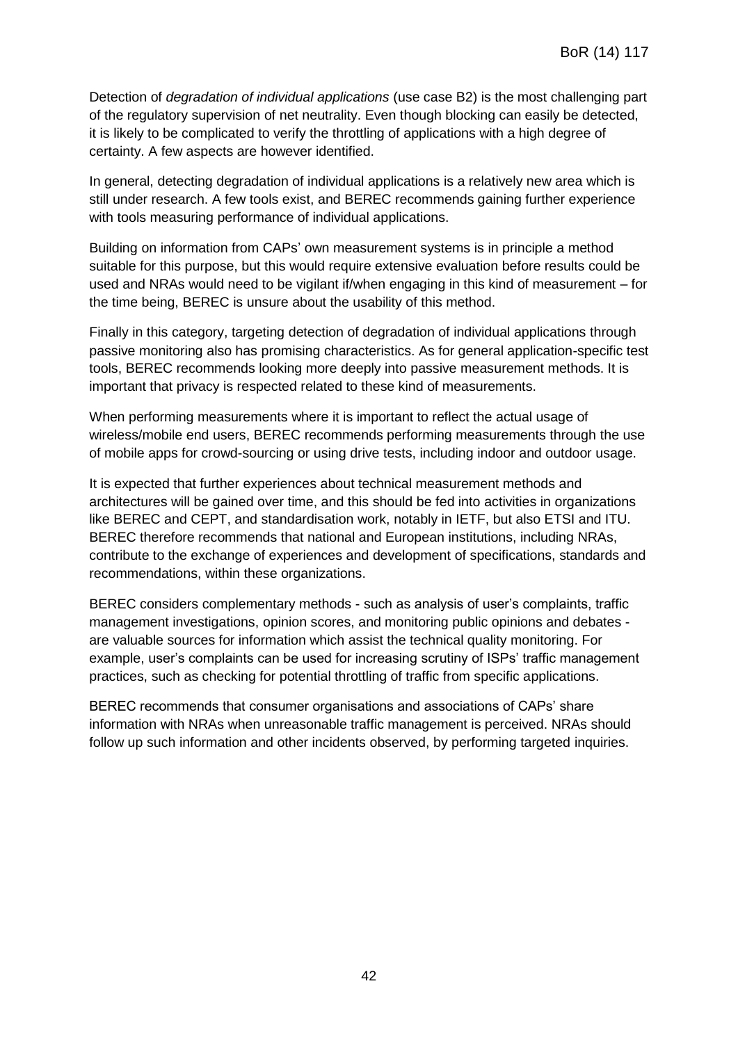Detection of *degradation of individual applications* (use case B2) is the most challenging part of the regulatory supervision of net neutrality. Even though blocking can easily be detected, it is likely to be complicated to verify the throttling of applications with a high degree of certainty. A few aspects are however identified.

In general, detecting degradation of individual applications is a relatively new area which is still under research. A few tools exist, and BEREC recommends gaining further experience with tools measuring performance of individual applications.

Building on information from CAPs' own measurement systems is in principle a method suitable for this purpose, but this would require extensive evaluation before results could be used and NRAs would need to be vigilant if/when engaging in this kind of measurement – for the time being, BEREC is unsure about the usability of this method.

Finally in this category, targeting detection of degradation of individual applications through passive monitoring also has promising characteristics. As for general application-specific test tools, BEREC recommends looking more deeply into passive measurement methods. It is important that privacy is respected related to these kind of measurements.

When performing measurements where it is important to reflect the actual usage of wireless/mobile end users, BEREC recommends performing measurements through the use of mobile apps for crowd-sourcing or using drive tests, including indoor and outdoor usage.

It is expected that further experiences about technical measurement methods and architectures will be gained over time, and this should be fed into activities in organizations like BEREC and CEPT, and standardisation work, notably in IETF, but also ETSI and ITU. BEREC therefore recommends that national and European institutions, including NRAs, contribute to the exchange of experiences and development of specifications, standards and recommendations, within these organizations.

BEREC considers complementary methods - such as analysis of user's complaints, traffic management investigations, opinion scores, and monitoring public opinions and debates - are valuable sources for information which assist the technical quality monitoring. For example, user's complaints can be used for increasing scrutiny of ISPs' traffic management practices, such as checking for potential throttling of traffic from specific applications.

BEREC recommends that consumer organisations and associations of CAPs' share information with NRAs when unreasonable traffic management is perceived. NRAs should follow up such information and other incidents observed, by performing targeted inquiries.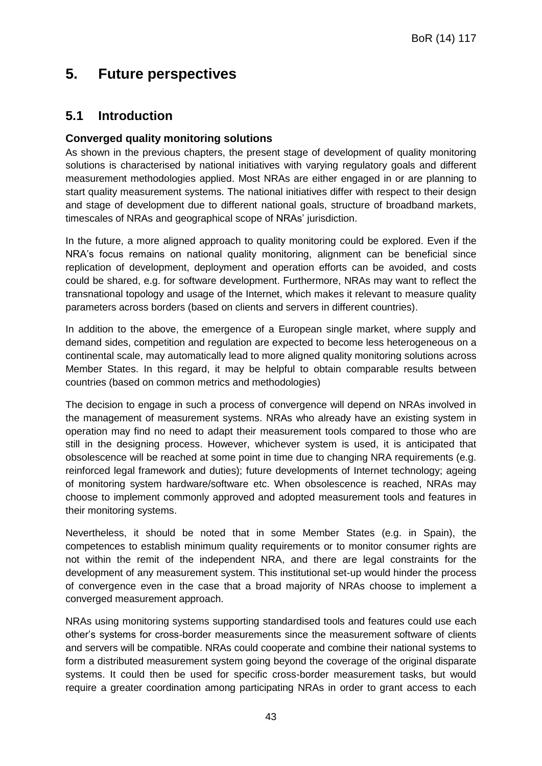# 5. Future perspectives

## 5.1 Introduction

### Converged quality monitoring solutions

As shown in the previous chapters, the present stage of development of quality monitoring solutions is characterised by national initiatives with varying regulatory goals and different measurement methodologies applied. Most NRAs are either engaged in or are planning to start quality measurement systems. The national initiatives differ with respect to their design and stage of development due to different national goals, structure of broadband markets, timescales of NRAs and geographical scope of NRAs' jurisdiction.

In the future, a more aligned approach to quality monitoring could be explored. Even if the NRA's focus remains on national quality monitoring, alignment can be beneficial since replication of development, deployment and operation efforts can be avoided, and costs could be shared, e.g. for software development. Furthermore, NRAs may want to reflect the transnational topology and usage of the Internet, which makes it relevant to measure quality parameters across borders (based on clients and servers in different countries).

In addition to the above, the emergence of a European single market, where supply and demand sides, competition and regulation are expected to become less heterogeneous on a continental scale, may automatically lead to more aligned quality monitoring solutions across Member States. In this regard, it may be helpful to obtain comparable results between countries (based on common metrics and methodologies)

The decision to engage in such a process of convergence will depend on NRAs involved in the management of measurement systems. NRAs who already have an existing system in operation may find no need to adapt their measurement tools compared to those who are still in the designing process. However, whichever system is used, it is anticipated that obsolescence will be reached at some point in time due to changing NRA requirements (e.g. reinforced legal framework and duties); future developments of Internet technology; ageing of monitoring system hardware/software etc. When obsolescence is reached, NRAs may choose to implement commonly approved and adopted measurement tools and features in their monitoring systems.

Nevertheless, it should be noted that in some Member States (e.g. in Spain), the competences to establish minimum quality requirements or to monitor consumer rights are not within the remit of the independent NRA, and there are legal constraints for the development of any measurement system. This institutional set-up would hinder the process of convergence even in the case that a broad majority of NRAs choose to implement a converged measurement approach.

NRAs using monitoring systems supporting standardised tools and features could use each other's systems for cross-border measurements since the measurement software of clients and servers will be compatible. NRAs could cooperate and combine their national systems to form a distributed measurement system going beyond the coverage of the original disparate systems. It could then be used for specific cross-border measurement tasks, but would require a greater coordination among participating NRAs in order to grant access to each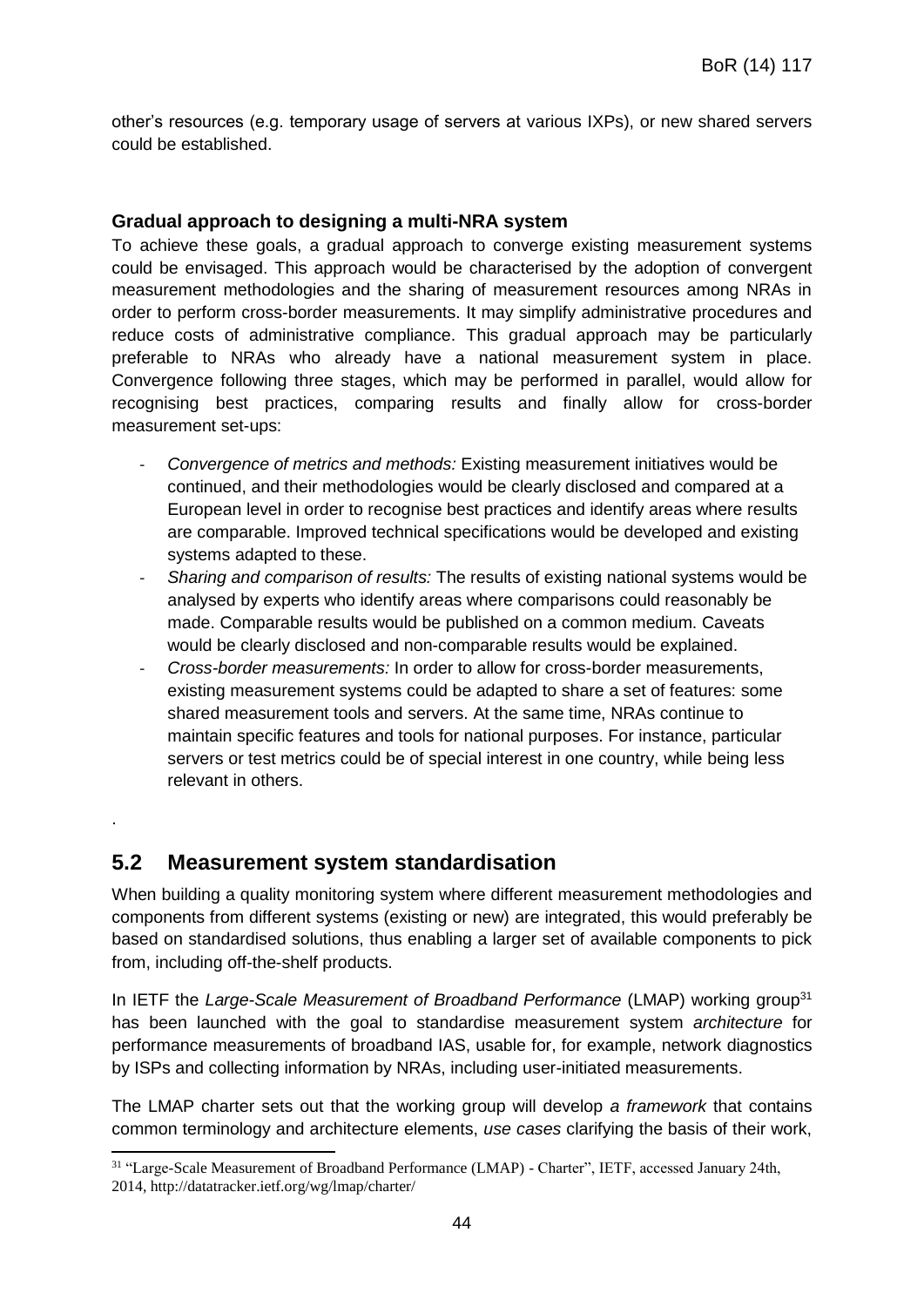other's resources (e.g. temporary usage of servers at various IXPs), or new shared servers could be established.

### Gradual approach to designing a multi-NRA system

To achieve these goals, a gradual approach to converge existing measurement systems could be envisaged. This approach would be characterised by the adoption of convergent measurement methodologies and the sharing of measurement resources among NRAs in order to perform cross-border measurements. It may simplify administrative procedures and reduce costs of administrative compliance. This gradual approach may be particularly preferable to NRAs who already have a national measurement system in place. Convergence following three stages, which may be performed in parallel, would allow for recognising best practices, comparing results and finally allow for cross-border measurement set-ups:

- *Convergence of metrics and methods:* Existing measurement initiatives would be continued, and their methodologies would be clearly disclosed and compared at a European level in order to recognise best practices and identify areas where results are comparable. Improved technical specifications would be developed and existing systems adapted to these.
- *Sharing and comparison of results:* The results of existing national systems would be analysed by experts who identify areas where comparisons could reasonably be made. Comparable results would be published on a common medium. Caveats would be clearly disclosed and non-comparable results would be explained.
- *Cross-border measurements:* In order to allow for cross-border measurements, existing measurement systems could be adapted to share a set of features: some shared measurement tools and servers. At the same time, NRAs continue to maintain specific features and tools for national purposes. For instance, particular servers or test metrics could be of special interest in one country, while being less relevant in others.

.

## 5.2 Measurement system standardisation

When building a quality monitoring system where different measurement methodologies and components from different systems (existing or new) are integrated, this would preferably be based on standardised solutions, thus enabling a larger set of available components to pick from, including off-the-shelf products.

In IETF the *Large-Scale Measurement of Broadband Performance* (LMAP) working group[31] has been launched with the goal to standardise measurement system *architecture* for performance measurements of broadband IAS, usable for, for example, network diagnostics by ISPs and collecting information by NRAs, including user-initiated measurements.

The LMAP charter sets out that the working group will develop *a framework* that contains common terminology and architecture elements, *use cases* clarifying the basis of their work,

[31] "Large-Scale Measurement of Broadband Performance (LMAP) - Charter", IETF, accessed January 24th, 2014, http://datatracker.ietf.org/wg/lmap/charter/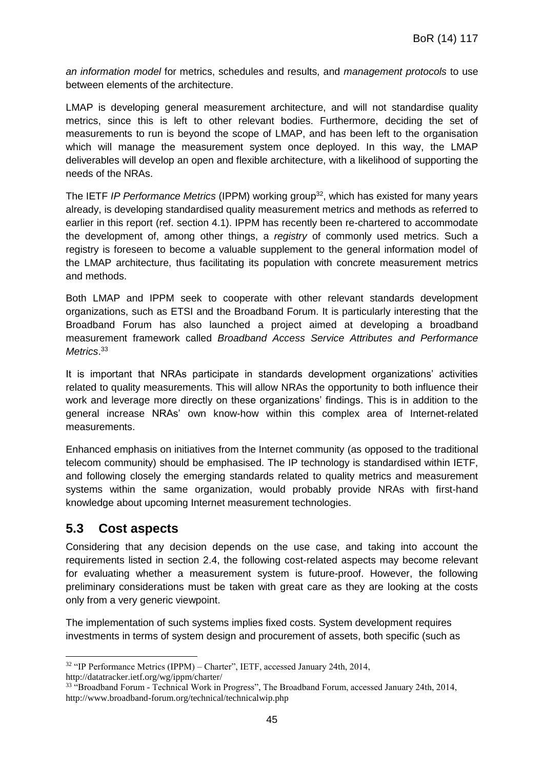*an information model* for metrics, schedules and results, and *management protocols* to use between elements of the architecture.

LMAP is developing general measurement architecture, and will not standardise quality metrics, since this is left to other relevant bodies. Furthermore, deciding the set of measurements to run is beyond the scope of LMAP, and has been left to the organisation which will manage the measurement system once deployed. In this way, the LMAP deliverables will develop an open and flexible architecture, with a likelihood of supporting the needs of the NRAs.

The IETF *IP Performance Metrics* (IPPM) working group[32], which has existed for many years already, is developing standardised quality measurement metrics and methods as referred to earlier in this report (ref. section 4.1). IPPM has recently been re-chartered to accommodate the development of, among other things, a *registry* of commonly used metrics. Such a registry is foreseen to become a valuable supplement to the general information model of the LMAP architecture, thus facilitating its population with concrete measurement metrics and methods.

Both LMAP and IPPM seek to cooperate with other relevant standards development organizations, such as ETSI and the Broadband Forum. It is particularly interesting that the Broadband Forum has also launched a project aimed at developing a broadband measurement framework called *Broadband Access Service Attributes and Performance Metrics*.[33]

It is important that NRAs participate in standards development organizations' activities related to quality measurements. This will allow NRAs the opportunity to both influence their work and leverage more directly on these organizations' findings. This is in addition to the general increase NRAs' own know-how within this complex area of Internet-related measurements.

Enhanced emphasis on initiatives from the Internet community (as opposed to the traditional telecom community) should be emphasised. The IP technology is standardised within IETF, and following closely the emerging standards related to quality metrics and measurement systems within the same organization, would probably provide NRAs with first-hand knowledge about upcoming Internet measurement technologies.

## 5.3 Cost aspects

Considering that any decision depends on the use case, and taking into account the requirements listed in section 2.4, the following cost-related aspects may become relevant for evaluating whether a measurement system is future-proof. However, the following preliminary considerations must be taken with great care as they are looking at the costs only from a very generic viewpoint.

The implementation of such systems implies fixed costs. System development requires investments in terms of system design and procurement of assets, both specific (such as

---

[32] "IP Performance Metrics (IPPM) – Charter", IETF, accessed January 24th, 2014, http://datatracker.ietf.org/wg/ippm/charter/

[33] "Broadband Forum - Technical Work in Progress", The Broadband Forum, accessed January 24th, 2014, http://www.broadband-forum.org/technical/technicalwip.php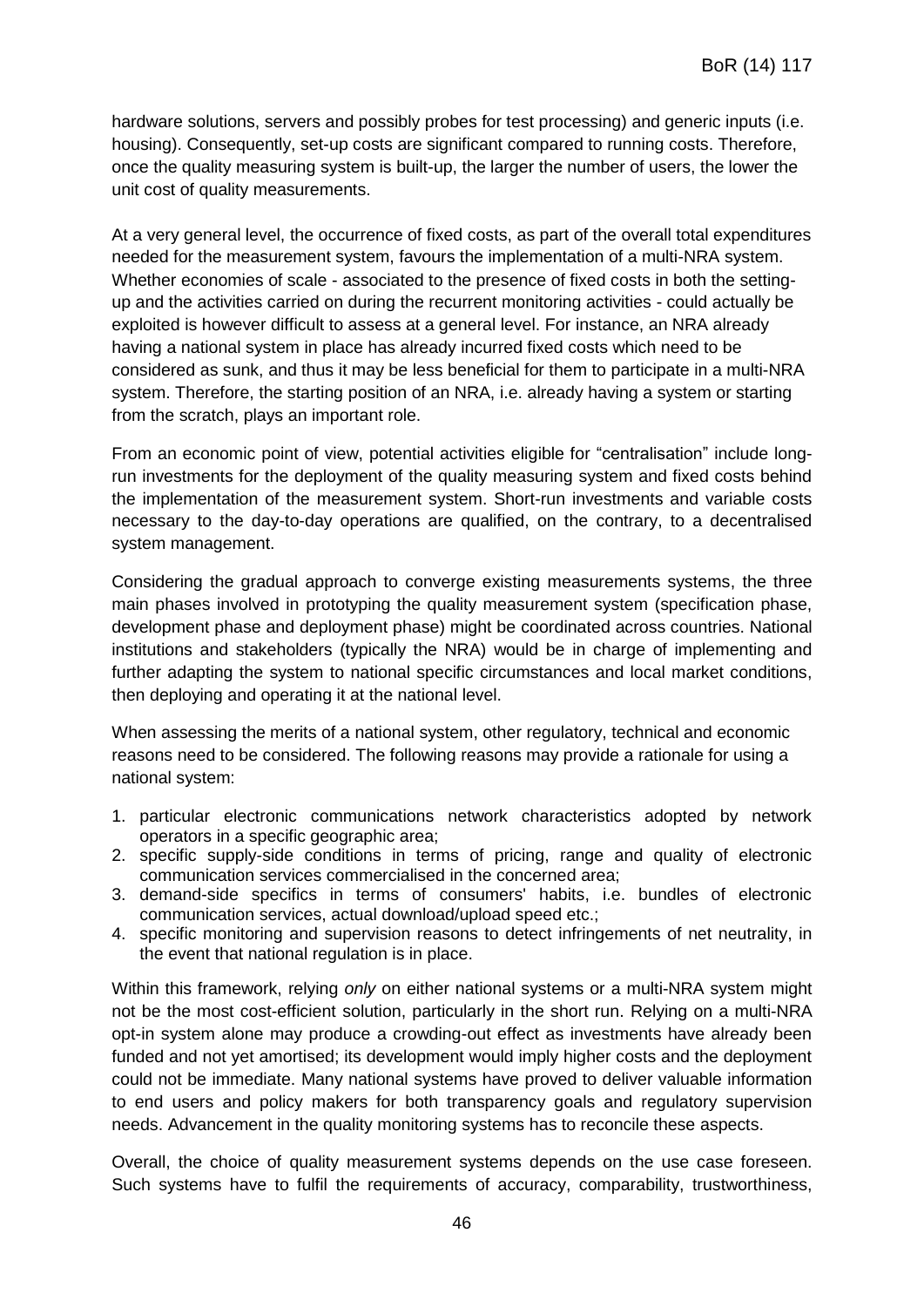hardware solutions, servers and possibly probes for test processing) and generic inputs (i.e. housing). Consequently, set-up costs are significant compared to running costs. Therefore, once the quality measuring system is built-up, the larger the number of users, the lower the unit cost of quality measurements.

At a very general level, the occurrence of fixed costs, as part of the overall total expenditures needed for the measurement system, favours the implementation of a multi-NRA system. Whether economies of scale - associated to the presence of fixed costs in both the setting-up and the activities carried on during the recurrent monitoring activities - could actually be exploited is however difficult to assess at a general level. For instance, an NRA already having a national system in place has already incurred fixed costs which need to be considered as sunk, and thus it may be less beneficial for them to participate in a multi-NRA system. Therefore, the starting position of an NRA, i.e. already having a system or starting from the scratch, plays an important role.

From an economic point of view, potential activities eligible for "centralisation" include long-run investments for the deployment of the quality measuring system and fixed costs behind the implementation of the measurement system. Short-run investments and variable costs necessary to the day-to-day operations are qualified, on the contrary, to a decentralised system management.

Considering the gradual approach to converge existing measurements systems, the three main phases involved in prototyping the quality measurement system (specification phase, development phase and deployment phase) might be coordinated across countries. National institutions and stakeholders (typically the NRA) would be in charge of implementing and further adapting the system to national specific circumstances and local market conditions, then deploying and operating it at the national level.

When assessing the merits of a national system, other regulatory, technical and economic reasons need to be considered. The following reasons may provide a rationale for using a national system:

1. particular electronic communications network characteristics adopted by network operators in a specific geographic area;
2. specific supply-side conditions in terms of pricing, range and quality of electronic communication services commercialised in the concerned area;
3. demand-side specifics in terms of consumers' habits, i.e. bundles of electronic communication services, actual download/upload speed etc.;
4. specific monitoring and supervision reasons to detect infringements of net neutrality, in the event that national regulation is in place.

Within this framework, relying *only* on either national systems or a multi-NRA system might not be the most cost-efficient solution, particularly in the short run. Relying on a multi-NRA opt-in system alone may produce a crowding-out effect as investments have already been funded and not yet amortised; its development would imply higher costs and the deployment could not be immediate. Many national systems have proved to deliver valuable information to end users and policy makers for both transparency goals and regulatory supervision needs. Advancement in the quality monitoring systems has to reconcile these aspects.

Overall, the choice of quality measurement systems depends on the use case foreseen. Such systems have to fulfil the requirements of accuracy, comparability, trustworthiness,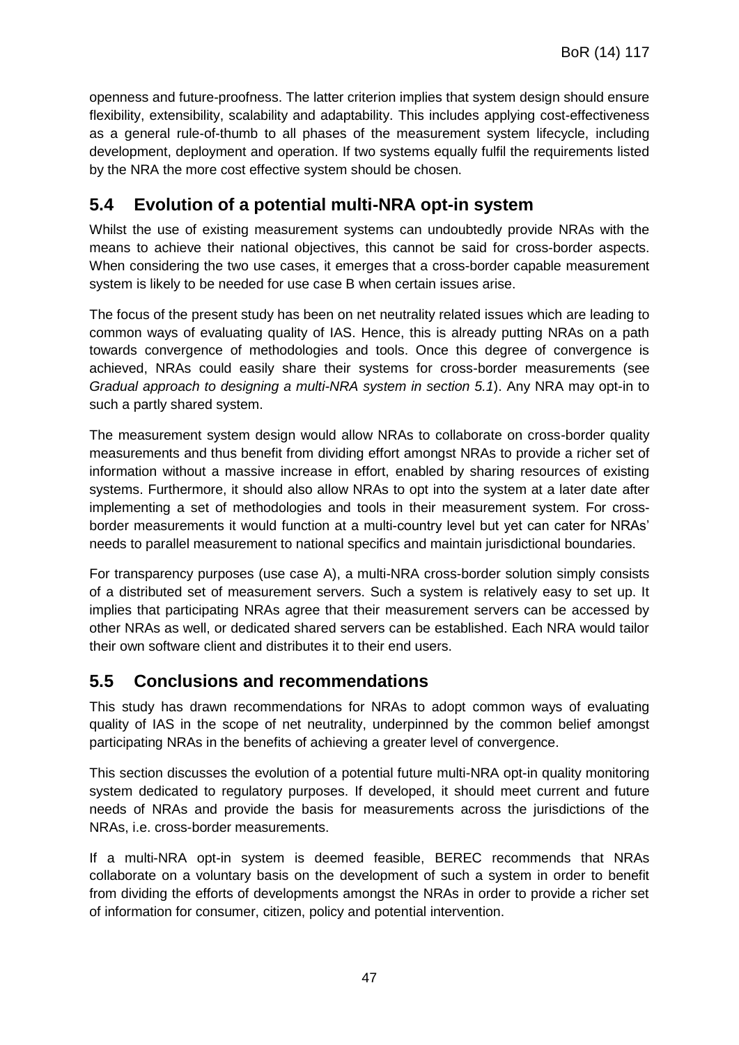openness and future-proofness. The latter criterion implies that system design should ensure flexibility, extensibility, scalability and adaptability. This includes applying cost-effectiveness as a general rule-of-thumb to all phases of the measurement system lifecycle, including development, deployment and operation. If two systems equally fulfil the requirements listed by the NRA the more cost effective system should be chosen.

## 5.4 Evolution of a potential multi-NRA opt-in system

Whilst the use of existing measurement systems can undoubtedly provide NRAs with the means to achieve their national objectives, this cannot be said for cross-border aspects. When considering the two use cases, it emerges that a cross-border capable measurement system is likely to be needed for use case B when certain issues arise.

The focus of the present study has been on net neutrality related issues which are leading to common ways of evaluating quality of IAS. Hence, this is already putting NRAs on a path towards convergence of methodologies and tools. Once this degree of convergence is achieved, NRAs could easily share their systems for cross-border measurements (see *Gradual approach to designing a multi-NRA system in section 5.1*). Any NRA may opt-in to such a partly shared system.

The measurement system design would allow NRAs to collaborate on cross-border quality measurements and thus benefit from dividing effort amongst NRAs to provide a richer set of information without a massive increase in effort, enabled by sharing resources of existing systems. Furthermore, it should also allow NRAs to opt into the system at a later date after implementing a set of methodologies and tools in their measurement system. For cross-border measurements it would function at a multi-country level but yet can cater for NRAs' needs to parallel measurement to national specifics and maintain jurisdictional boundaries.

For transparency purposes (use case A), a multi-NRA cross-border solution simply consists of a distributed set of measurement servers. Such a system is relatively easy to set up. It implies that participating NRAs agree that their measurement servers can be accessed by other NRAs as well, or dedicated shared servers can be established. Each NRA would tailor their own software client and distributes it to their end users.

## 5.5 Conclusions and recommendations

This study has drawn recommendations for NRAs to adopt common ways of evaluating quality of IAS in the scope of net neutrality, underpinned by the common belief amongst participating NRAs in the benefits of achieving a greater level of convergence.

This section discusses the evolution of a potential future multi-NRA opt-in quality monitoring system dedicated to regulatory purposes. If developed, it should meet current and future needs of NRAs and provide the basis for measurements across the jurisdictions of the NRAs, i.e. cross-border measurements.

If a multi-NRA opt-in system is deemed feasible, BEREC recommends that NRAs collaborate on a voluntary basis on the development of such a system in order to benefit from dividing the efforts of developments amongst the NRAs in order to provide a richer set of information for consumer, citizen, policy and potential intervention.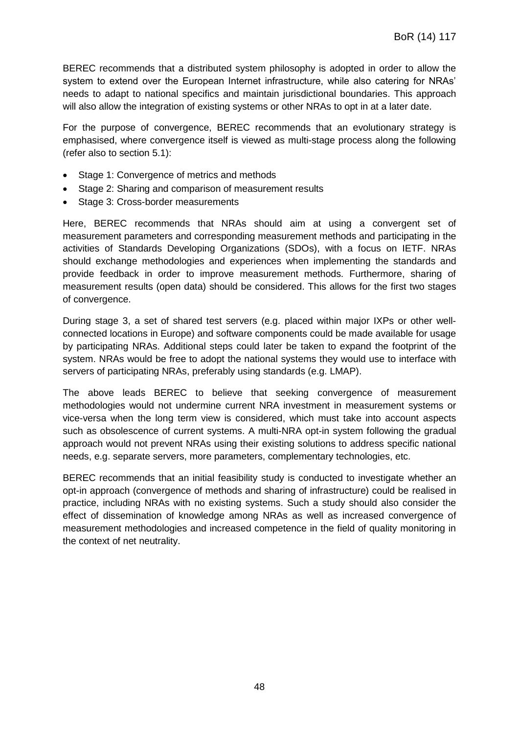BEREC recommends that a distributed system philosophy is adopted in order to allow the system to extend over the European Internet infrastructure, while also catering for NRAs' needs to adapt to national specifics and maintain jurisdictional boundaries. This approach will also allow the integration of existing systems or other NRAs to opt in at a later date.

For the purpose of convergence, BEREC recommends that an evolutionary strategy is emphasised, where convergence itself is viewed as multi-stage process along the following (refer also to section 5.1):

- Stage 1: Convergence of metrics and methods
- Stage 2: Sharing and comparison of measurement results
- Stage 3: Cross-border measurements

Here, BEREC recommends that NRAs should aim at using a convergent set of measurement parameters and corresponding measurement methods and participating in the activities of Standards Developing Organizations (SDOs), with a focus on IETF. NRAs should exchange methodologies and experiences when implementing the standards and provide feedback in order to improve measurement methods. Furthermore, sharing of measurement results (open data) should be considered. This allows for the first two stages of convergence.

During stage 3, a set of shared test servers (e.g. placed within major IXPs or other well-connected locations in Europe) and software components could be made available for usage by participating NRAs. Additional steps could later be taken to expand the footprint of the system. NRAs would be free to adopt the national systems they would use to interface with servers of participating NRAs, preferably using standards (e.g. LMAP).

The above leads BEREC to believe that seeking convergence of measurement methodologies would not undermine current NRA investment in measurement systems or vice-versa when the long term view is considered, which must take into account aspects such as obsolescence of current systems. A multi-NRA opt-in system following the gradual approach would not prevent NRAs using their existing solutions to address specific national needs, e.g. separate servers, more parameters, complementary technologies, etc.

BEREC recommends that an initial feasibility study is conducted to investigate whether an opt-in approach (convergence of methods and sharing of infrastructure) could be realised in practice, including NRAs with no existing systems. Such a study should also consider the effect of dissemination of knowledge among NRAs as well as increased convergence of measurement methodologies and increased competence in the field of quality monitoring in the context of net neutrality.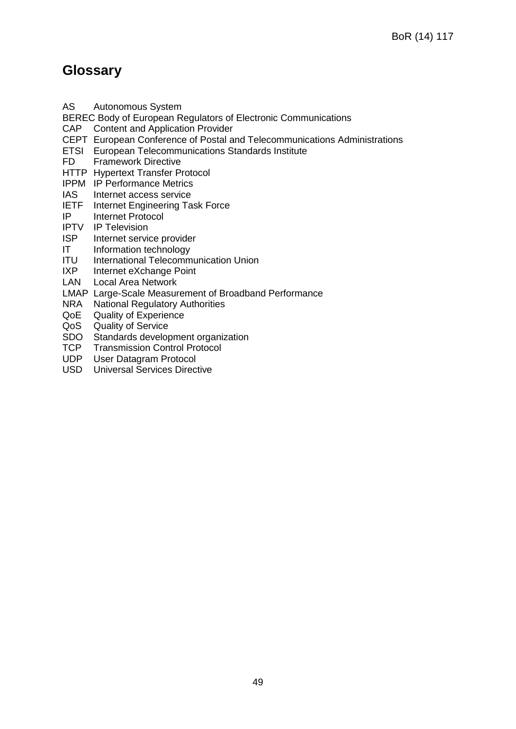# Glossary

AS Autonomous System
BEREC Body of European Regulators of Electronic Communications
CAP Content and Application Provider
CEPT European Conference of Postal and Telecommunications Administrations
ETSI European Telecommunications Standards Institute
FD Framework Directive
HTTP Hypertext Transfer Protocol
IPPM IP Performance Metrics
IAS Internet access service
IETF Internet Engineering Task Force
IP Internet Protocol
IPTV IP Television
ISP Internet service provider
IT Information technology
ITU International Telecommunication Union
IXP Internet eXchange Point
LAN Local Area Network
LMAP Large-Scale Measurement of Broadband Performance
NRA National Regulatory Authorities
QoE Quality of Experience
QoS Quality of Service
SDO Standards development organization
TCP Transmission Control Protocol
UDP User Datagram Protocol
USD Universal Services Directive